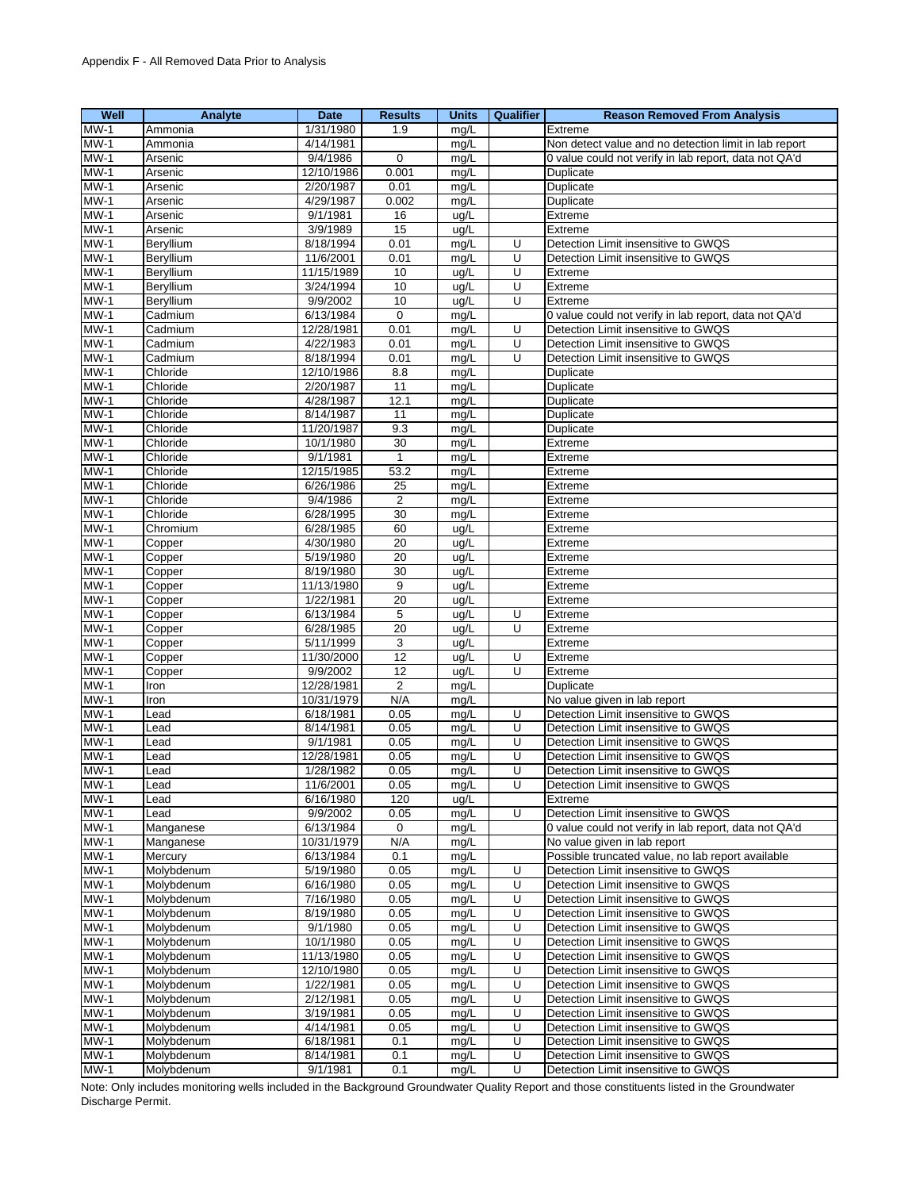Appendix F - All Removed Data Prior to Analysis

| Well | Analyte | Date | Results | Units | Qualifier | Reason Removed From Analysis |
|---|---|---|---|---|---|---|
| MW-1 | Ammonia | 1/31/1980 | 1.9 | mg/L | | Extreme |
| MW-1 | Ammonia | 4/14/1981 | | mg/L | | Non detect value and no detection limit in lab report |
| MW-1 | Arsenic | 9/4/1986 | 0 | mg/L | | 0 value could not verify in lab report, data not QA'd |
| MW-1 | Arsenic | 12/10/1986 | 0.001 | mg/L | | Duplicate |
| MW-1 | Arsenic | 2/20/1987 | 0.01 | mg/L | | Duplicate |
| MW-1 | Arsenic | 4/29/1987 | 0.002 | mg/L | | Duplicate |
| MW-1 | Arsenic | 9/1/1981 | 16 | ug/L | | Extreme |
| MW-1 | Arsenic | 3/9/1989 | 15 | ug/L | | Extreme |
| MW-1 | Beryllium | 8/18/1994 | 0.01 | mg/L | U | Detection Limit insensitive to GWQS |
| MW-1 | Beryllium | 11/6/2001 | 0.01 | mg/L | U | Detection Limit insensitive to GWQS |
| MW-1 | Beryllium | 11/15/1989 | 10 | ug/L | U | Extreme |
| MW-1 | Beryllium | 3/24/1994 | 10 | ug/L | U | Extreme |
| MW-1 | Beryllium | 9/9/2002 | 10 | ug/L | U | Extreme |
| MW-1 | Cadmium | 6/13/1984 | 0 | mg/L | | 0 value could not verify in lab report, data not QA'd |
| MW-1 | Cadmium | 12/28/1981 | 0.01 | mg/L | U | Detection Limit insensitive to GWQS |
| MW-1 | Cadmium | 4/22/1983 | 0.01 | mg/L | U | Detection Limit insensitive to GWQS |
| MW-1 | Cadmium | 8/18/1994 | 0.01 | mg/L | U | Detection Limit insensitive to GWQS |
| MW-1 | Chloride | 12/10/1986 | 8.8 | mg/L | | Duplicate |
| MW-1 | Chloride | 2/20/1987 | 11 | mg/L | | Duplicate |
| MW-1 | Chloride | 4/28/1987 | 12.1 | mg/L | | Duplicate |
| MW-1 | Chloride | 8/14/1987 | 11 | mg/L | | Duplicate |
| MW-1 | Chloride | 11/20/1987 | 9.3 | mg/L | | Duplicate |
| MW-1 | Chloride | 10/1/1980 | 30 | mg/L | | Extreme |
| MW-1 | Chloride | 9/1/1981 | 1 | mg/L | | Extreme |
| MW-1 | Chloride | 12/15/1985 | 53.2 | mg/L | | Extreme |
| MW-1 | Chloride | 6/26/1986 | 25 | mg/L | | Extreme |
| MW-1 | Chloride | 9/4/1986 | 2 | mg/L | | Extreme |
| MW-1 | Chloride | 6/28/1995 | 30 | mg/L | | Extreme |
| MW-1 | Chromium | 6/28/1985 | 60 | ug/L | | Extreme |
| MW-1 | Copper | 4/30/1980 | 20 | ug/L | | Extreme |
| MW-1 | Copper | 5/19/1980 | 20 | ug/L | | Extreme |
| MW-1 | Copper | 8/19/1980 | 30 | ug/L | | Extreme |
| MW-1 | Copper | 11/13/1980 | 9 | ug/L | | Extreme |
| MW-1 | Copper | 1/22/1981 | 20 | ug/L | | Extreme |
| MW-1 | Copper | 6/13/1984 | 5 | ug/L | U | Extreme |
| MW-1 | Copper | 6/28/1985 | 20 | ug/L | U | Extreme |
| MW-1 | Copper | 5/11/1999 | 3 | ug/L | | Extreme |
| MW-1 | Copper | 11/30/2000 | 12 | ug/L | U | Extreme |
| MW-1 | Copper | 9/9/2002 | 12 | ug/L | U | Extreme |
| MW-1 | Iron | 12/28/1981 | 2 | mg/L | | Duplicate |
| MW-1 | Iron | 10/31/1979 | N/A | mg/L | | No value given in lab report |
| MW-1 | Lead | 6/18/1981 | 0.05 | mg/L | U | Detection Limit insensitive to GWQS |
| MW-1 | Lead | 8/14/1981 | 0.05 | mg/L | U | Detection Limit insensitive to GWQS |
| MW-1 | Lead | 9/1/1981 | 0.05 | mg/L | U | Detection Limit insensitive to GWQS |
| MW-1 | Lead | 12/28/1981 | 0.05 | mg/L | U | Detection Limit insensitive to GWQS |
| MW-1 | Lead | 1/28/1982 | 0.05 | mg/L | U | Detection Limit insensitive to GWQS |
| MW-1 | Lead | 11/6/2001 | 0.05 | mg/L | U | Detection Limit insensitive to GWQS |
| MW-1 | Lead | 6/16/1980 | 120 | ug/L | | Extreme |
| MW-1 | Lead | 9/9/2002 | 0.05 | mg/L | U | Detection Limit insensitive to GWQS |
| MW-1 | Manganese | 6/13/1984 | 0 | mg/L | | 0 value could not verify in lab report, data not QA'd |
| MW-1 | Manganese | 10/31/1979 | N/A | mg/L | | No value given in lab report |
| MW-1 | Mercury | 6/13/1984 | 0.1 | mg/L | | Possible truncated value, no lab report available |
| MW-1 | Molybdenum | 5/19/1980 | 0.05 | mg/L | U | Detection Limit insensitive to GWQS |
| MW-1 | Molybdenum | 6/16/1980 | 0.05 | mg/L | U | Detection Limit insensitive to GWQS |
| MW-1 | Molybdenum | 7/16/1980 | 0.05 | mg/L | U | Detection Limit insensitive to GWQS |
| MW-1 | Molybdenum | 8/19/1980 | 0.05 | mg/L | U | Detection Limit insensitive to GWQS |
| MW-1 | Molybdenum | 9/1/1980 | 0.05 | mg/L | U | Detection Limit insensitive to GWQS |
| MW-1 | Molybdenum | 10/1/1980 | 0.05 | mg/L | U | Detection Limit insensitive to GWQS |
| MW-1 | Molybdenum | 11/13/1980 | 0.05 | mg/L | U | Detection Limit insensitive to GWQS |
| MW-1 | Molybdenum | 12/10/1980 | 0.05 | mg/L | U | Detection Limit insensitive to GWQS |
| MW-1 | Molybdenum | 1/22/1981 | 0.05 | mg/L | U | Detection Limit insensitive to GWQS |
| MW-1 | Molybdenum | 2/12/1981 | 0.05 | mg/L | U | Detection Limit insensitive to GWQS |
| MW-1 | Molybdenum | 3/19/1981 | 0.05 | mg/L | U | Detection Limit insensitive to GWQS |
| MW-1 | Molybdenum | 4/14/1981 | 0.05 | mg/L | U | Detection Limit insensitive to GWQS |
| MW-1 | Molybdenum | 6/18/1981 | 0.1 | mg/L | U | Detection Limit insensitive to GWQS |
| MW-1 | Molybdenum | 8/14/1981 | 0.1 | mg/L | U | Detection Limit insensitive to GWQS |
| MW-1 | Molybdenum | 9/1/1981 | 0.1 | mg/L | U | Detection Limit insensitive to GWQS |

Note: Only includes monitoring wells included in the Background Groundwater Quality Report and those constituents listed in the Groundwater Discharge Permit.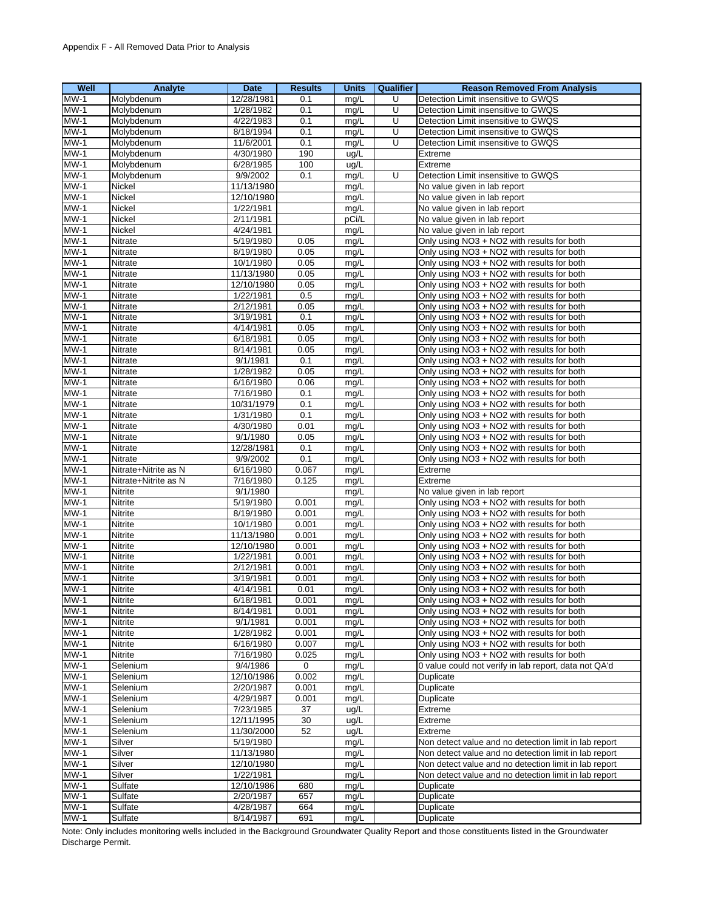Appendix F - All Removed Data Prior to Analysis

| Well | Analyte | Date | Results | Units | Qualifier | Reason Removed From Analysis |
|---|---|---|---|---|---|---|
| MW-1 | Molybdenum | 12/28/1981 | 0.1 | mg/L | U | Detection Limit insensitive to GWQS |
| MW-1 | Molybdenum | 1/28/1982 | 0.1 | mg/L | U | Detection Limit insensitive to GWQS |
| MW-1 | Molybdenum | 4/22/1983 | 0.1 | mg/L | U | Detection Limit insensitive to GWQS |
| MW-1 | Molybdenum | 8/18/1994 | 0.1 | mg/L | U | Detection Limit insensitive to GWQS |
| MW-1 | Molybdenum | 11/6/2001 | 0.1 | mg/L | U | Detection Limit insensitive to GWQS |
| MW-1 | Molybdenum | 4/30/1980 | 190 | ug/L | | Extreme |
| MW-1 | Molybdenum | 6/28/1985 | 100 | ug/L | | Extreme |
| MW-1 | Molybdenum | 9/9/2002 | 0.1 | mg/L | U | Detection Limit insensitive to GWQS |
| MW-1 | Nickel | 11/13/1980 | | mg/L | | No value given in lab report |
| MW-1 | Nickel | 12/10/1980 | | mg/L | | No value given in lab report |
| MW-1 | Nickel | 1/22/1981 | | mg/L | | No value given in lab report |
| MW-1 | Nickel | 2/11/1981 | | pCi/L | | No value given in lab report |
| MW-1 | Nickel | 4/24/1981 | | mg/L | | No value given in lab report |
| MW-1 | Nitrate | 5/19/1980 | 0.05 | mg/L | | Only using NO3 + NO2 with results for both |
| MW-1 | Nitrate | 8/19/1980 | 0.05 | mg/L | | Only using NO3 + NO2 with results for both |
| MW-1 | Nitrate | 10/1/1980 | 0.05 | mg/L | | Only using NO3 + NO2 with results for both |
| MW-1 | Nitrate | 11/13/1980 | 0.05 | mg/L | | Only using NO3 + NO2 with results for both |
| MW-1 | Nitrate | 12/10/1980 | 0.05 | mg/L | | Only using NO3 + NO2 with results for both |
| MW-1 | Nitrate | 1/22/1981 | 0.5 | mg/L | | Only using NO3 + NO2 with results for both |
| MW-1 | Nitrate | 2/12/1981 | 0.05 | mg/L | | Only using NO3 + NO2 with results for both |
| MW-1 | Nitrate | 3/19/1981 | 0.1 | mg/L | | Only using NO3 + NO2 with results for both |
| MW-1 | Nitrate | 4/14/1981 | 0.05 | mg/L | | Only using NO3 + NO2 with results for both |
| MW-1 | Nitrate | 6/18/1981 | 0.05 | mg/L | | Only using NO3 + NO2 with results for both |
| MW-1 | Nitrate | 8/14/1981 | 0.05 | mg/L | | Only using NO3 + NO2 with results for both |
| MW-1 | Nitrate | 9/1/1981 | 0.1 | mg/L | | Only using NO3 + NO2 with results for both |
| MW-1 | Nitrate | 1/28/1982 | 0.05 | mg/L | | Only using NO3 + NO2 with results for both |
| MW-1 | Nitrate | 6/16/1980 | 0.06 | mg/L | | Only using NO3 + NO2 with results for both |
| MW-1 | Nitrate | 7/16/1980 | 0.1 | mg/L | | Only using NO3 + NO2 with results for both |
| MW-1 | Nitrate | 10/31/1979 | 0.1 | mg/L | | Only using NO3 + NO2 with results for both |
| MW-1 | Nitrate | 1/31/1980 | 0.1 | mg/L | | Only using NO3 + NO2 with results for both |
| MW-1 | Nitrate | 4/30/1980 | 0.01 | mg/L | | Only using NO3 + NO2 with results for both |
| MW-1 | Nitrate | 9/1/1980 | 0.05 | mg/L | | Only using NO3 + NO2 with results for both |
| MW-1 | Nitrate | 12/28/1981 | 0.1 | mg/L | | Only using NO3 + NO2 with results for both |
| MW-1 | Nitrate | 9/9/2002 | 0.1 | mg/L | | Only using NO3 + NO2 with results for both |
| MW-1 | Nitrate+Nitrite as N | 6/16/1980 | 0.067 | mg/L | | Extreme |
| MW-1 | Nitrate+Nitrite as N | 7/16/1980 | 0.125 | mg/L | | Extreme |
| MW-1 | Nitrite | 9/1/1980 | | mg/L | | No value given in lab report |
| MW-1 | Nitrite | 5/19/1980 | 0.001 | mg/L | | Only using NO3 + NO2 with results for both |
| MW-1 | Nitrite | 8/19/1980 | 0.001 | mg/L | | Only using NO3 + NO2 with results for both |
| MW-1 | Nitrite | 10/1/1980 | 0.001 | mg/L | | Only using NO3 + NO2 with results for both |
| MW-1 | Nitrite | 11/13/1980 | 0.001 | mg/L | | Only using NO3 + NO2 with results for both |
| MW-1 | Nitrite | 12/10/1980 | 0.001 | mg/L | | Only using NO3 + NO2 with results for both |
| MW-1 | Nitrite | 1/22/1981 | 0.001 | mg/L | | Only using NO3 + NO2 with results for both |
| MW-1 | Nitrite | 2/12/1981 | 0.001 | mg/L | | Only using NO3 + NO2 with results for both |
| MW-1 | Nitrite | 3/19/1981 | 0.001 | mg/L | | Only using NO3 + NO2 with results for both |
| MW-1 | Nitrite | 4/14/1981 | 0.01 | mg/L | | Only using NO3 + NO2 with results for both |
| MW-1 | Nitrite | 6/18/1981 | 0.001 | mg/L | | Only using NO3 + NO2 with results for both |
| MW-1 | Nitrite | 8/14/1981 | 0.001 | mg/L | | Only using NO3 + NO2 with results for both |
| MW-1 | Nitrite | 9/1/1981 | 0.001 | mg/L | | Only using NO3 + NO2 with results for both |
| MW-1 | Nitrite | 1/28/1982 | 0.001 | mg/L | | Only using NO3 + NO2 with results for both |
| MW-1 | Nitrite | 6/16/1980 | 0.007 | mg/L | | Only using NO3 + NO2 with results for both |
| MW-1 | Nitrite | 7/16/1980 | 0.025 | mg/L | | Only using NO3 + NO2 with results for both |
| MW-1 | Selenium | 9/4/1986 | 0 | mg/L | | 0 value could not verify in lab report, data not QA'd |
| MW-1 | Selenium | 12/10/1986 | 0.002 | mg/L | | Duplicate |
| MW-1 | Selenium | 2/20/1987 | 0.001 | mg/L | | Duplicate |
| MW-1 | Selenium | 4/29/1987 | 0.001 | mg/L | | Duplicate |
| MW-1 | Selenium | 7/23/1985 | 37 | ug/L | | Extreme |
| MW-1 | Selenium | 12/11/1995 | 30 | ug/L | | Extreme |
| MW-1 | Selenium | 11/30/2000 | 52 | ug/L | | Extreme |
| MW-1 | Silver | 5/19/1980 | | mg/L | | Non detect value and no detection limit in lab report |
| MW-1 | Silver | 11/13/1980 | | mg/L | | Non detect value and no detection limit in lab report |
| MW-1 | Silver | 12/10/1980 | | mg/L | | Non detect value and no detection limit in lab report |
| MW-1 | Silver | 1/22/1981 | | mg/L | | Non detect value and no detection limit in lab report |
| MW-1 | Sulfate | 12/10/1986 | 680 | mg/L | | Duplicate |
| MW-1 | Sulfate | 2/20/1987 | 657 | mg/L | | Duplicate |
| MW-1 | Sulfate | 4/28/1987 | 664 | mg/L | | Duplicate |
| MW-1 | Sulfate | 8/14/1987 | 691 | mg/L | | Duplicate |

Note: Only includes monitoring wells included in the Background Groundwater Quality Report and those constituents listed in the Groundwater Discharge Permit.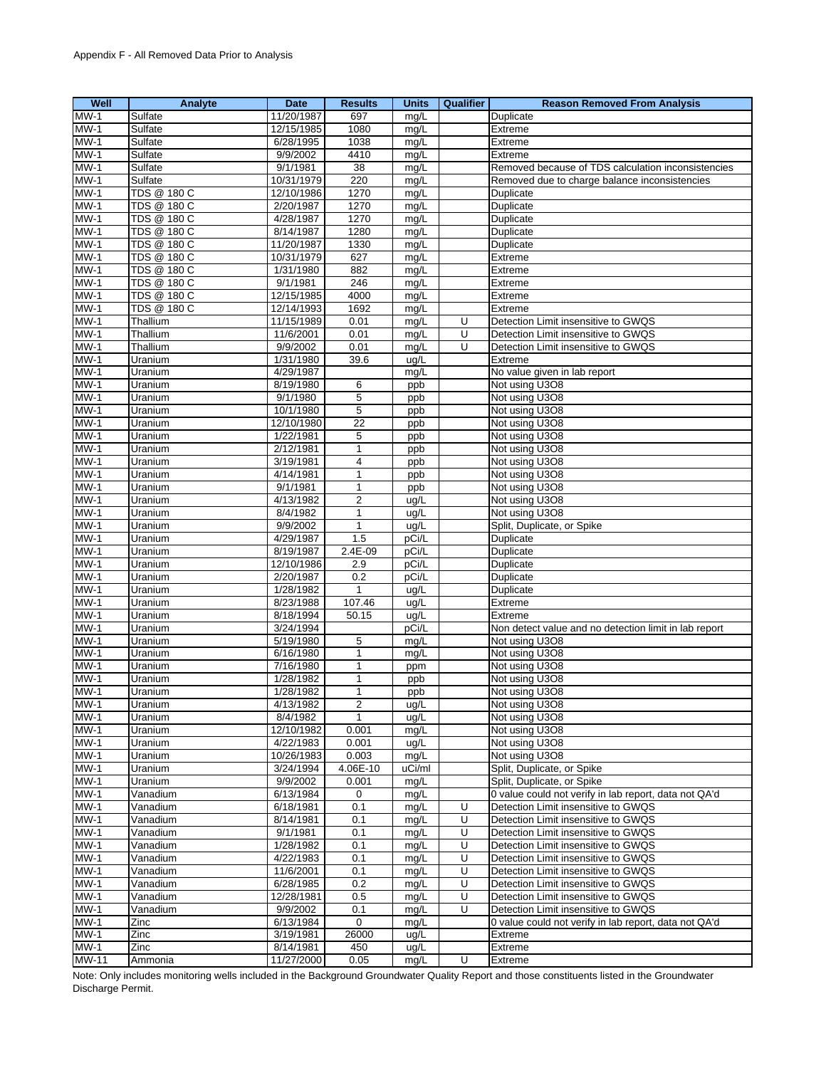Appendix F - All Removed Data Prior to Analysis

| Well | Analyte | Date | Results | Units | Qualifier | Reason Removed From Analysis |
|---|---|---|---|---|---|---|
| MW-1 | Sulfate | 11/20/1987 | 697 | mg/L | | Duplicate |
| MW-1 | Sulfate | 12/15/1985 | 1080 | mg/L | | Extreme |
| MW-1 | Sulfate | 6/28/1995 | 1038 | mg/L | | Extreme |
| MW-1 | Sulfate | 9/9/2002 | 4410 | mg/L | | Extreme |
| MW-1 | Sulfate | 9/1/1981 | 38 | mg/L | | Removed because of TDS calculation inconsistencies |
| MW-1 | Sulfate | 10/31/1979 | 220 | mg/L | | Removed due to charge balance inconsistencies |
| MW-1 | TDS @ 180 C | 12/10/1986 | 1270 | mg/L | | Duplicate |
| MW-1 | TDS @ 180 C | 2/20/1987 | 1270 | mg/L | | Duplicate |
| MW-1 | TDS @ 180 C | 4/28/1987 | 1270 | mg/L | | Duplicate |
| MW-1 | TDS @ 180 C | 8/14/1987 | 1280 | mg/L | | Duplicate |
| MW-1 | TDS @ 180 C | 11/20/1987 | 1330 | mg/L | | Duplicate |
| MW-1 | TDS @ 180 C | 10/31/1979 | 627 | mg/L | | Extreme |
| MW-1 | TDS @ 180 C | 1/31/1980 | 882 | mg/L | | Extreme |
| MW-1 | TDS @ 180 C | 9/1/1981 | 246 | mg/L | | Extreme |
| MW-1 | TDS @ 180 C | 12/15/1985 | 4000 | mg/L | | Extreme |
| MW-1 | TDS @ 180 C | 12/14/1993 | 1692 | mg/L | | Extreme |
| MW-1 | Thallium | 11/15/1989 | 0.01 | mg/L | U | Detection Limit insensitive to GWQS |
| MW-1 | Thallium | 11/6/2001 | 0.01 | mg/L | U | Detection Limit insensitive to GWQS |
| MW-1 | Thallium | 9/9/2002 | 0.01 | mg/L | U | Detection Limit insensitive to GWQS |
| MW-1 | Uranium | 1/31/1980 | 39.6 | ug/L | | Extreme |
| MW-1 | Uranium | 4/29/1987 | | mg/L | | No value given in lab report |
| MW-1 | Uranium | 8/19/1980 | 6 | ppb | | Not using U3O8 |
| MW-1 | Uranium | 9/1/1980 | 5 | ppb | | Not using U3O8 |
| MW-1 | Uranium | 10/1/1980 | 5 | ppb | | Not using U3O8 |
| MW-1 | Uranium | 12/10/1980 | 22 | ppb | | Not using U3O8 |
| MW-1 | Uranium | 1/22/1981 | 5 | ppb | | Not using U3O8 |
| MW-1 | Uranium | 2/12/1981 | 1 | ppb | | Not using U3O8 |
| MW-1 | Uranium | 3/19/1981 | 4 | ppb | | Not using U3O8 |
| MW-1 | Uranium | 4/14/1981 | 1 | ppb | | Not using U3O8 |
| MW-1 | Uranium | 9/1/1981 | 1 | ppb | | Not using U3O8 |
| MW-1 | Uranium | 4/13/1982 | 2 | ug/L | | Not using U3O8 |
| MW-1 | Uranium | 8/4/1982 | 1 | ug/L | | Not using U3O8 |
| MW-1 | Uranium | 9/9/2002 | 1 | ug/L | | Split, Duplicate, or Spike |
| MW-1 | Uranium | 4/29/1987 | 1.5 | pCi/L | | Duplicate |
| MW-1 | Uranium | 8/19/1987 | 2.4E-09 | pCi/L | | Duplicate |
| MW-1 | Uranium | 12/10/1986 | 2.9 | pCi/L | | Duplicate |
| MW-1 | Uranium | 2/20/1987 | 0.2 | pCi/L | | Duplicate |
| MW-1 | Uranium | 1/28/1982 | 1 | ug/L | | Duplicate |
| MW-1 | Uranium | 8/23/1988 | 107.46 | ug/L | | Extreme |
| MW-1 | Uranium | 8/18/1994 | 50.15 | ug/L | | Extreme |
| MW-1 | Uranium | 3/24/1994 | | pCi/L | | Non detect value and no detection limit in lab report |
| MW-1 | Uranium | 5/19/1980 | 5 | mg/L | | Not using U3O8 |
| MW-1 | Uranium | 6/16/1980 | 1 | mg/L | | Not using U3O8 |
| MW-1 | Uranium | 7/16/1980 | 1 | ppm | | Not using U3O8 |
| MW-1 | Uranium | 1/28/1982 | 1 | ppb | | Not using U3O8 |
| MW-1 | Uranium | 1/28/1982 | 1 | ppb | | Not using U3O8 |
| MW-1 | Uranium | 4/13/1982 | 2 | ug/L | | Not using U3O8 |
| MW-1 | Uranium | 8/4/1982 | 1 | ug/L | | Not using U3O8 |
| MW-1 | Uranium | 12/10/1982 | 0.001 | mg/L | | Not using U3O8 |
| MW-1 | Uranium | 4/22/1983 | 0.001 | ug/L | | Not using U3O8 |
| MW-1 | Uranium | 10/26/1983 | 0.003 | mg/L | | Not using U3O8 |
| MW-1 | Uranium | 3/24/1994 | 4.06E-10 | uCi/ml | | Split, Duplicate, or Spike |
| MW-1 | Uranium | 9/9/2002 | 0.001 | mg/L | | Split, Duplicate, or Spike |
| MW-1 | Vanadium | 6/13/1984 | 0 | mg/L | | 0 value could not verify in lab report, data not QA'd |
| MW-1 | Vanadium | 6/18/1981 | 0.1 | mg/L | U | Detection Limit insensitive to GWQS |
| MW-1 | Vanadium | 8/14/1981 | 0.1 | mg/L | U | Detection Limit insensitive to GWQS |
| MW-1 | Vanadium | 9/1/1981 | 0.1 | mg/L | U | Detection Limit insensitive to GWQS |
| MW-1 | Vanadium | 1/28/1982 | 0.1 | mg/L | U | Detection Limit insensitive to GWQS |
| MW-1 | Vanadium | 4/22/1983 | 0.1 | mg/L | U | Detection Limit insensitive to GWQS |
| MW-1 | Vanadium | 11/6/2001 | 0.1 | mg/L | U | Detection Limit insensitive to GWQS |
| MW-1 | Vanadium | 6/28/1985 | 0.2 | mg/L | U | Detection Limit insensitive to GWQS |
| MW-1 | Vanadium | 12/28/1981 | 0.5 | mg/L | U | Detection Limit insensitive to GWQS |
| MW-1 | Vanadium | 9/9/2002 | 0.1 | mg/L | U | Detection Limit insensitive to GWQS |
| MW-1 | Zinc | 6/13/1984 | 0 | mg/L | | 0 value could not verify in lab report, data not QA'd |
| MW-1 | Zinc | 3/19/1981 | 26000 | ug/L | | Extreme |
| MW-1 | Zinc | 8/14/1981 | 450 | ug/L | | Extreme |
| MW-11 | Ammonia | 11/27/2000 | 0.05 | mg/L | U | Extreme |

Note: Only includes monitoring wells included in the Background Groundwater Quality Report and those constituents listed in the Groundwater Discharge Permit.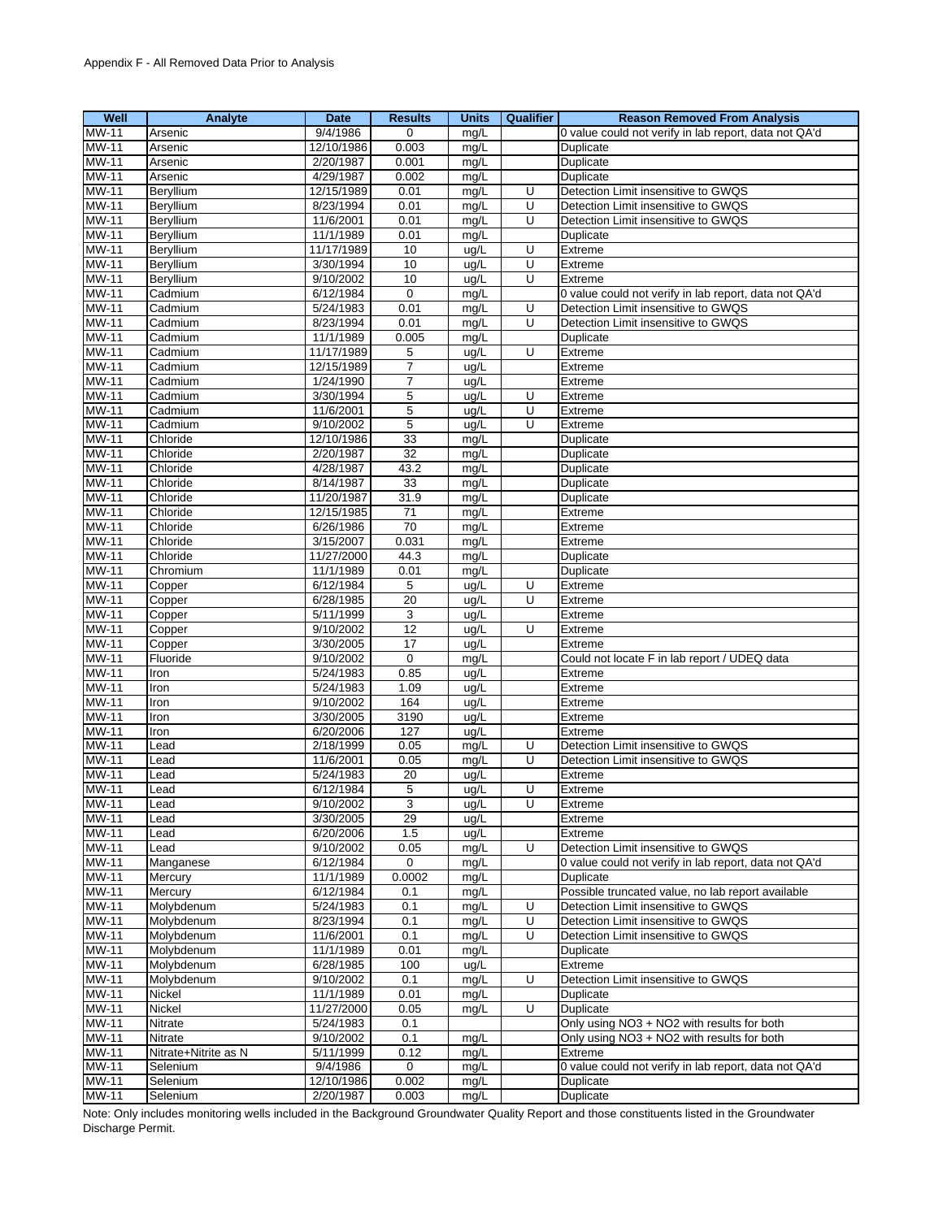Appendix F - All Removed Data Prior to Analysis

| Well | Analyte | Date | Results | Units | Qualifier | Reason Removed From Analysis |
|---|---|---|---|---|---|---|
| MW-11 | Arsenic | 9/4/1986 | 0 | mg/L | | 0 value could not verify in lab report, data not QA'd |
| MW-11 | Arsenic | 12/10/1986 | 0.003 | mg/L | | Duplicate |
| MW-11 | Arsenic | 2/20/1987 | 0.001 | mg/L | | Duplicate |
| MW-11 | Arsenic | 4/29/1987 | 0.002 | mg/L | | Duplicate |
| MW-11 | Beryllium | 12/15/1989 | 0.01 | mg/L | U | Detection Limit insensitive to GWQS |
| MW-11 | Beryllium | 8/23/1994 | 0.01 | mg/L | U | Detection Limit insensitive to GWQS |
| MW-11 | Beryllium | 11/6/2001 | 0.01 | mg/L | U | Detection Limit insensitive to GWQS |
| MW-11 | Beryllium | 11/1/1989 | 0.01 | mg/L | | Duplicate |
| MW-11 | Beryllium | 11/17/1989 | 10 | ug/L | U | Extreme |
| MW-11 | Beryllium | 3/30/1994 | 10 | ug/L | U | Extreme |
| MW-11 | Beryllium | 9/10/2002 | 10 | ug/L | U | Extreme |
| MW-11 | Cadmium | 6/12/1984 | 0 | mg/L | | 0 value could not verify in lab report, data not QA'd |
| MW-11 | Cadmium | 5/24/1983 | 0.01 | mg/L | U | Detection Limit insensitive to GWQS |
| MW-11 | Cadmium | 8/23/1994 | 0.01 | mg/L | U | Detection Limit insensitive to GWQS |
| MW-11 | Cadmium | 11/1/1989 | 0.005 | mg/L | | Duplicate |
| MW-11 | Cadmium | 11/17/1989 | 5 | ug/L | U | Extreme |
| MW-11 | Cadmium | 12/15/1989 | 7 | ug/L | | Extreme |
| MW-11 | Cadmium | 1/24/1990 | 7 | ug/L | | Extreme |
| MW-11 | Cadmium | 3/30/1994 | 5 | ug/L | U | Extreme |
| MW-11 | Cadmium | 11/6/2001 | 5 | ug/L | U | Extreme |
| MW-11 | Cadmium | 9/10/2002 | 5 | ug/L | U | Extreme |
| MW-11 | Chloride | 12/10/1986 | 33 | mg/L | | Duplicate |
| MW-11 | Chloride | 2/20/1987 | 32 | mg/L | | Duplicate |
| MW-11 | Chloride | 4/28/1987 | 43.2 | mg/L | | Duplicate |
| MW-11 | Chloride | 8/14/1987 | 33 | mg/L | | Duplicate |
| MW-11 | Chloride | 11/20/1987 | 31.9 | mg/L | | Duplicate |
| MW-11 | Chloride | 12/15/1985 | 71 | mg/L | | Extreme |
| MW-11 | Chloride | 6/26/1986 | 70 | mg/L | | Extreme |
| MW-11 | Chloride | 3/15/2007 | 0.031 | mg/L | | Extreme |
| MW-11 | Chloride | 11/27/2000 | 44.3 | mg/L | | Duplicate |
| MW-11 | Chromium | 11/1/1989 | 0.01 | mg/L | | Duplicate |
| MW-11 | Copper | 6/12/1984 | 5 | ug/L | U | Extreme |
| MW-11 | Copper | 6/28/1985 | 20 | ug/L | U | Extreme |
| MW-11 | Copper | 5/11/1999 | 3 | ug/L | | Extreme |
| MW-11 | Copper | 9/10/2002 | 12 | ug/L | U | Extreme |
| MW-11 | Copper | 3/30/2005 | 17 | ug/L | | Extreme |
| MW-11 | Fluoride | 9/10/2002 | 0 | mg/L | | Could not locate F in lab report / UDEQ data |
| MW-11 | Iron | 5/24/1983 | 0.85 | ug/L | | Extreme |
| MW-11 | Iron | 5/24/1983 | 1.09 | ug/L | | Extreme |
| MW-11 | Iron | 9/10/2002 | 164 | ug/L | | Extreme |
| MW-11 | Iron | 3/30/2005 | 3190 | ug/L | | Extreme |
| MW-11 | Iron | 6/20/2006 | 127 | ug/L | | Extreme |
| MW-11 | Lead | 2/18/1999 | 0.05 | mg/L | U | Detection Limit insensitive to GWQS |
| MW-11 | Lead | 11/6/2001 | 0.05 | mg/L | U | Detection Limit insensitive to GWQS |
| MW-11 | Lead | 5/24/1983 | 20 | ug/L | | Extreme |
| MW-11 | Lead | 6/12/1984 | 5 | ug/L | U | Extreme |
| MW-11 | Lead | 9/10/2002 | 3 | ug/L | U | Extreme |
| MW-11 | Lead | 3/30/2005 | 29 | ug/L | | Extreme |
| MW-11 | Lead | 6/20/2006 | 1.5 | ug/L | | Extreme |
| MW-11 | Lead | 9/10/2002 | 0.05 | mg/L | U | Detection Limit insensitive to GWQS |
| MW-11 | Manganese | 6/12/1984 | 0 | mg/L | | 0 value could not verify in lab report, data not QA'd |
| MW-11 | Mercury | 11/1/1989 | 0.0002 | mg/L | | Duplicate |
| MW-11 | Mercury | 6/12/1984 | 0.1 | mg/L | | Possible truncated value, no lab report available |
| MW-11 | Molybdenum | 5/24/1983 | 0.1 | mg/L | U | Detection Limit insensitive to GWQS |
| MW-11 | Molybdenum | 8/23/1994 | 0.1 | mg/L | U | Detection Limit insensitive to GWQS |
| MW-11 | Molybdenum | 11/6/2001 | 0.1 | mg/L | U | Detection Limit insensitive to GWQS |
| MW-11 | Molybdenum | 11/1/1989 | 0.01 | mg/L | | Duplicate |
| MW-11 | Molybdenum | 6/28/1985 | 100 | ug/L | | Extreme |
| MW-11 | Molybdenum | 9/10/2002 | 0.1 | mg/L | U | Detection Limit insensitive to GWQS |
| MW-11 | Nickel | 11/1/1989 | 0.01 | mg/L | | Duplicate |
| MW-11 | Nickel | 11/27/2000 | 0.05 | mg/L | U | Duplicate |
| MW-11 | Nitrate | 5/24/1983 | 0.1 | | | Only using NO3 + NO2 with results for both |
| MW-11 | Nitrate | 9/10/2002 | 0.1 | mg/L | | Only using NO3 + NO2 with results for both |
| MW-11 | Nitrate+Nitrite as N | 5/11/1999 | 0.12 | mg/L | | Extreme |
| MW-11 | Selenium | 9/4/1986 | 0 | mg/L | | 0 value could not verify in lab report, data not QA'd |
| MW-11 | Selenium | 12/10/1986 | 0.002 | mg/L | | Duplicate |
| MW-11 | Selenium | 2/20/1987 | 0.003 | mg/L | | Duplicate |

Note: Only includes monitoring wells included in the Background Groundwater Quality Report and those constituents listed in the Groundwater Discharge Permit.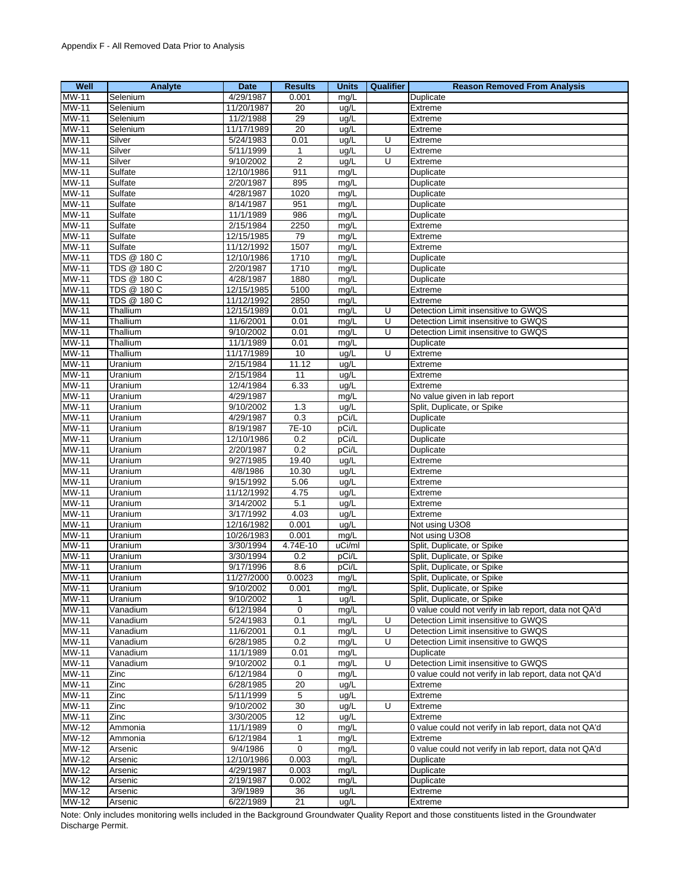Appendix F - All Removed Data Prior to Analysis

| Well | Analyte | Date | Results | Units | Qualifier | Reason Removed From Analysis |
|---|---|---|---|---|---|---|
| MW-11 | Selenium | 4/29/1987 | 0.001 | mg/L | | Duplicate |
| MW-11 | Selenium | 11/20/1987 | 20 | ug/L | | Extreme |
| MW-11 | Selenium | 11/2/1988 | 29 | ug/L | | Extreme |
| MW-11 | Selenium | 11/17/1989 | 20 | ug/L | | Extreme |
| MW-11 | Silver | 5/24/1983 | 0.01 | ug/L | U | Extreme |
| MW-11 | Silver | 5/11/1999 | 1 | ug/L | U | Extreme |
| MW-11 | Silver | 9/10/2002 | 2 | ug/L | U | Extreme |
| MW-11 | Sulfate | 12/10/1986 | 911 | mg/L | | Duplicate |
| MW-11 | Sulfate | 2/20/1987 | 895 | mg/L | | Duplicate |
| MW-11 | Sulfate | 4/28/1987 | 1020 | mg/L | | Duplicate |
| MW-11 | Sulfate | 8/14/1987 | 951 | mg/L | | Duplicate |
| MW-11 | Sulfate | 11/1/1989 | 986 | mg/L | | Duplicate |
| MW-11 | Sulfate | 2/15/1984 | 2250 | mg/L | | Extreme |
| MW-11 | Sulfate | 12/15/1985 | 79 | mg/L | | Extreme |
| MW-11 | Sulfate | 11/12/1992 | 1507 | mg/L | | Extreme |
| MW-11 | TDS @ 180 C | 12/10/1986 | 1710 | mg/L | | Duplicate |
| MW-11 | TDS @ 180 C | 2/20/1987 | 1710 | mg/L | | Duplicate |
| MW-11 | TDS @ 180 C | 4/28/1987 | 1880 | mg/L | | Duplicate |
| MW-11 | TDS @ 180 C | 12/15/1985 | 5100 | mg/L | | Extreme |
| MW-11 | TDS @ 180 C | 11/12/1992 | 2850 | mg/L | | Extreme |
| MW-11 | Thallium | 12/15/1989 | 0.01 | mg/L | U | Detection Limit insensitive to GWQS |
| MW-11 | Thallium | 11/6/2001 | 0.01 | mg/L | U | Detection Limit insensitive to GWQS |
| MW-11 | Thallium | 9/10/2002 | 0.01 | mg/L | U | Detection Limit insensitive to GWQS |
| MW-11 | Thallium | 11/1/1989 | 0.01 | mg/L | | Duplicate |
| MW-11 | Thallium | 11/17/1989 | 10 | ug/L | U | Extreme |
| MW-11 | Uranium | 2/15/1984 | 11.12 | ug/L | | Extreme |
| MW-11 | Uranium | 2/15/1984 | 11 | ug/L | | Extreme |
| MW-11 | Uranium | 12/4/1984 | 6.33 | ug/L | | Extreme |
| MW-11 | Uranium | 4/29/1987 | | mg/L | | No value given in lab report |
| MW-11 | Uranium | 9/10/2002 | 1.3 | ug/L | | Split, Duplicate, or Spike |
| MW-11 | Uranium | 4/29/1987 | 0.3 | pCi/L | | Duplicate |
| MW-11 | Uranium | 8/19/1987 | 7E-10 | pCi/L | | Duplicate |
| MW-11 | Uranium | 12/10/1986 | 0.2 | pCi/L | | Duplicate |
| MW-11 | Uranium | 2/20/1987 | 0.2 | pCi/L | | Duplicate |
| MW-11 | Uranium | 9/27/1985 | 19.40 | ug/L | | Extreme |
| MW-11 | Uranium | 4/8/1986 | 10.30 | ug/L | | Extreme |
| MW-11 | Uranium | 9/15/1992 | 5.06 | ug/L | | Extreme |
| MW-11 | Uranium | 11/12/1992 | 4.75 | ug/L | | Extreme |
| MW-11 | Uranium | 3/14/2002 | 5.1 | ug/L | | Extreme |
| MW-11 | Uranium | 3/17/1992 | 4.03 | ug/L | | Extreme |
| MW-11 | Uranium | 12/16/1982 | 0.001 | ug/L | | Not using U3O8 |
| MW-11 | Uranium | 10/26/1983 | 0.001 | mg/L | | Not using U3O8 |
| MW-11 | Uranium | 3/30/1994 | 4.74E-10 | uCi/ml | | Split, Duplicate, or Spike |
| MW-11 | Uranium | 3/30/1994 | 0.2 | pCi/L | | Split, Duplicate, or Spike |
| MW-11 | Uranium | 9/17/1996 | 8.6 | pCi/L | | Split, Duplicate, or Spike |
| MW-11 | Uranium | 11/27/2000 | 0.0023 | mg/L | | Split, Duplicate, or Spike |
| MW-11 | Uranium | 9/10/2002 | 0.001 | mg/L | | Split, Duplicate, or Spike |
| MW-11 | Uranium | 9/10/2002 | 1 | ug/L | | Split, Duplicate, or Spike |
| MW-11 | Vanadium | 6/12/1984 | 0 | mg/L | | 0 value could not verify in lab report, data not QA'd |
| MW-11 | Vanadium | 5/24/1983 | 0.1 | mg/L | U | Detection Limit insensitive to GWQS |
| MW-11 | Vanadium | 11/6/2001 | 0.1 | mg/L | U | Detection Limit insensitive to GWQS |
| MW-11 | Vanadium | 6/28/1985 | 0.2 | mg/L | U | Detection Limit insensitive to GWQS |
| MW-11 | Vanadium | 11/1/1989 | 0.01 | mg/L | | Duplicate |
| MW-11 | Vanadium | 9/10/2002 | 0.1 | mg/L | U | Detection Limit insensitive to GWQS |
| MW-11 | Zinc | 6/12/1984 | 0 | mg/L | | 0 value could not verify in lab report, data not QA'd |
| MW-11 | Zinc | 6/28/1985 | 20 | ug/L | | Extreme |
| MW-11 | Zinc | 5/11/1999 | 5 | ug/L | | Extreme |
| MW-11 | Zinc | 9/10/2002 | 30 | ug/L | U | Extreme |
| MW-11 | Zinc | 3/30/2005 | 12 | ug/L | | Extreme |
| MW-12 | Ammonia | 11/1/1989 | 0 | mg/L | | 0 value could not verify in lab report, data not QA'd |
| MW-12 | Ammonia | 6/12/1984 | 1 | mg/L | | Extreme |
| MW-12 | Arsenic | 9/4/1986 | 0 | mg/L | | 0 value could not verify in lab report, data not QA'd |
| MW-12 | Arsenic | 12/10/1986 | 0.003 | mg/L | | Duplicate |
| MW-12 | Arsenic | 4/29/1987 | 0.003 | mg/L | | Duplicate |
| MW-12 | Arsenic | 2/19/1987 | 0.002 | mg/L | | Duplicate |
| MW-12 | Arsenic | 3/9/1989 | 36 | ug/L | | Extreme |
| MW-12 | Arsenic | 6/22/1989 | 21 | ug/L | | Extreme |

Note: Only includes monitoring wells included in the Background Groundwater Quality Report and those constituents listed in the Groundwater Discharge Permit.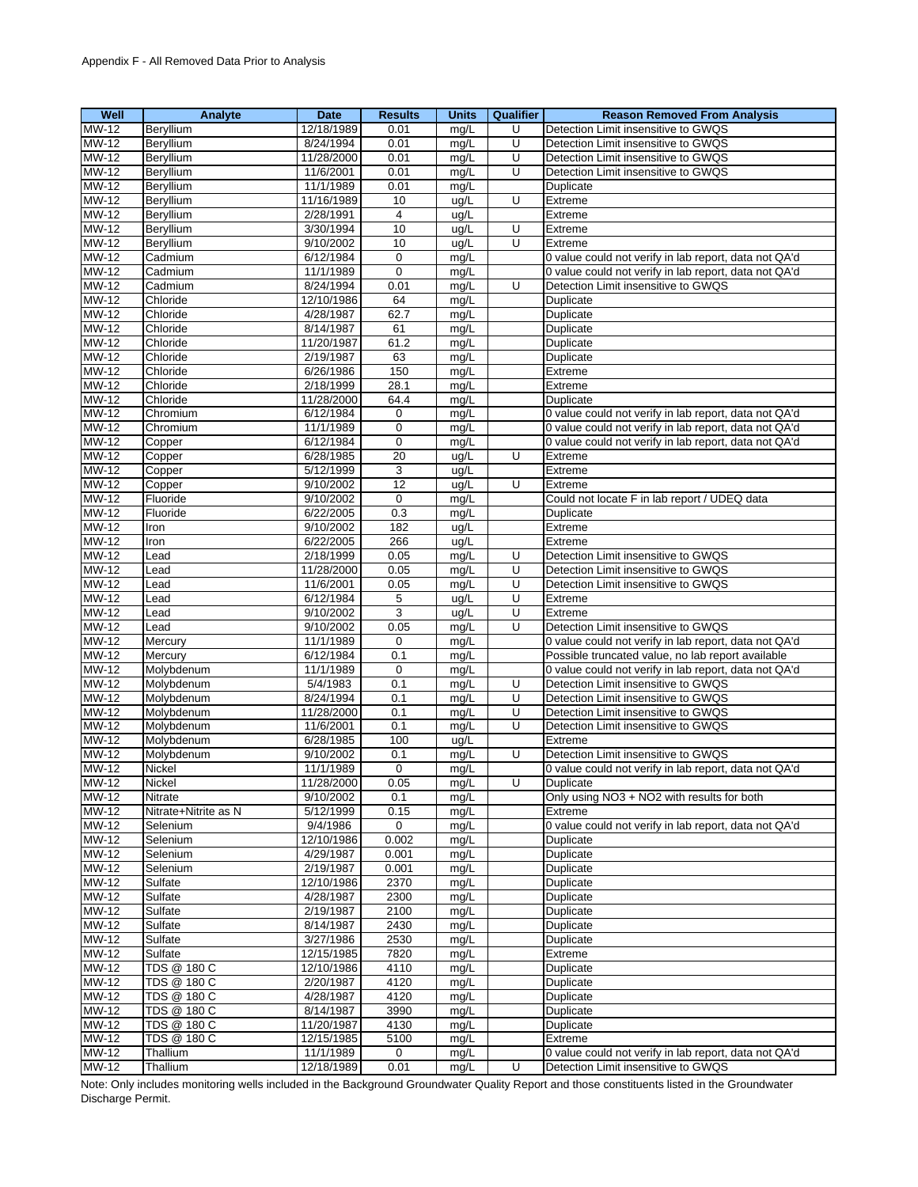Appendix F - All Removed Data Prior to Analysis

| Well | Analyte | Date | Results | Units | Qualifier | Reason Removed From Analysis |
|---|---|---|---|---|---|---|
| MW-12 | Beryllium | 12/18/1989 | 0.01 | mg/L | U | Detection Limit insensitive to GWQS |
| MW-12 | Beryllium | 8/24/1994 | 0.01 | mg/L | U | Detection Limit insensitive to GWQS |
| MW-12 | Beryllium | 11/28/2000 | 0.01 | mg/L | U | Detection Limit insensitive to GWQS |
| MW-12 | Beryllium | 11/6/2001 | 0.01 | mg/L | U | Detection Limit insensitive to GWQS |
| MW-12 | Beryllium | 11/1/1989 | 0.01 | mg/L | | Duplicate |
| MW-12 | Beryllium | 11/16/1989 | 10 | ug/L | U | Extreme |
| MW-12 | Beryllium | 2/28/1991 | 4 | ug/L | | Extreme |
| MW-12 | Beryllium | 3/30/1994 | 10 | ug/L | U | Extreme |
| MW-12 | Beryllium | 9/10/2002 | 10 | ug/L | U | Extreme |
| MW-12 | Cadmium | 6/12/1984 | 0 | mg/L | | 0 value could not verify in lab report, data not QA'd |
| MW-12 | Cadmium | 11/1/1989 | 0 | mg/L | | 0 value could not verify in lab report, data not QA'd |
| MW-12 | Cadmium | 8/24/1994 | 0.01 | mg/L | U | Detection Limit insensitive to GWQS |
| MW-12 | Chloride | 12/10/1986 | 64 | mg/L | | Duplicate |
| MW-12 | Chloride | 4/28/1987 | 62.7 | mg/L | | Duplicate |
| MW-12 | Chloride | 8/14/1987 | 61 | mg/L | | Duplicate |
| MW-12 | Chloride | 11/20/1987 | 61.2 | mg/L | | Duplicate |
| MW-12 | Chloride | 2/19/1987 | 63 | mg/L | | Duplicate |
| MW-12 | Chloride | 6/26/1986 | 150 | mg/L | | Extreme |
| MW-12 | Chloride | 2/18/1999 | 28.1 | mg/L | | Extreme |
| MW-12 | Chloride | 11/28/2000 | 64.4 | mg/L | | Duplicate |
| MW-12 | Chromium | 6/12/1984 | 0 | mg/L | | 0 value could not verify in lab report, data not QA'd |
| MW-12 | Chromium | 11/1/1989 | 0 | mg/L | | 0 value could not verify in lab report, data not QA'd |
| MW-12 | Copper | 6/12/1984 | 0 | mg/L | | 0 value could not verify in lab report, data not QA'd |
| MW-12 | Copper | 6/28/1985 | 20 | ug/L | U | Extreme |
| MW-12 | Copper | 5/12/1999 | 3 | ug/L | | Extreme |
| MW-12 | Copper | 9/10/2002 | 12 | ug/L | U | Extreme |
| MW-12 | Fluoride | 9/10/2002 | 0 | mg/L | | Could not locate F in lab report / UDEQ data |
| MW-12 | Fluoride | 6/22/2005 | 0.3 | mg/L | | Duplicate |
| MW-12 | Iron | 9/10/2002 | 182 | ug/L | | Extreme |
| MW-12 | Iron | 6/22/2005 | 266 | ug/L | | Extreme |
| MW-12 | Lead | 2/18/1999 | 0.05 | mg/L | U | Detection Limit insensitive to GWQS |
| MW-12 | Lead | 11/28/2000 | 0.05 | mg/L | U | Detection Limit insensitive to GWQS |
| MW-12 | Lead | 11/6/2001 | 0.05 | mg/L | U | Detection Limit insensitive to GWQS |
| MW-12 | Lead | 6/12/1984 | 5 | ug/L | U | Extreme |
| MW-12 | Lead | 9/10/2002 | 3 | ug/L | U | Extreme |
| MW-12 | Lead | 9/10/2002 | 0.05 | mg/L | U | Detection Limit insensitive to GWQS |
| MW-12 | Mercury | 11/1/1989 | 0 | mg/L | | 0 value could not verify in lab report, data not QA'd |
| MW-12 | Mercury | 6/12/1984 | 0.1 | mg/L | | Possible truncated value, no lab report available |
| MW-12 | Molybdenum | 11/1/1989 | 0 | mg/L | | 0 value could not verify in lab report, data not QA'd |
| MW-12 | Molybdenum | 5/4/1983 | 0.1 | mg/L | U | Detection Limit insensitive to GWQS |
| MW-12 | Molybdenum | 8/24/1994 | 0.1 | mg/L | U | Detection Limit insensitive to GWQS |
| MW-12 | Molybdenum | 11/28/2000 | 0.1 | mg/L | U | Detection Limit insensitive to GWQS |
| MW-12 | Molybdenum | 11/6/2001 | 0.1 | mg/L | U | Detection Limit insensitive to GWQS |
| MW-12 | Molybdenum | 6/28/1985 | 100 | ug/L | | Extreme |
| MW-12 | Molybdenum | 9/10/2002 | 0.1 | mg/L | U | Detection Limit insensitive to GWQS |
| MW-12 | Nickel | 11/1/1989 | 0 | mg/L | | 0 value could not verify in lab report, data not QA'd |
| MW-12 | Nickel | 11/28/2000 | 0.05 | mg/L | U | Duplicate |
| MW-12 | Nitrate | 9/10/2002 | 0.1 | mg/L | | Only using NO3 + NO2 with results for both |
| MW-12 | Nitrate+Nitrite as N | 5/12/1999 | 0.15 | mg/L | | Extreme |
| MW-12 | Selenium | 9/4/1986 | 0 | mg/L | | 0 value could not verify in lab report, data not QA'd |
| MW-12 | Selenium | 12/10/1986 | 0.002 | mg/L | | Duplicate |
| MW-12 | Selenium | 4/29/1987 | 0.001 | mg/L | | Duplicate |
| MW-12 | Selenium | 2/19/1987 | 0.001 | mg/L | | Duplicate |
| MW-12 | Sulfate | 12/10/1986 | 2370 | mg/L | | Duplicate |
| MW-12 | Sulfate | 4/28/1987 | 2300 | mg/L | | Duplicate |
| MW-12 | Sulfate | 2/19/1987 | 2100 | mg/L | | Duplicate |
| MW-12 | Sulfate | 8/14/1987 | 2430 | mg/L | | Duplicate |
| MW-12 | Sulfate | 3/27/1986 | 2530 | mg/L | | Duplicate |
| MW-12 | Sulfate | 12/15/1985 | 7820 | mg/L | | Extreme |
| MW-12 | TDS @ 180 C | 12/10/1986 | 4110 | mg/L | | Duplicate |
| MW-12 | TDS @ 180 C | 2/20/1987 | 4120 | mg/L | | Duplicate |
| MW-12 | TDS @ 180 C | 4/28/1987 | 4120 | mg/L | | Duplicate |
| MW-12 | TDS @ 180 C | 8/14/1987 | 3990 | mg/L | | Duplicate |
| MW-12 | TDS @ 180 C | 11/20/1987 | 4130 | mg/L | | Duplicate |
| MW-12 | TDS @ 180 C | 12/15/1985 | 5100 | mg/L | | Extreme |
| MW-12 | Thallium | 11/1/1989 | 0 | mg/L | | 0 value could not verify in lab report, data not QA'd |
| MW-12 | Thallium | 12/18/1989 | 0.01 | mg/L | U | Detection Limit insensitive to GWQS |

Note: Only includes monitoring wells included in the Background Groundwater Quality Report and those constituents listed in the Groundwater Discharge Permit.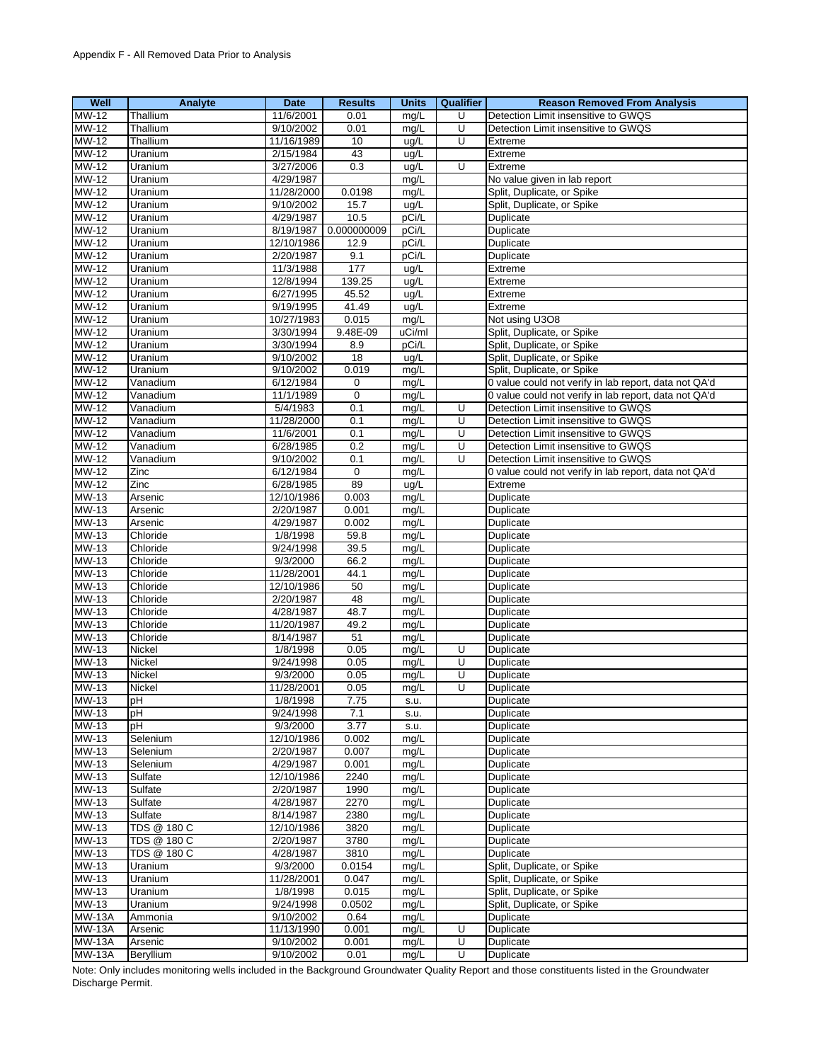Appendix F - All Removed Data Prior to Analysis

| Well | Analyte | Date | Results | Units | Qualifier | Reason Removed From Analysis |
|---|---|---|---|---|---|---|
| MW-12 | Thallium | 11/6/2001 | 0.01 | mg/L | U | Detection Limit insensitive to GWQS |
| MW-12 | Thallium | 9/10/2002 | 0.01 | mg/L | U | Detection Limit insensitive to GWQS |
| MW-12 | Thallium | 11/16/1989 | 10 | ug/L | U | Extreme |
| MW-12 | Uranium | 2/15/1984 | 43 | ug/L | | Extreme |
| MW-12 | Uranium | 3/27/2006 | 0.3 | ug/L | U | Extreme |
| MW-12 | Uranium | 4/29/1987 | | mg/L | | No value given in lab report |
| MW-12 | Uranium | 11/28/2000 | 0.0198 | mg/L | | Split, Duplicate, or Spike |
| MW-12 | Uranium | 9/10/2002 | 15.7 | ug/L | | Split, Duplicate, or Spike |
| MW-12 | Uranium | 4/29/1987 | 10.5 | pCi/L | | Duplicate |
| MW-12 | Uranium | 8/19/1987 | 0.000000009 | pCi/L | | Duplicate |
| MW-12 | Uranium | 12/10/1986 | 12.9 | pCi/L | | Duplicate |
| MW-12 | Uranium | 2/20/1987 | 9.1 | pCi/L | | Duplicate |
| MW-12 | Uranium | 11/3/1988 | 177 | ug/L | | Extreme |
| MW-12 | Uranium | 12/8/1994 | 139.25 | ug/L | | Extreme |
| MW-12 | Uranium | 6/27/1995 | 45.52 | ug/L | | Extreme |
| MW-12 | Uranium | 9/19/1995 | 41.49 | ug/L | | Extreme |
| MW-12 | Uranium | 10/27/1983 | 0.015 | mg/L | | Not using U3O8 |
| MW-12 | Uranium | 3/30/1994 | 9.48E-09 | uCi/ml | | Split, Duplicate, or Spike |
| MW-12 | Uranium | 3/30/1994 | 8.9 | pCi/L | | Split, Duplicate, or Spike |
| MW-12 | Uranium | 9/10/2002 | 18 | ug/L | | Split, Duplicate, or Spike |
| MW-12 | Uranium | 9/10/2002 | 0.019 | mg/L | | Split, Duplicate, or Spike |
| MW-12 | Vanadium | 6/12/1984 | 0 | mg/L | | 0 value could not verify in lab report, data not QA'd |
| MW-12 | Vanadium | 11/1/1989 | 0 | mg/L | | 0 value could not verify in lab report, data not QA'd |
| MW-12 | Vanadium | 5/4/1983 | 0.1 | mg/L | U | Detection Limit insensitive to GWQS |
| MW-12 | Vanadium | 11/28/2000 | 0.1 | mg/L | U | Detection Limit insensitive to GWQS |
| MW-12 | Vanadium | 11/6/2001 | 0.1 | mg/L | U | Detection Limit insensitive to GWQS |
| MW-12 | Vanadium | 6/28/1985 | 0.2 | mg/L | U | Detection Limit insensitive to GWQS |
| MW-12 | Vanadium | 9/10/2002 | 0.1 | mg/L | U | Detection Limit insensitive to GWQS |
| MW-12 | Zinc | 6/12/1984 | 0 | mg/L | | 0 value could not verify in lab report, data not QA'd |
| MW-12 | Zinc | 6/28/1985 | 89 | ug/L | | Extreme |
| MW-13 | Arsenic | 12/10/1986 | 0.003 | mg/L | | Duplicate |
| MW-13 | Arsenic | 2/20/1987 | 0.001 | mg/L | | Duplicate |
| MW-13 | Arsenic | 4/29/1987 | 0.002 | mg/L | | Duplicate |
| MW-13 | Chloride | 1/8/1998 | 59.8 | mg/L | | Duplicate |
| MW-13 | Chloride | 9/24/1998 | 39.5 | mg/L | | Duplicate |
| MW-13 | Chloride | 9/3/2000 | 66.2 | mg/L | | Duplicate |
| MW-13 | Chloride | 11/28/2001 | 44.1 | mg/L | | Duplicate |
| MW-13 | Chloride | 12/10/1986 | 50 | mg/L | | Duplicate |
| MW-13 | Chloride | 2/20/1987 | 48 | mg/L | | Duplicate |
| MW-13 | Chloride | 4/28/1987 | 48.7 | mg/L | | Duplicate |
| MW-13 | Chloride | 11/20/1987 | 49.2 | mg/L | | Duplicate |
| MW-13 | Chloride | 8/14/1987 | 51 | mg/L | | Duplicate |
| MW-13 | Nickel | 1/8/1998 | 0.05 | mg/L | U | Duplicate |
| MW-13 | Nickel | 9/24/1998 | 0.05 | mg/L | U | Duplicate |
| MW-13 | Nickel | 9/3/2000 | 0.05 | mg/L | U | Duplicate |
| MW-13 | Nickel | 11/28/2001 | 0.05 | mg/L | U | Duplicate |
| MW-13 | pH | 1/8/1998 | 7.75 | s.u. | | Duplicate |
| MW-13 | pH | 9/24/1998 | 7.1 | s.u. | | Duplicate |
| MW-13 | pH | 9/3/2000 | 3.77 | s.u. | | Duplicate |
| MW-13 | Selenium | 12/10/1986 | 0.002 | mg/L | | Duplicate |
| MW-13 | Selenium | 2/20/1987 | 0.007 | mg/L | | Duplicate |
| MW-13 | Selenium | 4/29/1987 | 0.001 | mg/L | | Duplicate |
| MW-13 | Sulfate | 12/10/1986 | 2240 | mg/L | | Duplicate |
| MW-13 | Sulfate | 2/20/1987 | 1990 | mg/L | | Duplicate |
| MW-13 | Sulfate | 4/28/1987 | 2270 | mg/L | | Duplicate |
| MW-13 | Sulfate | 8/14/1987 | 2380 | mg/L | | Duplicate |
| MW-13 | TDS @ 180 C | 12/10/1986 | 3820 | mg/L | | Duplicate |
| MW-13 | TDS @ 180 C | 2/20/1987 | 3780 | mg/L | | Duplicate |
| MW-13 | TDS @ 180 C | 4/28/1987 | 3810 | mg/L | | Duplicate |
| MW-13 | Uranium | 9/3/2000 | 0.0154 | mg/L | | Split, Duplicate, or Spike |
| MW-13 | Uranium | 11/28/2001 | 0.047 | mg/L | | Split, Duplicate, or Spike |
| MW-13 | Uranium | 1/8/1998 | 0.015 | mg/L | | Split, Duplicate, or Spike |
| MW-13 | Uranium | 9/24/1998 | 0.0502 | mg/L | | Split, Duplicate, or Spike |
| MW-13A | Ammonia | 9/10/2002 | 0.64 | mg/L | | Duplicate |
| MW-13A | Arsenic | 11/13/1990 | 0.001 | mg/L | U | Duplicate |
| MW-13A | Arsenic | 9/10/2002 | 0.001 | mg/L | U | Duplicate |
| MW-13A | Beryllium | 9/10/2002 | 0.01 | mg/L | U | Duplicate |

Note: Only includes monitoring wells included in the Background Groundwater Quality Report and those constituents listed in the Groundwater Discharge Permit.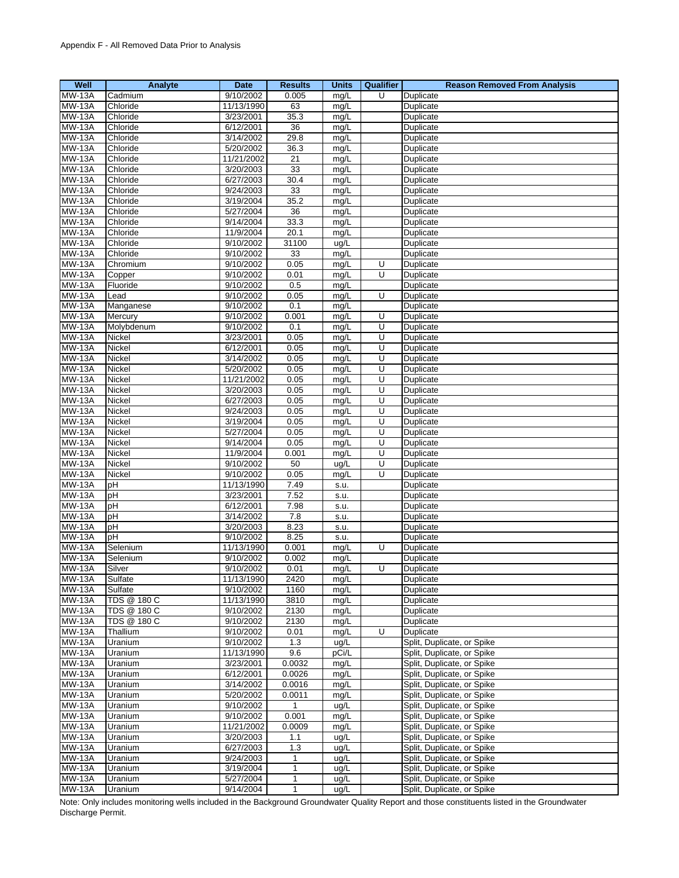Appendix F - All Removed Data Prior to Analysis

| Well | Analyte | Date | Results | Units | Qualifier | Reason Removed From Analysis |
|---|---|---|---|---|---|---|
| MW-13A | Cadmium | 9/10/2002 | 0.005 | mg/L | U | Duplicate |
| MW-13A | Chloride | 11/13/1990 | 63 | mg/L | | Duplicate |
| MW-13A | Chloride | 3/23/2001 | 35.3 | mg/L | | Duplicate |
| MW-13A | Chloride | 6/12/2001 | 36 | mg/L | | Duplicate |
| MW-13A | Chloride | 3/14/2002 | 29.8 | mg/L | | Duplicate |
| MW-13A | Chloride | 5/20/2002 | 36.3 | mg/L | | Duplicate |
| MW-13A | Chloride | 11/21/2002 | 21 | mg/L | | Duplicate |
| MW-13A | Chloride | 3/20/2003 | 33 | mg/L | | Duplicate |
| MW-13A | Chloride | 6/27/2003 | 30.4 | mg/L | | Duplicate |
| MW-13A | Chloride | 9/24/2003 | 33 | mg/L | | Duplicate |
| MW-13A | Chloride | 3/19/2004 | 35.2 | mg/L | | Duplicate |
| MW-13A | Chloride | 5/27/2004 | 36 | mg/L | | Duplicate |
| MW-13A | Chloride | 9/14/2004 | 33.3 | mg/L | | Duplicate |
| MW-13A | Chloride | 11/9/2004 | 20.1 | mg/L | | Duplicate |
| MW-13A | Chloride | 9/10/2002 | 31100 | ug/L | | Duplicate |
| MW-13A | Chloride | 9/10/2002 | 33 | mg/L | | Duplicate |
| MW-13A | Chromium | 9/10/2002 | 0.05 | mg/L | U | Duplicate |
| MW-13A | Copper | 9/10/2002 | 0.01 | mg/L | U | Duplicate |
| MW-13A | Fluoride | 9/10/2002 | 0.5 | mg/L | | Duplicate |
| MW-13A | Lead | 9/10/2002 | 0.05 | mg/L | U | Duplicate |
| MW-13A | Manganese | 9/10/2002 | 0.1 | mg/L | | Duplicate |
| MW-13A | Mercury | 9/10/2002 | 0.001 | mg/L | U | Duplicate |
| MW-13A | Molybdenum | 9/10/2002 | 0.1 | mg/L | U | Duplicate |
| MW-13A | Nickel | 3/23/2001 | 0.05 | mg/L | U | Duplicate |
| MW-13A | Nickel | 6/12/2001 | 0.05 | mg/L | U | Duplicate |
| MW-13A | Nickel | 3/14/2002 | 0.05 | mg/L | U | Duplicate |
| MW-13A | Nickel | 5/20/2002 | 0.05 | mg/L | U | Duplicate |
| MW-13A | Nickel | 11/21/2002 | 0.05 | mg/L | U | Duplicate |
| MW-13A | Nickel | 3/20/2003 | 0.05 | mg/L | U | Duplicate |
| MW-13A | Nickel | 6/27/2003 | 0.05 | mg/L | U | Duplicate |
| MW-13A | Nickel | 9/24/2003 | 0.05 | mg/L | U | Duplicate |
| MW-13A | Nickel | 3/19/2004 | 0.05 | mg/L | U | Duplicate |
| MW-13A | Nickel | 5/27/2004 | 0.05 | mg/L | U | Duplicate |
| MW-13A | Nickel | 9/14/2004 | 0.05 | mg/L | U | Duplicate |
| MW-13A | Nickel | 11/9/2004 | 0.001 | mg/L | U | Duplicate |
| MW-13A | Nickel | 9/10/2002 | 50 | ug/L | U | Duplicate |
| MW-13A | Nickel | 9/10/2002 | 0.05 | mg/L | U | Duplicate |
| MW-13A | pH | 11/13/1990 | 7.49 | s.u. | | Duplicate |
| MW-13A | pH | 3/23/2001 | 7.52 | s.u. | | Duplicate |
| MW-13A | pH | 6/12/2001 | 7.98 | s.u. | | Duplicate |
| MW-13A | pH | 3/14/2002 | 7.8 | s.u. | | Duplicate |
| MW-13A | pH | 3/20/2003 | 8.23 | s.u. | | Duplicate |
| MW-13A | pH | 9/10/2002 | 8.25 | s.u. | | Duplicate |
| MW-13A | Selenium | 11/13/1990 | 0.001 | mg/L | U | Duplicate |
| MW-13A | Selenium | 9/10/2002 | 0.002 | mg/L | | Duplicate |
| MW-13A | Silver | 9/10/2002 | 0.01 | mg/L | U | Duplicate |
| MW-13A | Sulfate | 11/13/1990 | 2420 | mg/L | | Duplicate |
| MW-13A | Sulfate | 9/10/2002 | 1160 | mg/L | | Duplicate |
| MW-13A | TDS @ 180 C | 11/13/1990 | 3810 | mg/L | | Duplicate |
| MW-13A | TDS @ 180 C | 9/10/2002 | 2130 | mg/L | | Duplicate |
| MW-13A | TDS @ 180 C | 9/10/2002 | 2130 | mg/L | | Duplicate |
| MW-13A | Thallium | 9/10/2002 | 0.01 | mg/L | U | Duplicate |
| MW-13A | Uranium | 9/10/2002 | 1.3 | ug/L | | Split, Duplicate, or Spike |
| MW-13A | Uranium | 11/13/1990 | 9.6 | pCi/L | | Split, Duplicate, or Spike |
| MW-13A | Uranium | 3/23/2001 | 0.0032 | mg/L | | Split, Duplicate, or Spike |
| MW-13A | Uranium | 6/12/2001 | 0.0026 | mg/L | | Split, Duplicate, or Spike |
| MW-13A | Uranium | 3/14/2002 | 0.0016 | mg/L | | Split, Duplicate, or Spike |
| MW-13A | Uranium | 5/20/2002 | 0.0011 | mg/L | | Split, Duplicate, or Spike |
| MW-13A | Uranium | 9/10/2002 | 1 | ug/L | | Split, Duplicate, or Spike |
| MW-13A | Uranium | 9/10/2002 | 0.001 | mg/L | | Split, Duplicate, or Spike |
| MW-13A | Uranium | 11/21/2002 | 0.0009 | mg/L | | Split, Duplicate, or Spike |
| MW-13A | Uranium | 3/20/2003 | 1.1 | ug/L | | Split, Duplicate, or Spike |
| MW-13A | Uranium | 6/27/2003 | 1.3 | ug/L | | Split, Duplicate, or Spike |
| MW-13A | Uranium | 9/24/2003 | 1 | ug/L | | Split, Duplicate, or Spike |
| MW-13A | Uranium | 3/19/2004 | 1 | ug/L | | Split, Duplicate, or Spike |
| MW-13A | Uranium | 5/27/2004 | 1 | ug/L | | Split, Duplicate, or Spike |
| MW-13A | Uranium | 9/14/2004 | 1 | ug/L | | Split, Duplicate, or Spike |

Note: Only includes monitoring wells included in the Background Groundwater Quality Report and those constituents listed in the Groundwater Discharge Permit.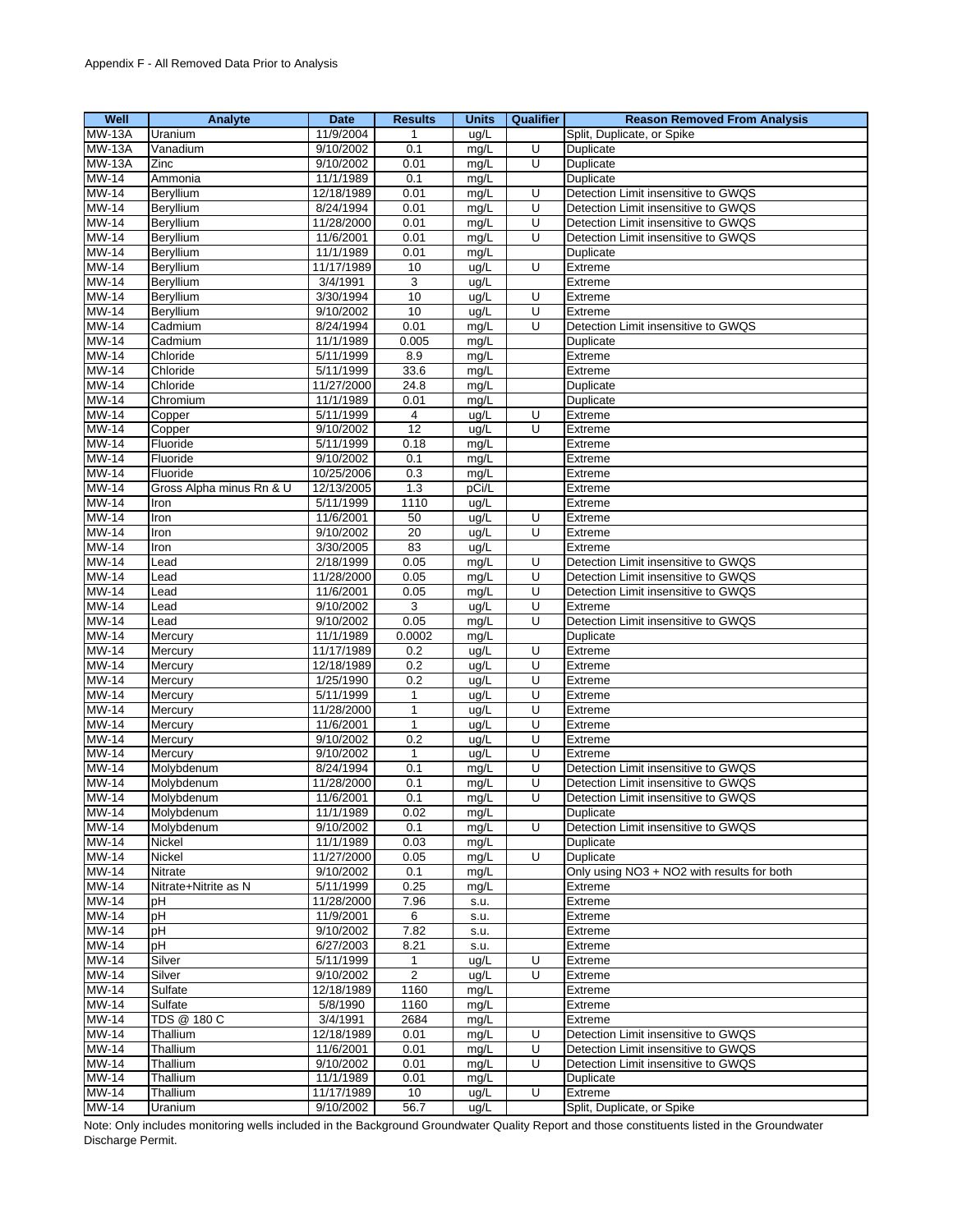Appendix F - All Removed Data Prior to Analysis

| Well | Analyte | Date | Results | Units | Qualifier | Reason Removed From Analysis |
|---|---|---|---|---|---|---|
| MW-13A | Uranium | 11/9/2004 | 1 | ug/L | | Split, Duplicate, or Spike |
| MW-13A | Vanadium | 9/10/2002 | 0.1 | mg/L | U | Duplicate |
| MW-13A | Zinc | 9/10/2002 | 0.01 | mg/L | U | Duplicate |
| MW-14 | Ammonia | 11/1/1989 | 0.1 | mg/L | | Duplicate |
| MW-14 | Beryllium | 12/18/1989 | 0.01 | mg/L | U | Detection Limit insensitive to GWQS |
| MW-14 | Beryllium | 8/24/1994 | 0.01 | mg/L | U | Detection Limit insensitive to GWQS |
| MW-14 | Beryllium | 11/28/2000 | 0.01 | mg/L | U | Detection Limit insensitive to GWQS |
| MW-14 | Beryllium | 11/6/2001 | 0.01 | mg/L | U | Detection Limit insensitive to GWQS |
| MW-14 | Beryllium | 11/1/1989 | 0.01 | mg/L | | Duplicate |
| MW-14 | Beryllium | 11/17/1989 | 10 | ug/L | U | Extreme |
| MW-14 | Beryllium | 3/4/1991 | 3 | ug/L | | Extreme |
| MW-14 | Beryllium | 3/30/1994 | 10 | ug/L | U | Extreme |
| MW-14 | Beryllium | 9/10/2002 | 10 | ug/L | U | Extreme |
| MW-14 | Cadmium | 8/24/1994 | 0.01 | mg/L | U | Detection Limit insensitive to GWQS |
| MW-14 | Cadmium | 11/1/1989 | 0.005 | mg/L | | Duplicate |
| MW-14 | Chloride | 5/11/1999 | 8.9 | mg/L | | Extreme |
| MW-14 | Chloride | 5/11/1999 | 33.6 | mg/L | | Extreme |
| MW-14 | Chloride | 11/27/2000 | 24.8 | mg/L | | Duplicate |
| MW-14 | Chromium | 11/1/1989 | 0.01 | mg/L | | Duplicate |
| MW-14 | Copper | 5/11/1999 | 4 | ug/L | U | Extreme |
| MW-14 | Copper | 9/10/2002 | 12 | ug/L | U | Extreme |
| MW-14 | Fluoride | 5/11/1999 | 0.18 | mg/L | | Extreme |
| MW-14 | Fluoride | 9/10/2002 | 0.1 | mg/L | | Extreme |
| MW-14 | Fluoride | 10/25/2006 | 0.3 | mg/L | | Extreme |
| MW-14 | Gross Alpha minus Rn & U | 12/13/2005 | 1.3 | pCi/L | | Extreme |
| MW-14 | Iron | 5/11/1999 | 1110 | ug/L | | Extreme |
| MW-14 | Iron | 11/6/2001 | 50 | ug/L | U | Extreme |
| MW-14 | Iron | 9/10/2002 | 20 | ug/L | U | Extreme |
| MW-14 | Iron | 3/30/2005 | 83 | ug/L | | Extreme |
| MW-14 | Lead | 2/18/1999 | 0.05 | mg/L | U | Detection Limit insensitive to GWQS |
| MW-14 | Lead | 11/28/2000 | 0.05 | mg/L | U | Detection Limit insensitive to GWQS |
| MW-14 | Lead | 11/6/2001 | 0.05 | mg/L | U | Detection Limit insensitive to GWQS |
| MW-14 | Lead | 9/10/2002 | 3 | ug/L | U | Extreme |
| MW-14 | Lead | 9/10/2002 | 0.05 | mg/L | U | Detection Limit insensitive to GWQS |
| MW-14 | Mercury | 11/1/1989 | 0.0002 | mg/L | | Duplicate |
| MW-14 | Mercury | 11/17/1989 | 0.2 | ug/L | U | Extreme |
| MW-14 | Mercury | 12/18/1989 | 0.2 | ug/L | U | Extreme |
| MW-14 | Mercury | 1/25/1990 | 0.2 | ug/L | U | Extreme |
| MW-14 | Mercury | 5/11/1999 | 1 | ug/L | U | Extreme |
| MW-14 | Mercury | 11/28/2000 | 1 | ug/L | U | Extreme |
| MW-14 | Mercury | 11/6/2001 | 1 | ug/L | U | Extreme |
| MW-14 | Mercury | 9/10/2002 | 0.2 | ug/L | U | Extreme |
| MW-14 | Mercury | 9/10/2002 | 1 | ug/L | U | Extreme |
| MW-14 | Molybdenum | 8/24/1994 | 0.1 | mg/L | U | Detection Limit insensitive to GWQS |
| MW-14 | Molybdenum | 11/28/2000 | 0.1 | mg/L | U | Detection Limit insensitive to GWQS |
| MW-14 | Molybdenum | 11/6/2001 | 0.1 | mg/L | U | Detection Limit insensitive to GWQS |
| MW-14 | Molybdenum | 11/1/1989 | 0.02 | mg/L | | Duplicate |
| MW-14 | Molybdenum | 9/10/2002 | 0.1 | mg/L | U | Detection Limit insensitive to GWQS |
| MW-14 | Nickel | 11/1/1989 | 0.03 | mg/L | | Duplicate |
| MW-14 | Nickel | 11/27/2000 | 0.05 | mg/L | U | Duplicate |
| MW-14 | Nitrate | 9/10/2002 | 0.1 | mg/L | | Only using NO3 + NO2 with results for both |
| MW-14 | Nitrate+Nitrite as N | 5/11/1999 | 0.25 | mg/L | | Extreme |
| MW-14 | pH | 11/28/2000 | 7.96 | s.u. | | Extreme |
| MW-14 | pH | 11/9/2001 | 6 | s.u. | | Extreme |
| MW-14 | pH | 9/10/2002 | 7.82 | s.u. | | Extreme |
| MW-14 | pH | 6/27/2003 | 8.21 | s.u. | | Extreme |
| MW-14 | Silver | 5/11/1999 | 1 | ug/L | U | Extreme |
| MW-14 | Silver | 9/10/2002 | 2 | ug/L | U | Extreme |
| MW-14 | Sulfate | 12/18/1989 | 1160 | mg/L | | Extreme |
| MW-14 | Sulfate | 5/8/1990 | 1160 | mg/L | | Extreme |
| MW-14 | TDS @ 180 C | 3/4/1991 | 2684 | mg/L | | Extreme |
| MW-14 | Thallium | 12/18/1989 | 0.01 | mg/L | U | Detection Limit insensitive to GWQS |
| MW-14 | Thallium | 11/6/2001 | 0.01 | mg/L | U | Detection Limit insensitive to GWQS |
| MW-14 | Thallium | 9/10/2002 | 0.01 | mg/L | U | Detection Limit insensitive to GWQS |
| MW-14 | Thallium | 11/1/1989 | 0.01 | mg/L | | Duplicate |
| MW-14 | Thallium | 11/17/1989 | 10 | ug/L | U | Extreme |
| MW-14 | Uranium | 9/10/2002 | 56.7 | ug/L | | Split, Duplicate, or Spike |

Note: Only includes monitoring wells included in the Background Groundwater Quality Report and those constituents listed in the Groundwater Discharge Permit.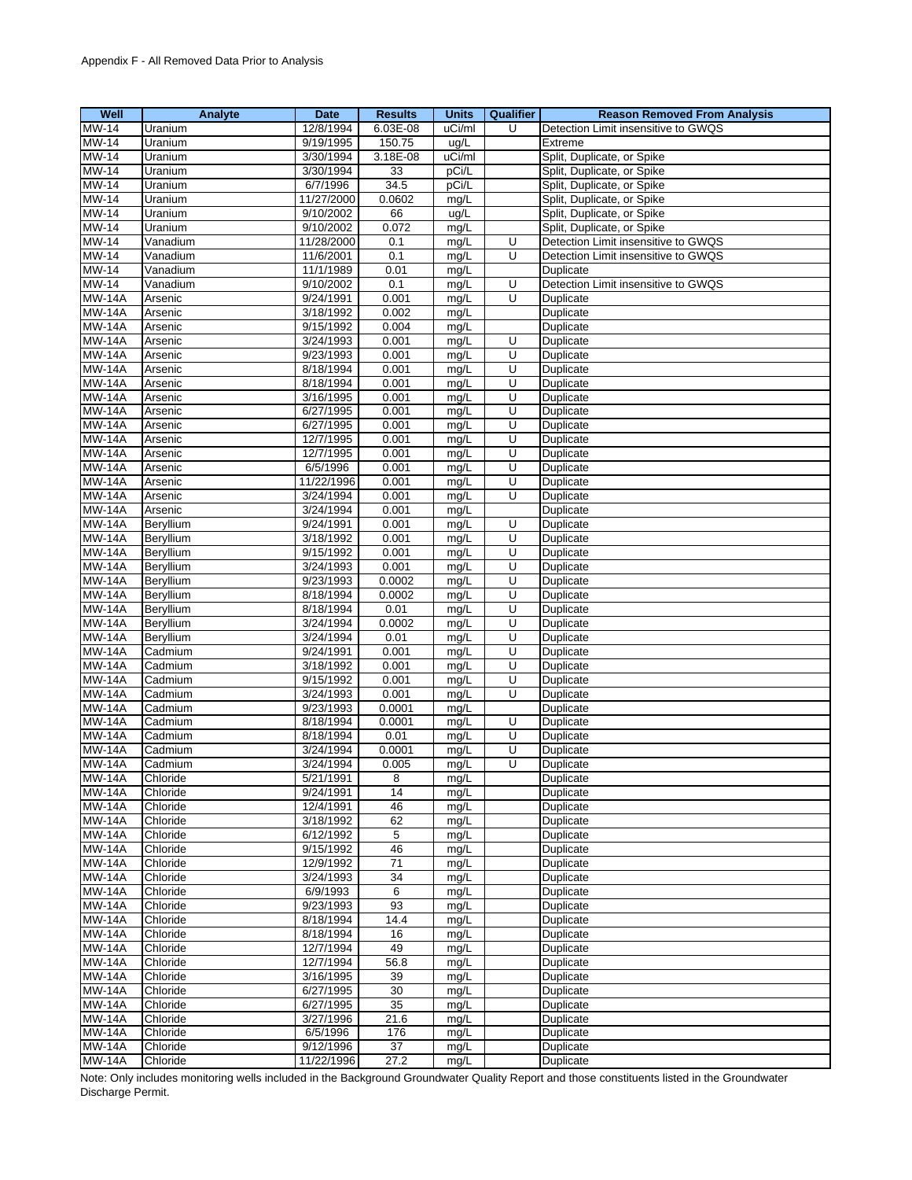Appendix F - All Removed Data Prior to Analysis

| Well | Analyte | Date | Results | Units | Qualifier | Reason Removed From Analysis |
|---|---|---|---|---|---|---|
| MW-14 | Uranium | 12/8/1994 | 6.03E-08 | uCi/ml | U | Detection Limit insensitive to GWQS |
| MW-14 | Uranium | 9/19/1995 | 150.75 | ug/L | | Extreme |
| MW-14 | Uranium | 3/30/1994 | 3.18E-08 | uCi/ml | | Split, Duplicate, or Spike |
| MW-14 | Uranium | 3/30/1994 | 33 | pCi/L | | Split, Duplicate, or Spike |
| MW-14 | Uranium | 6/7/1996 | 34.5 | pCi/L | | Split, Duplicate, or Spike |
| MW-14 | Uranium | 11/27/2000 | 0.0602 | mg/L | | Split, Duplicate, or Spike |
| MW-14 | Uranium | 9/10/2002 | 66 | ug/L | | Split, Duplicate, or Spike |
| MW-14 | Uranium | 9/10/2002 | 0.072 | mg/L | | Split, Duplicate, or Spike |
| MW-14 | Vanadium | 11/28/2000 | 0.1 | mg/L | U | Detection Limit insensitive to GWQS |
| MW-14 | Vanadium | 11/6/2001 | 0.1 | mg/L | U | Detection Limit insensitive to GWQS |
| MW-14 | Vanadium | 11/1/1989 | 0.01 | mg/L | | Duplicate |
| MW-14 | Vanadium | 9/10/2002 | 0.1 | mg/L | U | Detection Limit insensitive to GWQS |
| MW-14A | Arsenic | 9/24/1991 | 0.001 | mg/L | U | Duplicate |
| MW-14A | Arsenic | 3/18/1992 | 0.002 | mg/L | | Duplicate |
| MW-14A | Arsenic | 9/15/1992 | 0.004 | mg/L | | Duplicate |
| MW-14A | Arsenic | 3/24/1993 | 0.001 | mg/L | U | Duplicate |
| MW-14A | Arsenic | 9/23/1993 | 0.001 | mg/L | U | Duplicate |
| MW-14A | Arsenic | 8/18/1994 | 0.001 | mg/L | U | Duplicate |
| MW-14A | Arsenic | 8/18/1994 | 0.001 | mg/L | U | Duplicate |
| MW-14A | Arsenic | 3/16/1995 | 0.001 | mg/L | U | Duplicate |
| MW-14A | Arsenic | 6/27/1995 | 0.001 | mg/L | U | Duplicate |
| MW-14A | Arsenic | 6/27/1995 | 0.001 | mg/L | U | Duplicate |
| MW-14A | Arsenic | 12/7/1995 | 0.001 | mg/L | U | Duplicate |
| MW-14A | Arsenic | 12/7/1995 | 0.001 | mg/L | U | Duplicate |
| MW-14A | Arsenic | 6/5/1996 | 0.001 | mg/L | U | Duplicate |
| MW-14A | Arsenic | 11/22/1996 | 0.001 | mg/L | U | Duplicate |
| MW-14A | Arsenic | 3/24/1994 | 0.001 | mg/L | U | Duplicate |
| MW-14A | Arsenic | 3/24/1994 | 0.001 | mg/L | | Duplicate |
| MW-14A | Beryllium | 9/24/1991 | 0.001 | mg/L | U | Duplicate |
| MW-14A | Beryllium | 3/18/1992 | 0.001 | mg/L | U | Duplicate |
| MW-14A | Beryllium | 9/15/1992 | 0.001 | mg/L | U | Duplicate |
| MW-14A | Beryllium | 3/24/1993 | 0.001 | mg/L | U | Duplicate |
| MW-14A | Beryllium | 9/23/1993 | 0.0002 | mg/L | U | Duplicate |
| MW-14A | Beryllium | 8/18/1994 | 0.0002 | mg/L | U | Duplicate |
| MW-14A | Beryllium | 8/18/1994 | 0.01 | mg/L | U | Duplicate |
| MW-14A | Beryllium | 3/24/1994 | 0.0002 | mg/L | U | Duplicate |
| MW-14A | Beryllium | 3/24/1994 | 0.01 | mg/L | U | Duplicate |
| MW-14A | Cadmium | 9/24/1991 | 0.001 | mg/L | U | Duplicate |
| MW-14A | Cadmium | 3/18/1992 | 0.001 | mg/L | U | Duplicate |
| MW-14A | Cadmium | 9/15/1992 | 0.001 | mg/L | U | Duplicate |
| MW-14A | Cadmium | 3/24/1993 | 0.001 | mg/L | U | Duplicate |
| MW-14A | Cadmium | 9/23/1993 | 0.0001 | mg/L | | Duplicate |
| MW-14A | Cadmium | 8/18/1994 | 0.0001 | mg/L | U | Duplicate |
| MW-14A | Cadmium | 8/18/1994 | 0.01 | mg/L | U | Duplicate |
| MW-14A | Cadmium | 3/24/1994 | 0.0001 | mg/L | U | Duplicate |
| MW-14A | Cadmium | 3/24/1994 | 0.005 | mg/L | U | Duplicate |
| MW-14A | Chloride | 5/21/1991 | 8 | mg/L | | Duplicate |
| MW-14A | Chloride | 9/24/1991 | 14 | mg/L | | Duplicate |
| MW-14A | Chloride | 12/4/1991 | 46 | mg/L | | Duplicate |
| MW-14A | Chloride | 3/18/1992 | 62 | mg/L | | Duplicate |
| MW-14A | Chloride | 6/12/1992 | 5 | mg/L | | Duplicate |
| MW-14A | Chloride | 9/15/1992 | 46 | mg/L | | Duplicate |
| MW-14A | Chloride | 12/9/1992 | 71 | mg/L | | Duplicate |
| MW-14A | Chloride | 3/24/1993 | 34 | mg/L | | Duplicate |
| MW-14A | Chloride | 6/9/1993 | 6 | mg/L | | Duplicate |
| MW-14A | Chloride | 9/23/1993 | 93 | mg/L | | Duplicate |
| MW-14A | Chloride | 8/18/1994 | 14.4 | mg/L | | Duplicate |
| MW-14A | Chloride | 8/18/1994 | 16 | mg/L | | Duplicate |
| MW-14A | Chloride | 12/7/1994 | 49 | mg/L | | Duplicate |
| MW-14A | Chloride | 12/7/1994 | 56.8 | mg/L | | Duplicate |
| MW-14A | Chloride | 3/16/1995 | 39 | mg/L | | Duplicate |
| MW-14A | Chloride | 6/27/1995 | 30 | mg/L | | Duplicate |
| MW-14A | Chloride | 6/27/1995 | 35 | mg/L | | Duplicate |
| MW-14A | Chloride | 3/27/1996 | 21.6 | mg/L | | Duplicate |
| MW-14A | Chloride | 6/5/1996 | 176 | mg/L | | Duplicate |
| MW-14A | Chloride | 9/12/1996 | 37 | mg/L | | Duplicate |
| MW-14A | Chloride | 11/22/1996 | 27.2 | mg/L | | Duplicate |

Note: Only includes monitoring wells included in the Background Groundwater Quality Report and those constituents listed in the Groundwater Discharge Permit.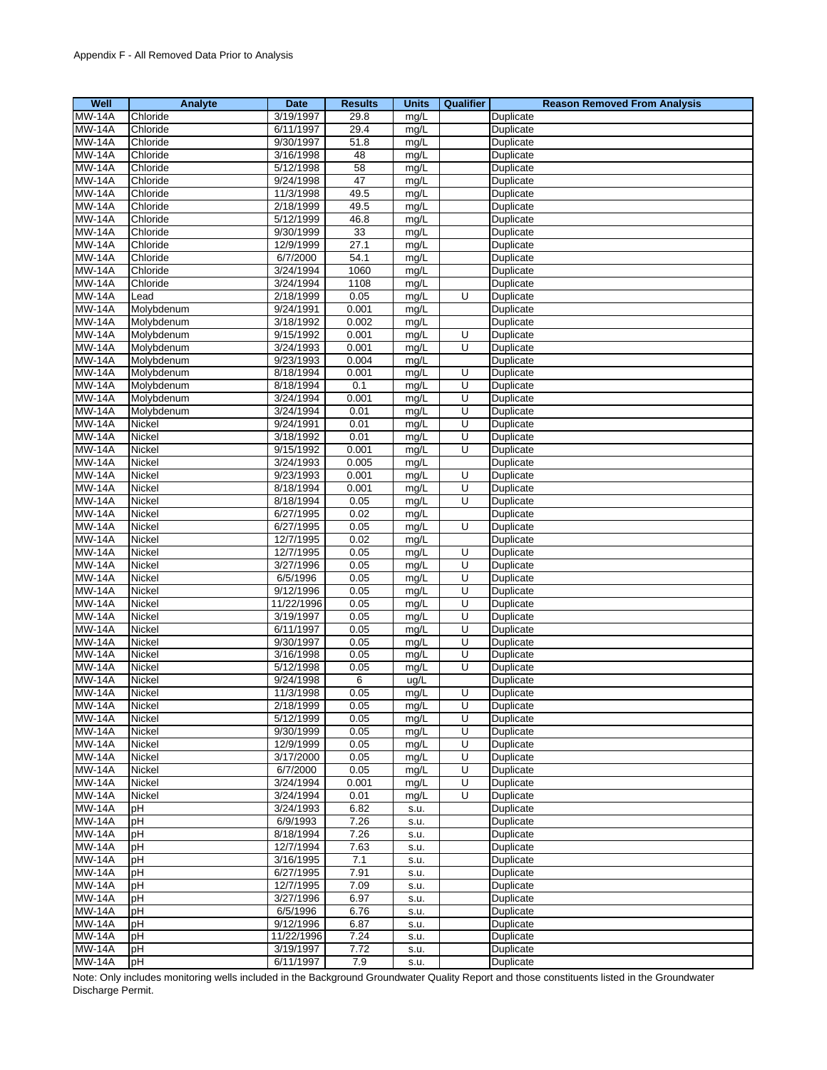Appendix F - All Removed Data Prior to Analysis

| Well | Analyte | Date | Results | Units | Qualifier | Reason Removed From Analysis |
|---|---|---|---|---|---|---|
| MW-14A | Chloride | 3/19/1997 | 29.8 | mg/L | | Duplicate |
| MW-14A | Chloride | 6/11/1997 | 29.4 | mg/L | | Duplicate |
| MW-14A | Chloride | 9/30/1997 | 51.8 | mg/L | | Duplicate |
| MW-14A | Chloride | 3/16/1998 | 48 | mg/L | | Duplicate |
| MW-14A | Chloride | 5/12/1998 | 58 | mg/L | | Duplicate |
| MW-14A | Chloride | 9/24/1998 | 47 | mg/L | | Duplicate |
| MW-14A | Chloride | 11/3/1998 | 49.5 | mg/L | | Duplicate |
| MW-14A | Chloride | 2/18/1999 | 49.5 | mg/L | | Duplicate |
| MW-14A | Chloride | 5/12/1999 | 46.8 | mg/L | | Duplicate |
| MW-14A | Chloride | 9/30/1999 | 33 | mg/L | | Duplicate |
| MW-14A | Chloride | 12/9/1999 | 27.1 | mg/L | | Duplicate |
| MW-14A | Chloride | 6/7/2000 | 54.1 | mg/L | | Duplicate |
| MW-14A | Chloride | 3/24/1994 | 1060 | mg/L | | Duplicate |
| MW-14A | Chloride | 3/24/1994 | 1108 | mg/L | | Duplicate |
| MW-14A | Lead | 2/18/1999 | 0.05 | mg/L | U | Duplicate |
| MW-14A | Molybdenum | 9/24/1991 | 0.001 | mg/L | | Duplicate |
| MW-14A | Molybdenum | 3/18/1992 | 0.002 | mg/L | | Duplicate |
| MW-14A | Molybdenum | 9/15/1992 | 0.001 | mg/L | U | Duplicate |
| MW-14A | Molybdenum | 3/24/1993 | 0.001 | mg/L | U | Duplicate |
| MW-14A | Molybdenum | 9/23/1993 | 0.004 | mg/L | | Duplicate |
| MW-14A | Molybdenum | 8/18/1994 | 0.001 | mg/L | U | Duplicate |
| MW-14A | Molybdenum | 8/18/1994 | 0.1 | mg/L | U | Duplicate |
| MW-14A | Molybdenum | 3/24/1994 | 0.001 | mg/L | U | Duplicate |
| MW-14A | Molybdenum | 3/24/1994 | 0.01 | mg/L | U | Duplicate |
| MW-14A | Nickel | 9/24/1991 | 0.01 | mg/L | U | Duplicate |
| MW-14A | Nickel | 3/18/1992 | 0.01 | mg/L | U | Duplicate |
| MW-14A | Nickel | 9/15/1992 | 0.001 | mg/L | U | Duplicate |
| MW-14A | Nickel | 3/24/1993 | 0.005 | mg/L | | Duplicate |
| MW-14A | Nickel | 9/23/1993 | 0.001 | mg/L | U | Duplicate |
| MW-14A | Nickel | 8/18/1994 | 0.001 | mg/L | U | Duplicate |
| MW-14A | Nickel | 8/18/1994 | 0.05 | mg/L | U | Duplicate |
| MW-14A | Nickel | 6/27/1995 | 0.02 | mg/L | | Duplicate |
| MW-14A | Nickel | 6/27/1995 | 0.05 | mg/L | U | Duplicate |
| MW-14A | Nickel | 12/7/1995 | 0.02 | mg/L | | Duplicate |
| MW-14A | Nickel | 12/7/1995 | 0.05 | mg/L | U | Duplicate |
| MW-14A | Nickel | 3/27/1996 | 0.05 | mg/L | U | Duplicate |
| MW-14A | Nickel | 6/5/1996 | 0.05 | mg/L | U | Duplicate |
| MW-14A | Nickel | 9/12/1996 | 0.05 | mg/L | U | Duplicate |
| MW-14A | Nickel | 11/22/1996 | 0.05 | mg/L | U | Duplicate |
| MW-14A | Nickel | 3/19/1997 | 0.05 | mg/L | U | Duplicate |
| MW-14A | Nickel | 6/11/1997 | 0.05 | mg/L | U | Duplicate |
| MW-14A | Nickel | 9/30/1997 | 0.05 | mg/L | U | Duplicate |
| MW-14A | Nickel | 3/16/1998 | 0.05 | mg/L | U | Duplicate |
| MW-14A | Nickel | 5/12/1998 | 0.05 | mg/L | U | Duplicate |
| MW-14A | Nickel | 9/24/1998 | 6 | ug/L | | Duplicate |
| MW-14A | Nickel | 11/3/1998 | 0.05 | mg/L | U | Duplicate |
| MW-14A | Nickel | 2/18/1999 | 0.05 | mg/L | U | Duplicate |
| MW-14A | Nickel | 5/12/1999 | 0.05 | mg/L | U | Duplicate |
| MW-14A | Nickel | 9/30/1999 | 0.05 | mg/L | U | Duplicate |
| MW-14A | Nickel | 12/9/1999 | 0.05 | mg/L | U | Duplicate |
| MW-14A | Nickel | 3/17/2000 | 0.05 | mg/L | U | Duplicate |
| MW-14A | Nickel | 6/7/2000 | 0.05 | mg/L | U | Duplicate |
| MW-14A | Nickel | 3/24/1994 | 0.001 | mg/L | U | Duplicate |
| MW-14A | Nickel | 3/24/1994 | 0.01 | mg/L | U | Duplicate |
| MW-14A | pH | 3/24/1993 | 6.82 | s.u. | | Duplicate |
| MW-14A | pH | 6/9/1993 | 7.26 | s.u. | | Duplicate |
| MW-14A | pH | 8/18/1994 | 7.26 | s.u. | | Duplicate |
| MW-14A | pH | 12/7/1994 | 7.63 | s.u. | | Duplicate |
| MW-14A | pH | 3/16/1995 | 7.1 | s.u. | | Duplicate |
| MW-14A | pH | 6/27/1995 | 7.91 | s.u. | | Duplicate |
| MW-14A | pH | 12/7/1995 | 7.09 | s.u. | | Duplicate |
| MW-14A | pH | 3/27/1996 | 6.97 | s.u. | | Duplicate |
| MW-14A | pH | 6/5/1996 | 6.76 | s.u. | | Duplicate |
| MW-14A | pH | 9/12/1996 | 6.87 | s.u. | | Duplicate |
| MW-14A | pH | 11/22/1996 | 7.24 | s.u. | | Duplicate |
| MW-14A | pH | 3/19/1997 | 7.72 | s.u. | | Duplicate |
| MW-14A | pH | 6/11/1997 | 7.9 | s.u. | | Duplicate |

Note: Only includes monitoring wells included in the Background Groundwater Quality Report and those constituents listed in the Groundwater Discharge Permit.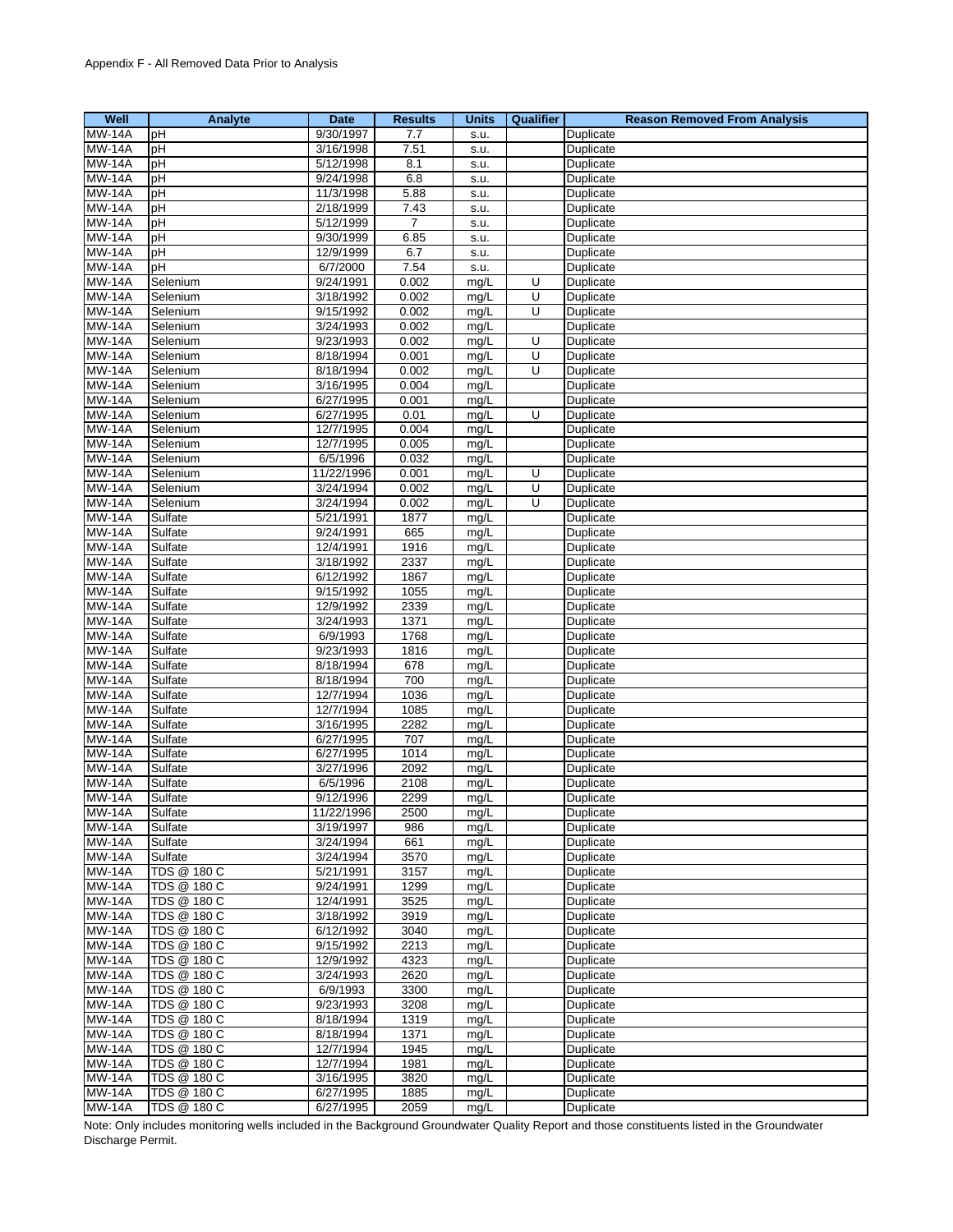Appendix F - All Removed Data Prior to Analysis

| Well | Analyte | Date | Results | Units | Qualifier | Reason Removed From Analysis |
|---|---|---|---|---|---|---|
| MW-14A | pH | 9/30/1997 | 7.7 | s.u. | | Duplicate |
| MW-14A | pH | 3/16/1998 | 7.51 | s.u. | | Duplicate |
| MW-14A | pH | 5/12/1998 | 8.1 | s.u. | | Duplicate |
| MW-14A | pH | 9/24/1998 | 6.8 | s.u. | | Duplicate |
| MW-14A | pH | 11/3/1998 | 5.88 | s.u. | | Duplicate |
| MW-14A | pH | 2/18/1999 | 7.43 | s.u. | | Duplicate |
| MW-14A | pH | 5/12/1999 | 7 | s.u. | | Duplicate |
| MW-14A | pH | 9/30/1999 | 6.85 | s.u. | | Duplicate |
| MW-14A | pH | 12/9/1999 | 6.7 | s.u. | | Duplicate |
| MW-14A | pH | 6/7/2000 | 7.54 | s.u. | | Duplicate |
| MW-14A | Selenium | 9/24/1991 | 0.002 | mg/L | U | Duplicate |
| MW-14A | Selenium | 3/18/1992 | 0.002 | mg/L | U | Duplicate |
| MW-14A | Selenium | 9/15/1992 | 0.002 | mg/L | U | Duplicate |
| MW-14A | Selenium | 3/24/1993 | 0.002 | mg/L | | Duplicate |
| MW-14A | Selenium | 9/23/1993 | 0.002 | mg/L | U | Duplicate |
| MW-14A | Selenium | 8/18/1994 | 0.001 | mg/L | U | Duplicate |
| MW-14A | Selenium | 8/18/1994 | 0.002 | mg/L | U | Duplicate |
| MW-14A | Selenium | 3/16/1995 | 0.004 | mg/L | | Duplicate |
| MW-14A | Selenium | 6/27/1995 | 0.001 | mg/L | | Duplicate |
| MW-14A | Selenium | 6/27/1995 | 0.01 | mg/L | U | Duplicate |
| MW-14A | Selenium | 12/7/1995 | 0.004 | mg/L | | Duplicate |
| MW-14A | Selenium | 12/7/1995 | 0.005 | mg/L | | Duplicate |
| MW-14A | Selenium | 6/5/1996 | 0.032 | mg/L | | Duplicate |
| MW-14A | Selenium | 11/22/1996 | 0.001 | mg/L | U | Duplicate |
| MW-14A | Selenium | 3/24/1994 | 0.002 | mg/L | U | Duplicate |
| MW-14A | Selenium | 3/24/1994 | 0.002 | mg/L | U | Duplicate |
| MW-14A | Sulfate | 5/21/1991 | 1877 | mg/L | | Duplicate |
| MW-14A | Sulfate | 9/24/1991 | 665 | mg/L | | Duplicate |
| MW-14A | Sulfate | 12/4/1991 | 1916 | mg/L | | Duplicate |
| MW-14A | Sulfate | 3/18/1992 | 2337 | mg/L | | Duplicate |
| MW-14A | Sulfate | 6/12/1992 | 1867 | mg/L | | Duplicate |
| MW-14A | Sulfate | 9/15/1992 | 1055 | mg/L | | Duplicate |
| MW-14A | Sulfate | 12/9/1992 | 2339 | mg/L | | Duplicate |
| MW-14A | Sulfate | 3/24/1993 | 1371 | mg/L | | Duplicate |
| MW-14A | Sulfate | 6/9/1993 | 1768 | mg/L | | Duplicate |
| MW-14A | Sulfate | 9/23/1993 | 1816 | mg/L | | Duplicate |
| MW-14A | Sulfate | 8/18/1994 | 678 | mg/L | | Duplicate |
| MW-14A | Sulfate | 8/18/1994 | 700 | mg/L | | Duplicate |
| MW-14A | Sulfate | 12/7/1994 | 1036 | mg/L | | Duplicate |
| MW-14A | Sulfate | 12/7/1994 | 1085 | mg/L | | Duplicate |
| MW-14A | Sulfate | 3/16/1995 | 2282 | mg/L | | Duplicate |
| MW-14A | Sulfate | 6/27/1995 | 707 | mg/L | | Duplicate |
| MW-14A | Sulfate | 6/27/1995 | 1014 | mg/L | | Duplicate |
| MW-14A | Sulfate | 3/27/1996 | 2092 | mg/L | | Duplicate |
| MW-14A | Sulfate | 6/5/1996 | 2108 | mg/L | | Duplicate |
| MW-14A | Sulfate | 9/12/1996 | 2299 | mg/L | | Duplicate |
| MW-14A | Sulfate | 11/22/1996 | 2500 | mg/L | | Duplicate |
| MW-14A | Sulfate | 3/19/1997 | 986 | mg/L | | Duplicate |
| MW-14A | Sulfate | 3/24/1994 | 661 | mg/L | | Duplicate |
| MW-14A | Sulfate | 3/24/1994 | 3570 | mg/L | | Duplicate |
| MW-14A | TDS @ 180 C | 5/21/1991 | 3157 | mg/L | | Duplicate |
| MW-14A | TDS @ 180 C | 9/24/1991 | 1299 | mg/L | | Duplicate |
| MW-14A | TDS @ 180 C | 12/4/1991 | 3525 | mg/L | | Duplicate |
| MW-14A | TDS @ 180 C | 3/18/1992 | 3919 | mg/L | | Duplicate |
| MW-14A | TDS @ 180 C | 6/12/1992 | 3040 | mg/L | | Duplicate |
| MW-14A | TDS @ 180 C | 9/15/1992 | 2213 | mg/L | | Duplicate |
| MW-14A | TDS @ 180 C | 12/9/1992 | 4323 | mg/L | | Duplicate |
| MW-14A | TDS @ 180 C | 3/24/1993 | 2620 | mg/L | | Duplicate |
| MW-14A | TDS @ 180 C | 6/9/1993 | 3300 | mg/L | | Duplicate |
| MW-14A | TDS @ 180 C | 9/23/1993 | 3208 | mg/L | | Duplicate |
| MW-14A | TDS @ 180 C | 8/18/1994 | 1319 | mg/L | | Duplicate |
| MW-14A | TDS @ 180 C | 8/18/1994 | 1371 | mg/L | | Duplicate |
| MW-14A | TDS @ 180 C | 12/7/1994 | 1945 | mg/L | | Duplicate |
| MW-14A | TDS @ 180 C | 12/7/1994 | 1981 | mg/L | | Duplicate |
| MW-14A | TDS @ 180 C | 3/16/1995 | 3820 | mg/L | | Duplicate |
| MW-14A | TDS @ 180 C | 6/27/1995 | 1885 | mg/L | | Duplicate |
| MW-14A | TDS @ 180 C | 6/27/1995 | 2059 | mg/L | | Duplicate |

Note: Only includes monitoring wells included in the Background Groundwater Quality Report and those constituents listed in the Groundwater Discharge Permit.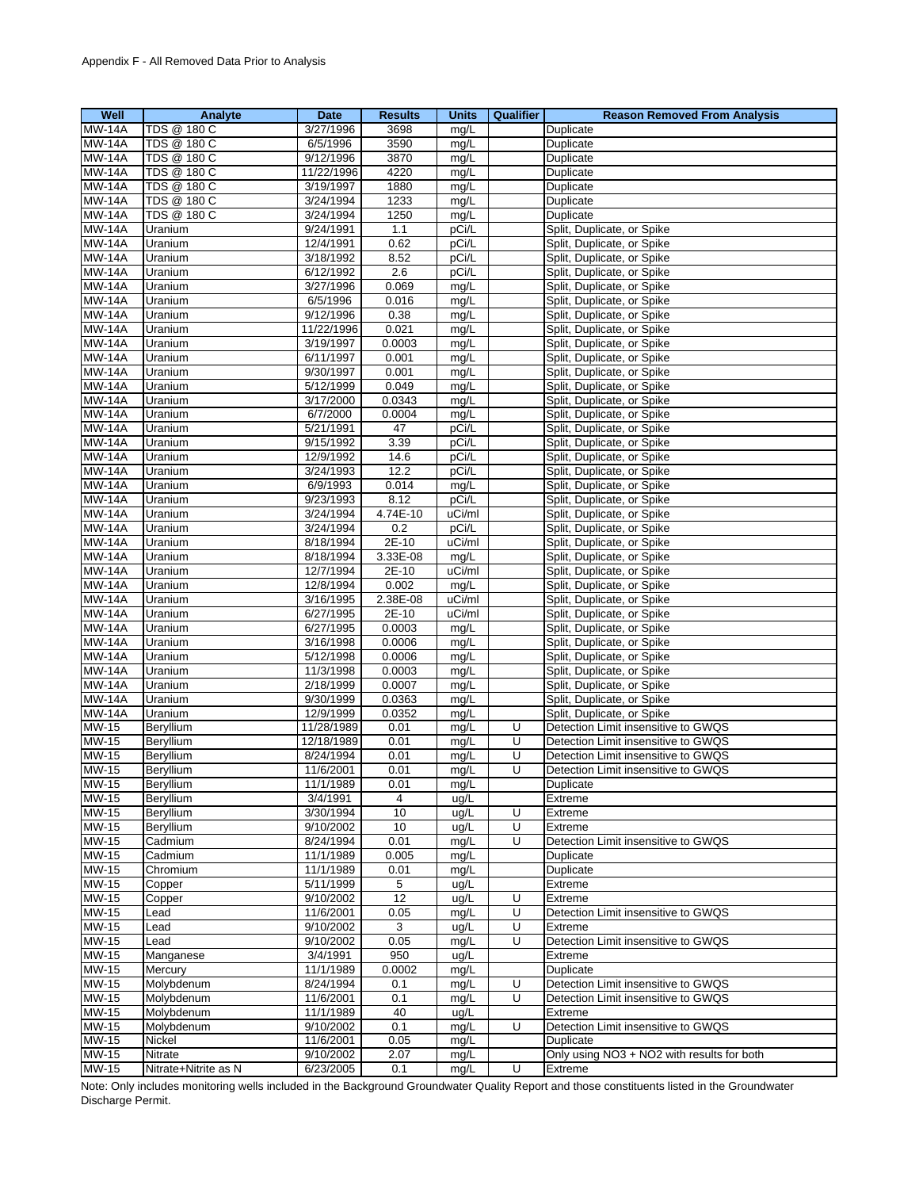Appendix F - All Removed Data Prior to Analysis

| Well | Analyte | Date | Results | Units | Qualifier | Reason Removed From Analysis |
|---|---|---|---|---|---|---|
| MW-14A | TDS @ 180 C | 3/27/1996 | 3698 | mg/L | | Duplicate |
| MW-14A | TDS @ 180 C | 6/5/1996 | 3590 | mg/L | | Duplicate |
| MW-14A | TDS @ 180 C | 9/12/1996 | 3870 | mg/L | | Duplicate |
| MW-14A | TDS @ 180 C | 11/22/1996 | 4220 | mg/L | | Duplicate |
| MW-14A | TDS @ 180 C | 3/19/1997 | 1880 | mg/L | | Duplicate |
| MW-14A | TDS @ 180 C | 3/24/1994 | 1233 | mg/L | | Duplicate |
| MW-14A | TDS @ 180 C | 3/24/1994 | 1250 | mg/L | | Duplicate |
| MW-14A | Uranium | 9/24/1991 | 1.1 | pCi/L | | Split, Duplicate, or Spike |
| MW-14A | Uranium | 12/4/1991 | 0.62 | pCi/L | | Split, Duplicate, or Spike |
| MW-14A | Uranium | 3/18/1992 | 8.52 | pCi/L | | Split, Duplicate, or Spike |
| MW-14A | Uranium | 6/12/1992 | 2.6 | pCi/L | | Split, Duplicate, or Spike |
| MW-14A | Uranium | 3/27/1996 | 0.069 | mg/L | | Split, Duplicate, or Spike |
| MW-14A | Uranium | 6/5/1996 | 0.016 | mg/L | | Split, Duplicate, or Spike |
| MW-14A | Uranium | 9/12/1996 | 0.38 | mg/L | | Split, Duplicate, or Spike |
| MW-14A | Uranium | 11/22/1996 | 0.021 | mg/L | | Split, Duplicate, or Spike |
| MW-14A | Uranium | 3/19/1997 | 0.0003 | mg/L | | Split, Duplicate, or Spike |
| MW-14A | Uranium | 6/11/1997 | 0.001 | mg/L | | Split, Duplicate, or Spike |
| MW-14A | Uranium | 9/30/1997 | 0.001 | mg/L | | Split, Duplicate, or Spike |
| MW-14A | Uranium | 5/12/1999 | 0.049 | mg/L | | Split, Duplicate, or Spike |
| MW-14A | Uranium | 3/17/2000 | 0.0343 | mg/L | | Split, Duplicate, or Spike |
| MW-14A | Uranium | 6/7/2000 | 0.0004 | mg/L | | Split, Duplicate, or Spike |
| MW-14A | Uranium | 5/21/1991 | 47 | pCi/L | | Split, Duplicate, or Spike |
| MW-14A | Uranium | 9/15/1992 | 3.39 | pCi/L | | Split, Duplicate, or Spike |
| MW-14A | Uranium | 12/9/1992 | 14.6 | pCi/L | | Split, Duplicate, or Spike |
| MW-14A | Uranium | 3/24/1993 | 12.2 | pCi/L | | Split, Duplicate, or Spike |
| MW-14A | Uranium | 6/9/1993 | 0.014 | mg/L | | Split, Duplicate, or Spike |
| MW-14A | Uranium | 9/23/1993 | 8.12 | pCi/L | | Split, Duplicate, or Spike |
| MW-14A | Uranium | 3/24/1994 | 4.74E-10 | uCi/ml | | Split, Duplicate, or Spike |
| MW-14A | Uranium | 3/24/1994 | 0.2 | pCi/L | | Split, Duplicate, or Spike |
| MW-14A | Uranium | 8/18/1994 | 2E-10 | uCi/ml | | Split, Duplicate, or Spike |
| MW-14A | Uranium | 8/18/1994 | 3.33E-08 | mg/L | | Split, Duplicate, or Spike |
| MW-14A | Uranium | 12/7/1994 | 2E-10 | uCi/ml | | Split, Duplicate, or Spike |
| MW-14A | Uranium | 12/8/1994 | 0.002 | mg/L | | Split, Duplicate, or Spike |
| MW-14A | Uranium | 3/16/1995 | 2.38E-08 | uCi/ml | | Split, Duplicate, or Spike |
| MW-14A | Uranium | 6/27/1995 | 2E-10 | uCi/ml | | Split, Duplicate, or Spike |
| MW-14A | Uranium | 6/27/1995 | 0.0003 | mg/L | | Split, Duplicate, or Spike |
| MW-14A | Uranium | 3/16/1998 | 0.0006 | mg/L | | Split, Duplicate, or Spike |
| MW-14A | Uranium | 5/12/1998 | 0.0006 | mg/L | | Split, Duplicate, or Spike |
| MW-14A | Uranium | 11/3/1998 | 0.0003 | mg/L | | Split, Duplicate, or Spike |
| MW-14A | Uranium | 2/18/1999 | 0.0007 | mg/L | | Split, Duplicate, or Spike |
| MW-14A | Uranium | 9/30/1999 | 0.0363 | mg/L | | Split, Duplicate, or Spike |
| MW-14A | Uranium | 12/9/1999 | 0.0352 | mg/L | | Split, Duplicate, or Spike |
| MW-15 | Beryllium | 11/28/1989 | 0.01 | mg/L | U | Detection Limit insensitive to GWQS |
| MW-15 | Beryllium | 12/18/1989 | 0.01 | mg/L | U | Detection Limit insensitive to GWQS |
| MW-15 | Beryllium | 8/24/1994 | 0.01 | mg/L | U | Detection Limit insensitive to GWQS |
| MW-15 | Beryllium | 11/6/2001 | 0.01 | mg/L | U | Detection Limit insensitive to GWQS |
| MW-15 | Beryllium | 11/1/1989 | 0.01 | mg/L | | Duplicate |
| MW-15 | Beryllium | 3/4/1991 | 4 | ug/L | | Extreme |
| MW-15 | Beryllium | 3/30/1994 | 10 | ug/L | U | Extreme |
| MW-15 | Beryllium | 9/10/2002 | 10 | ug/L | U | Extreme |
| MW-15 | Cadmium | 8/24/1994 | 0.01 | mg/L | U | Detection Limit insensitive to GWQS |
| MW-15 | Cadmium | 11/1/1989 | 0.005 | mg/L | | Duplicate |
| MW-15 | Chromium | 11/1/1989 | 0.01 | mg/L | | Duplicate |
| MW-15 | Copper | 5/11/1999 | 5 | ug/L | | Extreme |
| MW-15 | Copper | 9/10/2002 | 12 | ug/L | U | Extreme |
| MW-15 | Lead | 11/6/2001 | 0.05 | mg/L | U | Detection Limit insensitive to GWQS |
| MW-15 | Lead | 9/10/2002 | 3 | ug/L | U | Extreme |
| MW-15 | Lead | 9/10/2002 | 0.05 | mg/L | U | Detection Limit insensitive to GWQS |
| MW-15 | Manganese | 3/4/1991 | 950 | ug/L | | Extreme |
| MW-15 | Mercury | 11/1/1989 | 0.0002 | mg/L | | Duplicate |
| MW-15 | Molybdenum | 8/24/1994 | 0.1 | mg/L | U | Detection Limit insensitive to GWQS |
| MW-15 | Molybdenum | 11/6/2001 | 0.1 | mg/L | U | Detection Limit insensitive to GWQS |
| MW-15 | Molybdenum | 11/1/1989 | 40 | ug/L | | Extreme |
| MW-15 | Molybdenum | 9/10/2002 | 0.1 | mg/L | U | Detection Limit insensitive to GWQS |
| MW-15 | Nickel | 11/6/2001 | 0.05 | mg/L | | Duplicate |
| MW-15 | Nitrate | 9/10/2002 | 2.07 | mg/L | | Only using NO3 + NO2 with results for both |
| MW-15 | Nitrate+Nitrite as N | 6/23/2005 | 0.1 | mg/L | U | Extreme |

Note: Only includes monitoring wells included in the Background Groundwater Quality Report and those constituents listed in the Groundwater Discharge Permit.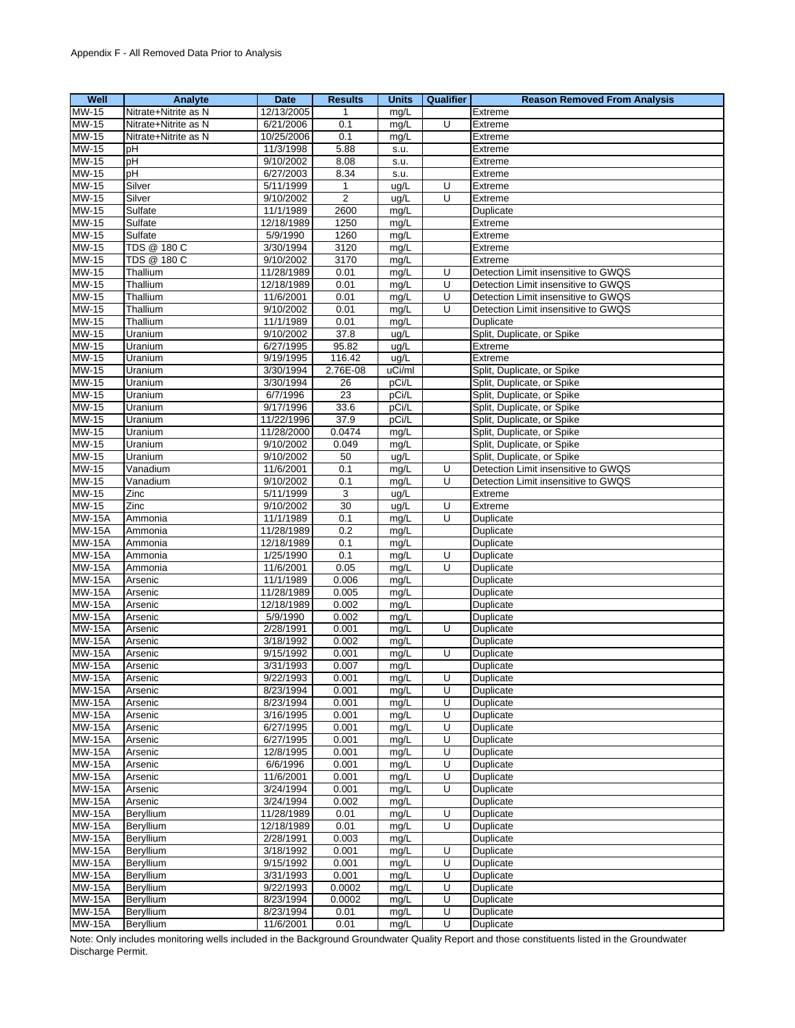Appendix F - All Removed Data Prior to Analysis

| Well | Analyte | Date | Results | Units | Qualifier | Reason Removed From Analysis |
|---|---|---|---|---|---|---|
| MW-15 | Nitrate+Nitrite as N | 12/13/2005 | 1 | mg/L | | Extreme |
| MW-15 | Nitrate+Nitrite as N | 6/21/2006 | 0.1 | mg/L | U | Extreme |
| MW-15 | Nitrate+Nitrite as N | 10/25/2006 | 0.1 | mg/L | | Extreme |
| MW-15 | pH | 11/3/1998 | 5.88 | s.u. | | Extreme |
| MW-15 | pH | 9/10/2002 | 8.08 | s.u. | | Extreme |
| MW-15 | pH | 6/27/2003 | 8.34 | s.u. | | Extreme |
| MW-15 | Silver | 5/11/1999 | 1 | ug/L | U | Extreme |
| MW-15 | Silver | 9/10/2002 | 2 | ug/L | U | Extreme |
| MW-15 | Sulfate | 11/1/1989 | 2600 | mg/L | | Duplicate |
| MW-15 | Sulfate | 12/18/1989 | 1250 | mg/L | | Extreme |
| MW-15 | Sulfate | 5/9/1990 | 1260 | mg/L | | Extreme |
| MW-15 | TDS @ 180 C | 3/30/1994 | 3120 | mg/L | | Extreme |
| MW-15 | TDS @ 180 C | 9/10/2002 | 3170 | mg/L | | Extreme |
| MW-15 | Thallium | 11/28/1989 | 0.01 | mg/L | U | Detection Limit insensitive to GWQS |
| MW-15 | Thallium | 12/18/1989 | 0.01 | mg/L | U | Detection Limit insensitive to GWQS |
| MW-15 | Thallium | 11/6/2001 | 0.01 | mg/L | U | Detection Limit insensitive to GWQS |
| MW-15 | Thallium | 9/10/2002 | 0.01 | mg/L | U | Detection Limit insensitive to GWQS |
| MW-15 | Thallium | 11/1/1989 | 0.01 | mg/L | | Duplicate |
| MW-15 | Uranium | 9/10/2002 | 37.8 | ug/L | | Split, Duplicate, or Spike |
| MW-15 | Uranium | 6/27/1995 | 95.82 | ug/L | | Extreme |
| MW-15 | Uranium | 9/19/1995 | 116.42 | ug/L | | Extreme |
| MW-15 | Uranium | 3/30/1994 | 2.76E-08 | uCi/ml | | Split, Duplicate, or Spike |
| MW-15 | Uranium | 3/30/1994 | 26 | pCi/L | | Split, Duplicate, or Spike |
| MW-15 | Uranium | 6/7/1996 | 23 | pCi/L | | Split, Duplicate, or Spike |
| MW-15 | Uranium | 9/17/1996 | 33.6 | pCi/L | | Split, Duplicate, or Spike |
| MW-15 | Uranium | 11/22/1996 | 37.9 | pCi/L | | Split, Duplicate, or Spike |
| MW-15 | Uranium | 11/28/2000 | 0.0474 | mg/L | | Split, Duplicate, or Spike |
| MW-15 | Uranium | 9/10/2002 | 0.049 | mg/L | | Split, Duplicate, or Spike |
| MW-15 | Uranium | 9/10/2002 | 50 | ug/L | | Split, Duplicate, or Spike |
| MW-15 | Vanadium | 11/6/2001 | 0.1 | mg/L | U | Detection Limit insensitive to GWQS |
| MW-15 | Vanadium | 9/10/2002 | 0.1 | mg/L | U | Detection Limit insensitive to GWQS |
| MW-15 | Zinc | 5/11/1999 | 3 | ug/L | | Extreme |
| MW-15 | Zinc | 9/10/2002 | 30 | ug/L | U | Extreme |
| MW-15A | Ammonia | 11/1/1989 | 0.1 | mg/L | U | Duplicate |
| MW-15A | Ammonia | 11/28/1989 | 0.2 | mg/L | | Duplicate |
| MW-15A | Ammonia | 12/18/1989 | 0.1 | mg/L | | Duplicate |
| MW-15A | Ammonia | 1/25/1990 | 0.1 | mg/L | U | Duplicate |
| MW-15A | Ammonia | 11/6/2001 | 0.05 | mg/L | U | Duplicate |
| MW-15A | Arsenic | 11/1/1989 | 0.006 | mg/L | | Duplicate |
| MW-15A | Arsenic | 11/28/1989 | 0.005 | mg/L | | Duplicate |
| MW-15A | Arsenic | 12/18/1989 | 0.002 | mg/L | | Duplicate |
| MW-15A | Arsenic | 5/9/1990 | 0.002 | mg/L | | Duplicate |
| MW-15A | Arsenic | 2/28/1991 | 0.001 | mg/L | U | Duplicate |
| MW-15A | Arsenic | 3/18/1992 | 0.002 | mg/L | | Duplicate |
| MW-15A | Arsenic | 9/15/1992 | 0.001 | mg/L | U | Duplicate |
| MW-15A | Arsenic | 3/31/1993 | 0.007 | mg/L | | Duplicate |
| MW-15A | Arsenic | 9/22/1993 | 0.001 | mg/L | U | Duplicate |
| MW-15A | Arsenic | 8/23/1994 | 0.001 | mg/L | U | Duplicate |
| MW-15A | Arsenic | 8/23/1994 | 0.001 | mg/L | U | Duplicate |
| MW-15A | Arsenic | 3/16/1995 | 0.001 | mg/L | U | Duplicate |
| MW-15A | Arsenic | 6/27/1995 | 0.001 | mg/L | U | Duplicate |
| MW-15A | Arsenic | 6/27/1995 | 0.001 | mg/L | U | Duplicate |
| MW-15A | Arsenic | 12/8/1995 | 0.001 | mg/L | U | Duplicate |
| MW-15A | Arsenic | 6/6/1996 | 0.001 | mg/L | U | Duplicate |
| MW-15A | Arsenic | 11/6/2001 | 0.001 | mg/L | U | Duplicate |
| MW-15A | Arsenic | 3/24/1994 | 0.001 | mg/L | U | Duplicate |
| MW-15A | Arsenic | 3/24/1994 | 0.002 | mg/L | | Duplicate |
| MW-15A | Beryllium | 11/28/1989 | 0.01 | mg/L | U | Duplicate |
| MW-15A | Beryllium | 12/18/1989 | 0.01 | mg/L | U | Duplicate |
| MW-15A | Beryllium | 2/28/1991 | 0.003 | mg/L | | Duplicate |
| MW-15A | Beryllium | 3/18/1992 | 0.001 | mg/L | U | Duplicate |
| MW-15A | Beryllium | 9/15/1992 | 0.001 | mg/L | U | Duplicate |
| MW-15A | Beryllium | 3/31/1993 | 0.001 | mg/L | U | Duplicate |
| MW-15A | Beryllium | 9/22/1993 | 0.0002 | mg/L | U | Duplicate |
| MW-15A | Beryllium | 8/23/1994 | 0.0002 | mg/L | U | Duplicate |
| MW-15A | Beryllium | 8/23/1994 | 0.01 | mg/L | U | Duplicate |
| MW-15A | Beryllium | 11/6/2001 | 0.01 | mg/L | U | Duplicate |

Note: Only includes monitoring wells included in the Background Groundwater Quality Report and those constituents listed in the Groundwater Discharge Permit.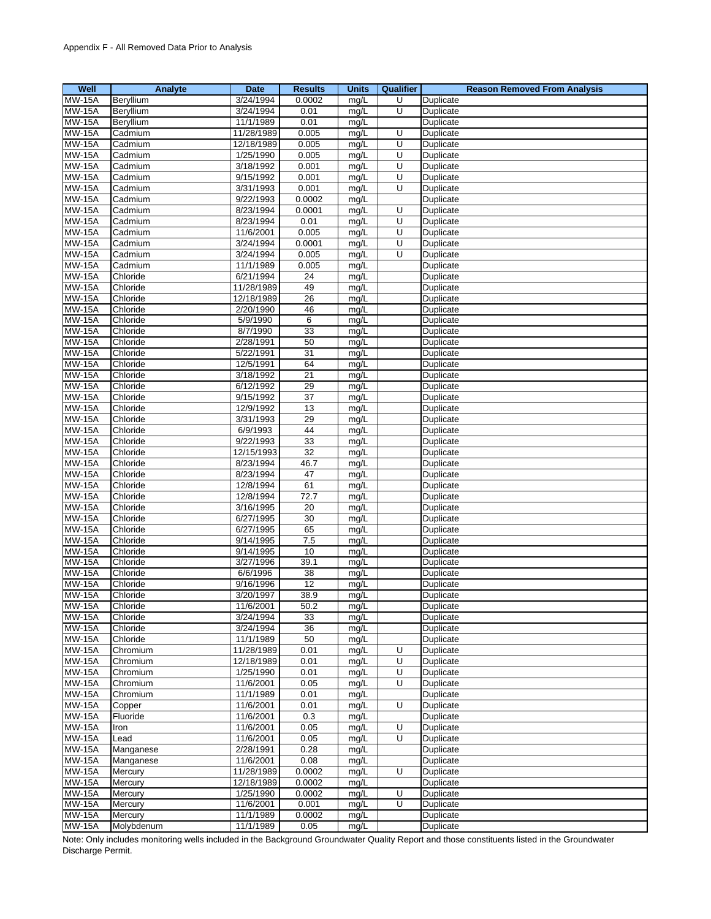Appendix F - All Removed Data Prior to Analysis

| Well | Analyte | Date | Results | Units | Qualifier | Reason Removed From Analysis |
|---|---|---|---|---|---|---|
| MW-15A | Beryllium | 3/24/1994 | 0.0002 | mg/L | U | Duplicate |
| MW-15A | Beryllium | 3/24/1994 | 0.01 | mg/L | U | Duplicate |
| MW-15A | Beryllium | 11/1/1989 | 0.01 | mg/L | | Duplicate |
| MW-15A | Cadmium | 11/28/1989 | 0.005 | mg/L | U | Duplicate |
| MW-15A | Cadmium | 12/18/1989 | 0.005 | mg/L | U | Duplicate |
| MW-15A | Cadmium | 1/25/1990 | 0.005 | mg/L | U | Duplicate |
| MW-15A | Cadmium | 3/18/1992 | 0.001 | mg/L | U | Duplicate |
| MW-15A | Cadmium | 9/15/1992 | 0.001 | mg/L | U | Duplicate |
| MW-15A | Cadmium | 3/31/1993 | 0.001 | mg/L | U | Duplicate |
| MW-15A | Cadmium | 9/22/1993 | 0.0002 | mg/L | | Duplicate |
| MW-15A | Cadmium | 8/23/1994 | 0.0001 | mg/L | U | Duplicate |
| MW-15A | Cadmium | 8/23/1994 | 0.01 | mg/L | U | Duplicate |
| MW-15A | Cadmium | 11/6/2001 | 0.005 | mg/L | U | Duplicate |
| MW-15A | Cadmium | 3/24/1994 | 0.0001 | mg/L | U | Duplicate |
| MW-15A | Cadmium | 3/24/1994 | 0.005 | mg/L | U | Duplicate |
| MW-15A | Cadmium | 11/1/1989 | 0.005 | mg/L | | Duplicate |
| MW-15A | Chloride | 6/21/1994 | 24 | mg/L | | Duplicate |
| MW-15A | Chloride | 11/28/1989 | 49 | mg/L | | Duplicate |
| MW-15A | Chloride | 12/18/1989 | 26 | mg/L | | Duplicate |
| MW-15A | Chloride | 2/20/1990 | 46 | mg/L | | Duplicate |
| MW-15A | Chloride | 5/9/1990 | 6 | mg/L | | Duplicate |
| MW-15A | Chloride | 8/7/1990 | 33 | mg/L | | Duplicate |
| MW-15A | Chloride | 2/28/1991 | 50 | mg/L | | Duplicate |
| MW-15A | Chloride | 5/22/1991 | 31 | mg/L | | Duplicate |
| MW-15A | Chloride | 12/5/1991 | 64 | mg/L | | Duplicate |
| MW-15A | Chloride | 3/18/1992 | 21 | mg/L | | Duplicate |
| MW-15A | Chloride | 6/12/1992 | 29 | mg/L | | Duplicate |
| MW-15A | Chloride | 9/15/1992 | 37 | mg/L | | Duplicate |
| MW-15A | Chloride | 12/9/1992 | 13 | mg/L | | Duplicate |
| MW-15A | Chloride | 3/31/1993 | 29 | mg/L | | Duplicate |
| MW-15A | Chloride | 6/9/1993 | 44 | mg/L | | Duplicate |
| MW-15A | Chloride | 9/22/1993 | 33 | mg/L | | Duplicate |
| MW-15A | Chloride | 12/15/1993 | 32 | mg/L | | Duplicate |
| MW-15A | Chloride | 8/23/1994 | 46.7 | mg/L | | Duplicate |
| MW-15A | Chloride | 8/23/1994 | 47 | mg/L | | Duplicate |
| MW-15A | Chloride | 12/8/1994 | 61 | mg/L | | Duplicate |
| MW-15A | Chloride | 12/8/1994 | 72.7 | mg/L | | Duplicate |
| MW-15A | Chloride | 3/16/1995 | 20 | mg/L | | Duplicate |
| MW-15A | Chloride | 6/27/1995 | 30 | mg/L | | Duplicate |
| MW-15A | Chloride | 6/27/1995 | 65 | mg/L | | Duplicate |
| MW-15A | Chloride | 9/14/1995 | 7.5 | mg/L | | Duplicate |
| MW-15A | Chloride | 9/14/1995 | 10 | mg/L | | Duplicate |
| MW-15A | Chloride | 3/27/1996 | 39.1 | mg/L | | Duplicate |
| MW-15A | Chloride | 6/6/1996 | 38 | mg/L | | Duplicate |
| MW-15A | Chloride | 9/16/1996 | 12 | mg/L | | Duplicate |
| MW-15A | Chloride | 3/20/1997 | 38.9 | mg/L | | Duplicate |
| MW-15A | Chloride | 11/6/2001 | 50.2 | mg/L | | Duplicate |
| MW-15A | Chloride | 3/24/1994 | 33 | mg/L | | Duplicate |
| MW-15A | Chloride | 3/24/1994 | 36 | mg/L | | Duplicate |
| MW-15A | Chloride | 11/1/1989 | 50 | mg/L | | Duplicate |
| MW-15A | Chromium | 11/28/1989 | 0.01 | mg/L | U | Duplicate |
| MW-15A | Chromium | 12/18/1989 | 0.01 | mg/L | U | Duplicate |
| MW-15A | Chromium | 1/25/1990 | 0.01 | mg/L | U | Duplicate |
| MW-15A | Chromium | 11/6/2001 | 0.05 | mg/L | U | Duplicate |
| MW-15A | Chromium | 11/1/1989 | 0.01 | mg/L | | Duplicate |
| MW-15A | Copper | 11/6/2001 | 0.01 | mg/L | U | Duplicate |
| MW-15A | Fluoride | 11/6/2001 | 0.3 | mg/L | | Duplicate |
| MW-15A | Iron | 11/6/2001 | 0.05 | mg/L | U | Duplicate |
| MW-15A | Lead | 11/6/2001 | 0.05 | mg/L | U | Duplicate |
| MW-15A | Manganese | 2/28/1991 | 0.28 | mg/L | | Duplicate |
| MW-15A | Manganese | 11/6/2001 | 0.08 | mg/L | | Duplicate |
| MW-15A | Mercury | 11/28/1989 | 0.0002 | mg/L | U | Duplicate |
| MW-15A | Mercury | 12/18/1989 | 0.0002 | mg/L | | Duplicate |
| MW-15A | Mercury | 1/25/1990 | 0.0002 | mg/L | U | Duplicate |
| MW-15A | Mercury | 11/6/2001 | 0.001 | mg/L | U | Duplicate |
| MW-15A | Mercury | 11/1/1989 | 0.0002 | mg/L | | Duplicate |
| MW-15A | Molybdenum | 11/1/1989 | 0.05 | mg/L | | Duplicate |

Note: Only includes monitoring wells included in the Background Groundwater Quality Report and those constituents listed in the Groundwater Discharge Permit.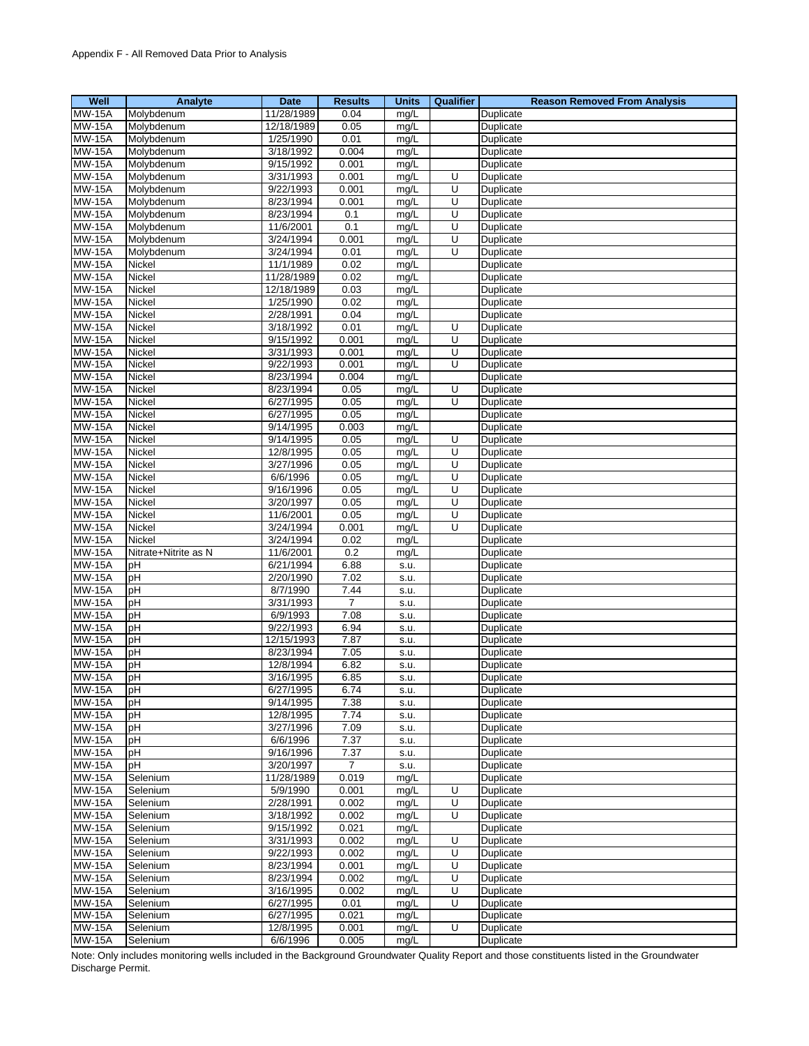Appendix F - All Removed Data Prior to Analysis

| Well | Analyte | Date | Results | Units | Qualifier | Reason Removed From Analysis |
|---|---|---|---|---|---|---|
| MW-15A | Molybdenum | 11/28/1989 | 0.04 | mg/L | | Duplicate |
| MW-15A | Molybdenum | 12/18/1989 | 0.05 | mg/L | | Duplicate |
| MW-15A | Molybdenum | 1/25/1990 | 0.01 | mg/L | | Duplicate |
| MW-15A | Molybdenum | 3/18/1992 | 0.004 | mg/L | | Duplicate |
| MW-15A | Molybdenum | 9/15/1992 | 0.001 | mg/L | | Duplicate |
| MW-15A | Molybdenum | 3/31/1993 | 0.001 | mg/L | U | Duplicate |
| MW-15A | Molybdenum | 9/22/1993 | 0.001 | mg/L | U | Duplicate |
| MW-15A | Molybdenum | 8/23/1994 | 0.001 | mg/L | U | Duplicate |
| MW-15A | Molybdenum | 8/23/1994 | 0.1 | mg/L | U | Duplicate |
| MW-15A | Molybdenum | 11/6/2001 | 0.1 | mg/L | U | Duplicate |
| MW-15A | Molybdenum | 3/24/1994 | 0.001 | mg/L | U | Duplicate |
| MW-15A | Molybdenum | 3/24/1994 | 0.01 | mg/L | U | Duplicate |
| MW-15A | Nickel | 11/1/1989 | 0.02 | mg/L | | Duplicate |
| MW-15A | Nickel | 11/28/1989 | 0.02 | mg/L | | Duplicate |
| MW-15A | Nickel | 12/18/1989 | 0.03 | mg/L | | Duplicate |
| MW-15A | Nickel | 1/25/1990 | 0.02 | mg/L | | Duplicate |
| MW-15A | Nickel | 2/28/1991 | 0.04 | mg/L | | Duplicate |
| MW-15A | Nickel | 3/18/1992 | 0.01 | mg/L | U | Duplicate |
| MW-15A | Nickel | 9/15/1992 | 0.001 | mg/L | U | Duplicate |
| MW-15A | Nickel | 3/31/1993 | 0.001 | mg/L | U | Duplicate |
| MW-15A | Nickel | 9/22/1993 | 0.001 | mg/L | U | Duplicate |
| MW-15A | Nickel | 8/23/1994 | 0.004 | mg/L | | Duplicate |
| MW-15A | Nickel | 8/23/1994 | 0.05 | mg/L | U | Duplicate |
| MW-15A | Nickel | 6/27/1995 | 0.05 | mg/L | U | Duplicate |
| MW-15A | Nickel | 6/27/1995 | 0.05 | mg/L | | Duplicate |
| MW-15A | Nickel | 9/14/1995 | 0.003 | mg/L | | Duplicate |
| MW-15A | Nickel | 9/14/1995 | 0.05 | mg/L | U | Duplicate |
| MW-15A | Nickel | 12/8/1995 | 0.05 | mg/L | U | Duplicate |
| MW-15A | Nickel | 3/27/1996 | 0.05 | mg/L | U | Duplicate |
| MW-15A | Nickel | 6/6/1996 | 0.05 | mg/L | U | Duplicate |
| MW-15A | Nickel | 9/16/1996 | 0.05 | mg/L | U | Duplicate |
| MW-15A | Nickel | 3/20/1997 | 0.05 | mg/L | U | Duplicate |
| MW-15A | Nickel | 11/6/2001 | 0.05 | mg/L | U | Duplicate |
| MW-15A | Nickel | 3/24/1994 | 0.001 | mg/L | U | Duplicate |
| MW-15A | Nickel | 3/24/1994 | 0.02 | mg/L | | Duplicate |
| MW-15A | Nitrate+Nitrite as N | 11/6/2001 | 0.2 | mg/L | | Duplicate |
| MW-15A | pH | 6/21/1994 | 6.88 | s.u. | | Duplicate |
| MW-15A | pH | 2/20/1990 | 7.02 | s.u. | | Duplicate |
| MW-15A | pH | 8/7/1990 | 7.44 | s.u. | | Duplicate |
| MW-15A | pH | 3/31/1993 | 7 | s.u. | | Duplicate |
| MW-15A | pH | 6/9/1993 | 7.08 | s.u. | | Duplicate |
| MW-15A | pH | 9/22/1993 | 6.94 | s.u. | | Duplicate |
| MW-15A | pH | 12/15/1993 | 7.87 | s.u. | | Duplicate |
| MW-15A | pH | 8/23/1994 | 7.05 | s.u. | | Duplicate |
| MW-15A | pH | 12/8/1994 | 6.82 | s.u. | | Duplicate |
| MW-15A | pH | 3/16/1995 | 6.85 | s.u. | | Duplicate |
| MW-15A | pH | 6/27/1995 | 6.74 | s.u. | | Duplicate |
| MW-15A | pH | 9/14/1995 | 7.38 | s.u. | | Duplicate |
| MW-15A | pH | 12/8/1995 | 7.74 | s.u. | | Duplicate |
| MW-15A | pH | 3/27/1996 | 7.09 | s.u. | | Duplicate |
| MW-15A | pH | 6/6/1996 | 7.37 | s.u. | | Duplicate |
| MW-15A | pH | 9/16/1996 | 7.37 | s.u. | | Duplicate |
| MW-15A | pH | 3/20/1997 | 7 | s.u. | | Duplicate |
| MW-15A | Selenium | 11/28/1989 | 0.019 | mg/L | | Duplicate |
| MW-15A | Selenium | 5/9/1990 | 0.001 | mg/L | U | Duplicate |
| MW-15A | Selenium | 2/28/1991 | 0.002 | mg/L | U | Duplicate |
| MW-15A | Selenium | 3/18/1992 | 0.002 | mg/L | U | Duplicate |
| MW-15A | Selenium | 9/15/1992 | 0.021 | mg/L | | Duplicate |
| MW-15A | Selenium | 3/31/1993 | 0.002 | mg/L | U | Duplicate |
| MW-15A | Selenium | 9/22/1993 | 0.002 | mg/L | U | Duplicate |
| MW-15A | Selenium | 8/23/1994 | 0.001 | mg/L | U | Duplicate |
| MW-15A | Selenium | 8/23/1994 | 0.002 | mg/L | U | Duplicate |
| MW-15A | Selenium | 3/16/1995 | 0.002 | mg/L | U | Duplicate |
| MW-15A | Selenium | 6/27/1995 | 0.01 | mg/L | U | Duplicate |
| MW-15A | Selenium | 6/27/1995 | 0.021 | mg/L | | Duplicate |
| MW-15A | Selenium | 12/8/1995 | 0.001 | mg/L | U | Duplicate |
| MW-15A | Selenium | 6/6/1996 | 0.005 | mg/L | | Duplicate |

Note: Only includes monitoring wells included in the Background Groundwater Quality Report and those constituents listed in the Groundwater Discharge Permit.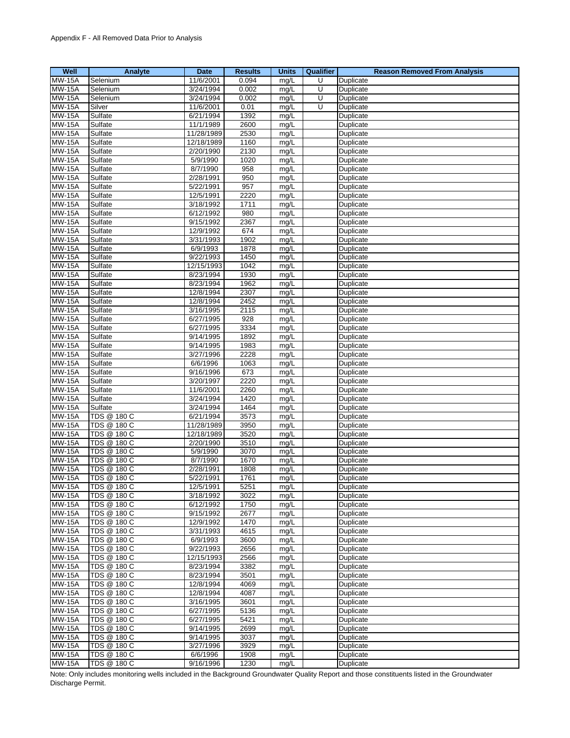Appendix F - All Removed Data Prior to Analysis

| Well | Analyte | Date | Results | Units | Qualifier | Reason Removed From Analysis |
|---|---|---|---|---|---|---|
| MW-15A | Selenium | 11/6/2001 | 0.094 | mg/L | U | Duplicate |
| MW-15A | Selenium | 3/24/1994 | 0.002 | mg/L | U | Duplicate |
| MW-15A | Selenium | 3/24/1994 | 0.002 | mg/L | U | Duplicate |
| MW-15A | Silver | 11/6/2001 | 0.01 | mg/L | U | Duplicate |
| MW-15A | Sulfate | 6/21/1994 | 1392 | mg/L | | Duplicate |
| MW-15A | Sulfate | 11/1/1989 | 2600 | mg/L | | Duplicate |
| MW-15A | Sulfate | 11/28/1989 | 2530 | mg/L | | Duplicate |
| MW-15A | Sulfate | 12/18/1989 | 1160 | mg/L | | Duplicate |
| MW-15A | Sulfate | 2/20/1990 | 2130 | mg/L | | Duplicate |
| MW-15A | Sulfate | 5/9/1990 | 1020 | mg/L | | Duplicate |
| MW-15A | Sulfate | 8/7/1990 | 958 | mg/L | | Duplicate |
| MW-15A | Sulfate | 2/28/1991 | 950 | mg/L | | Duplicate |
| MW-15A | Sulfate | 5/22/1991 | 957 | mg/L | | Duplicate |
| MW-15A | Sulfate | 12/5/1991 | 2220 | mg/L | | Duplicate |
| MW-15A | Sulfate | 3/18/1992 | 1711 | mg/L | | Duplicate |
| MW-15A | Sulfate | 6/12/1992 | 980 | mg/L | | Duplicate |
| MW-15A | Sulfate | 9/15/1992 | 2367 | mg/L | | Duplicate |
| MW-15A | Sulfate | 12/9/1992 | 674 | mg/L | | Duplicate |
| MW-15A | Sulfate | 3/31/1993 | 1902 | mg/L | | Duplicate |
| MW-15A | Sulfate | 6/9/1993 | 1878 | mg/L | | Duplicate |
| MW-15A | Sulfate | 9/22/1993 | 1450 | mg/L | | Duplicate |
| MW-15A | Sulfate | 12/15/1993 | 1042 | mg/L | | Duplicate |
| MW-15A | Sulfate | 8/23/1994 | 1930 | mg/L | | Duplicate |
| MW-15A | Sulfate | 8/23/1994 | 1962 | mg/L | | Duplicate |
| MW-15A | Sulfate | 12/8/1994 | 2307 | mg/L | | Duplicate |
| MW-15A | Sulfate | 12/8/1994 | 2452 | mg/L | | Duplicate |
| MW-15A | Sulfate | 3/16/1995 | 2115 | mg/L | | Duplicate |
| MW-15A | Sulfate | 6/27/1995 | 928 | mg/L | | Duplicate |
| MW-15A | Sulfate | 6/27/1995 | 3334 | mg/L | | Duplicate |
| MW-15A | Sulfate | 9/14/1995 | 1892 | mg/L | | Duplicate |
| MW-15A | Sulfate | 9/14/1995 | 1983 | mg/L | | Duplicate |
| MW-15A | Sulfate | 3/27/1996 | 2228 | mg/L | | Duplicate |
| MW-15A | Sulfate | 6/6/1996 | 1063 | mg/L | | Duplicate |
| MW-15A | Sulfate | 9/16/1996 | 673 | mg/L | | Duplicate |
| MW-15A | Sulfate | 3/20/1997 | 2220 | mg/L | | Duplicate |
| MW-15A | Sulfate | 11/6/2001 | 2260 | mg/L | | Duplicate |
| MW-15A | Sulfate | 3/24/1994 | 1420 | mg/L | | Duplicate |
| MW-15A | Sulfate | 3/24/1994 | 1464 | mg/L | | Duplicate |
| MW-15A | TDS @ 180 C | 6/21/1994 | 3573 | mg/L | | Duplicate |
| MW-15A | TDS @ 180 C | 11/28/1989 | 3950 | mg/L | | Duplicate |
| MW-15A | TDS @ 180 C | 12/18/1989 | 3520 | mg/L | | Duplicate |
| MW-15A | TDS @ 180 C | 2/20/1990 | 3510 | mg/L | | Duplicate |
| MW-15A | TDS @ 180 C | 5/9/1990 | 3070 | mg/L | | Duplicate |
| MW-15A | TDS @ 180 C | 8/7/1990 | 1670 | mg/L | | Duplicate |
| MW-15A | TDS @ 180 C | 2/28/1991 | 1808 | mg/L | | Duplicate |
| MW-15A | TDS @ 180 C | 5/22/1991 | 1761 | mg/L | | Duplicate |
| MW-15A | TDS @ 180 C | 12/5/1991 | 5251 | mg/L | | Duplicate |
| MW-15A | TDS @ 180 C | 3/18/1992 | 3022 | mg/L | | Duplicate |
| MW-15A | TDS @ 180 C | 6/12/1992 | 1750 | mg/L | | Duplicate |
| MW-15A | TDS @ 180 C | 9/15/1992 | 2677 | mg/L | | Duplicate |
| MW-15A | TDS @ 180 C | 12/9/1992 | 1470 | mg/L | | Duplicate |
| MW-15A | TDS @ 180 C | 3/31/1993 | 4615 | mg/L | | Duplicate |
| MW-15A | TDS @ 180 C | 6/9/1993 | 3600 | mg/L | | Duplicate |
| MW-15A | TDS @ 180 C | 9/22/1993 | 2656 | mg/L | | Duplicate |
| MW-15A | TDS @ 180 C | 12/15/1993 | 2566 | mg/L | | Duplicate |
| MW-15A | TDS @ 180 C | 8/23/1994 | 3382 | mg/L | | Duplicate |
| MW-15A | TDS @ 180 C | 8/23/1994 | 3501 | mg/L | | Duplicate |
| MW-15A | TDS @ 180 C | 12/8/1994 | 4069 | mg/L | | Duplicate |
| MW-15A | TDS @ 180 C | 12/8/1994 | 4087 | mg/L | | Duplicate |
| MW-15A | TDS @ 180 C | 3/16/1995 | 3601 | mg/L | | Duplicate |
| MW-15A | TDS @ 180 C | 6/27/1995 | 5136 | mg/L | | Duplicate |
| MW-15A | TDS @ 180 C | 6/27/1995 | 5421 | mg/L | | Duplicate |
| MW-15A | TDS @ 180 C | 9/14/1995 | 2699 | mg/L | | Duplicate |
| MW-15A | TDS @ 180 C | 9/14/1995 | 3037 | mg/L | | Duplicate |
| MW-15A | TDS @ 180 C | 3/27/1996 | 3929 | mg/L | | Duplicate |
| MW-15A | TDS @ 180 C | 6/6/1996 | 1908 | mg/L | | Duplicate |
| MW-15A | TDS @ 180 C | 9/16/1996 | 1230 | mg/L | | Duplicate |

Note: Only includes monitoring wells included in the Background Groundwater Quality Report and those constituents listed in the Groundwater Discharge Permit.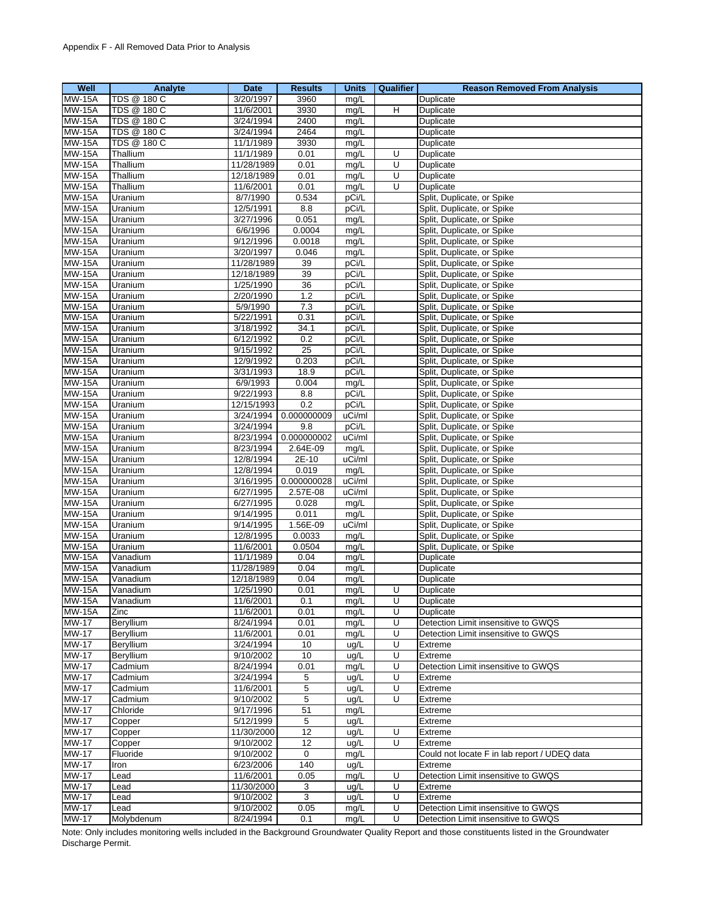Appendix F - All Removed Data Prior to Analysis

| Well | Analyte | Date | Results | Units | Qualifier | Reason Removed From Analysis |
|---|---|---|---|---|---|---|
| MW-15A | TDS @ 180 C | 3/20/1997 | 3960 | mg/L | | Duplicate |
| MW-15A | TDS @ 180 C | 11/6/2001 | 3930 | mg/L | H | Duplicate |
| MW-15A | TDS @ 180 C | 3/24/1994 | 2400 | mg/L | | Duplicate |
| MW-15A | TDS @ 180 C | 3/24/1994 | 2464 | mg/L | | Duplicate |
| MW-15A | TDS @ 180 C | 11/1/1989 | 3930 | mg/L | | Duplicate |
| MW-15A | Thallium | 11/1/1989 | 0.01 | mg/L | U | Duplicate |
| MW-15A | Thallium | 11/28/1989 | 0.01 | mg/L | U | Duplicate |
| MW-15A | Thallium | 12/18/1989 | 0.01 | mg/L | U | Duplicate |
| MW-15A | Thallium | 11/6/2001 | 0.01 | mg/L | U | Duplicate |
| MW-15A | Uranium | 8/7/1990 | 0.534 | pCi/L | | Split, Duplicate, or Spike |
| MW-15A | Uranium | 12/5/1991 | 8.8 | pCi/L | | Split, Duplicate, or Spike |
| MW-15A | Uranium | 3/27/1996 | 0.051 | mg/L | | Split, Duplicate, or Spike |
| MW-15A | Uranium | 6/6/1996 | 0.0004 | mg/L | | Split, Duplicate, or Spike |
| MW-15A | Uranium | 9/12/1996 | 0.0018 | mg/L | | Split, Duplicate, or Spike |
| MW-15A | Uranium | 3/20/1997 | 0.046 | mg/L | | Split, Duplicate, or Spike |
| MW-15A | Uranium | 11/28/1989 | 39 | pCi/L | | Split, Duplicate, or Spike |
| MW-15A | Uranium | 12/18/1989 | 39 | pCi/L | | Split, Duplicate, or Spike |
| MW-15A | Uranium | 1/25/1990 | 36 | pCi/L | | Split, Duplicate, or Spike |
| MW-15A | Uranium | 2/20/1990 | 1.2 | pCi/L | | Split, Duplicate, or Spike |
| MW-15A | Uranium | 5/9/1990 | 7.3 | pCi/L | | Split, Duplicate, or Spike |
| MW-15A | Uranium | 5/22/1991 | 0.31 | pCi/L | | Split, Duplicate, or Spike |
| MW-15A | Uranium | 3/18/1992 | 34.1 | pCi/L | | Split, Duplicate, or Spike |
| MW-15A | Uranium | 6/12/1992 | 0.2 | pCi/L | | Split, Duplicate, or Spike |
| MW-15A | Uranium | 9/15/1992 | 25 | pCi/L | | Split, Duplicate, or Spike |
| MW-15A | Uranium | 12/9/1992 | 0.203 | pCi/L | | Split, Duplicate, or Spike |
| MW-15A | Uranium | 3/31/1993 | 18.9 | pCi/L | | Split, Duplicate, or Spike |
| MW-15A | Uranium | 6/9/1993 | 0.004 | mg/L | | Split, Duplicate, or Spike |
| MW-15A | Uranium | 9/22/1993 | 8.8 | pCi/L | | Split, Duplicate, or Spike |
| MW-15A | Uranium | 12/15/1993 | 0.2 | pCi/L | | Split, Duplicate, or Spike |
| MW-15A | Uranium | 3/24/1994 | 0.000000009 | uCi/ml | | Split, Duplicate, or Spike |
| MW-15A | Uranium | 3/24/1994 | 9.8 | pCi/L | | Split, Duplicate, or Spike |
| MW-15A | Uranium | 8/23/1994 | 0.000000002 | uCi/ml | | Split, Duplicate, or Spike |
| MW-15A | Uranium | 8/23/1994 | 2.64E-09 | mg/L | | Split, Duplicate, or Spike |
| MW-15A | Uranium | 12/8/1994 | 2E-10 | uCi/ml | | Split, Duplicate, or Spike |
| MW-15A | Uranium | 12/8/1994 | 0.019 | mg/L | | Split, Duplicate, or Spike |
| MW-15A | Uranium | 3/16/1995 | 0.000000028 | uCi/ml | | Split, Duplicate, or Spike |
| MW-15A | Uranium | 6/27/1995 | 2.57E-08 | uCi/ml | | Split, Duplicate, or Spike |
| MW-15A | Uranium | 6/27/1995 | 0.028 | mg/L | | Split, Duplicate, or Spike |
| MW-15A | Uranium | 9/14/1995 | 0.011 | mg/L | | Split, Duplicate, or Spike |
| MW-15A | Uranium | 9/14/1995 | 1.56E-09 | uCi/ml | | Split, Duplicate, or Spike |
| MW-15A | Uranium | 12/8/1995 | 0.0033 | mg/L | | Split, Duplicate, or Spike |
| MW-15A | Uranium | 11/6/2001 | 0.0504 | mg/L | | Split, Duplicate, or Spike |
| MW-15A | Vanadium | 11/1/1989 | 0.04 | mg/L | | Duplicate |
| MW-15A | Vanadium | 11/28/1989 | 0.04 | mg/L | | Duplicate |
| MW-15A | Vanadium | 12/18/1989 | 0.04 | mg/L | | Duplicate |
| MW-15A | Vanadium | 1/25/1990 | 0.01 | mg/L | U | Duplicate |
| MW-15A | Vanadium | 11/6/2001 | 0.1 | mg/L | U | Duplicate |
| MW-15A | Zinc | 11/6/2001 | 0.01 | mg/L | U | Duplicate |
| MW-17 | Beryllium | 8/24/1994 | 0.01 | mg/L | U | Detection Limit insensitive to GWQS |
| MW-17 | Beryllium | 11/6/2001 | 0.01 | mg/L | U | Detection Limit insensitive to GWQS |
| MW-17 | Beryllium | 3/24/1994 | 10 | ug/L | U | Extreme |
| MW-17 | Beryllium | 9/10/2002 | 10 | ug/L | U | Extreme |
| MW-17 | Cadmium | 8/24/1994 | 0.01 | mg/L | U | Detection Limit insensitive to GWQS |
| MW-17 | Cadmium | 3/24/1994 | 5 | ug/L | U | Extreme |
| MW-17 | Cadmium | 11/6/2001 | 5 | ug/L | U | Extreme |
| MW-17 | Cadmium | 9/10/2002 | 5 | ug/L | U | Extreme |
| MW-17 | Chloride | 9/17/1996 | 51 | mg/L | | Extreme |
| MW-17 | Copper | 5/12/1999 | 5 | ug/L | | Extreme |
| MW-17 | Copper | 11/30/2000 | 12 | ug/L | U | Extreme |
| MW-17 | Copper | 9/10/2002 | 12 | ug/L | U | Extreme |
| MW-17 | Fluoride | 9/10/2002 | 0 | mg/L | | Could not locate F in lab report / UDEQ data |
| MW-17 | Iron | 6/23/2006 | 140 | ug/L | | Extreme |
| MW-17 | Lead | 11/6/2001 | 0.05 | mg/L | U | Detection Limit insensitive to GWQS |
| MW-17 | Lead | 11/30/2000 | 3 | ug/L | U | Extreme |
| MW-17 | Lead | 9/10/2002 | 3 | ug/L | U | Extreme |
| MW-17 | Lead | 9/10/2002 | 0.05 | mg/L | U | Detection Limit insensitive to GWQS |
| MW-17 | Molybdenum | 8/24/1994 | 0.1 | mg/L | U | Detection Limit insensitive to GWQS |

Note: Only includes monitoring wells included in the Background Groundwater Quality Report and those constituents listed in the Groundwater Discharge Permit.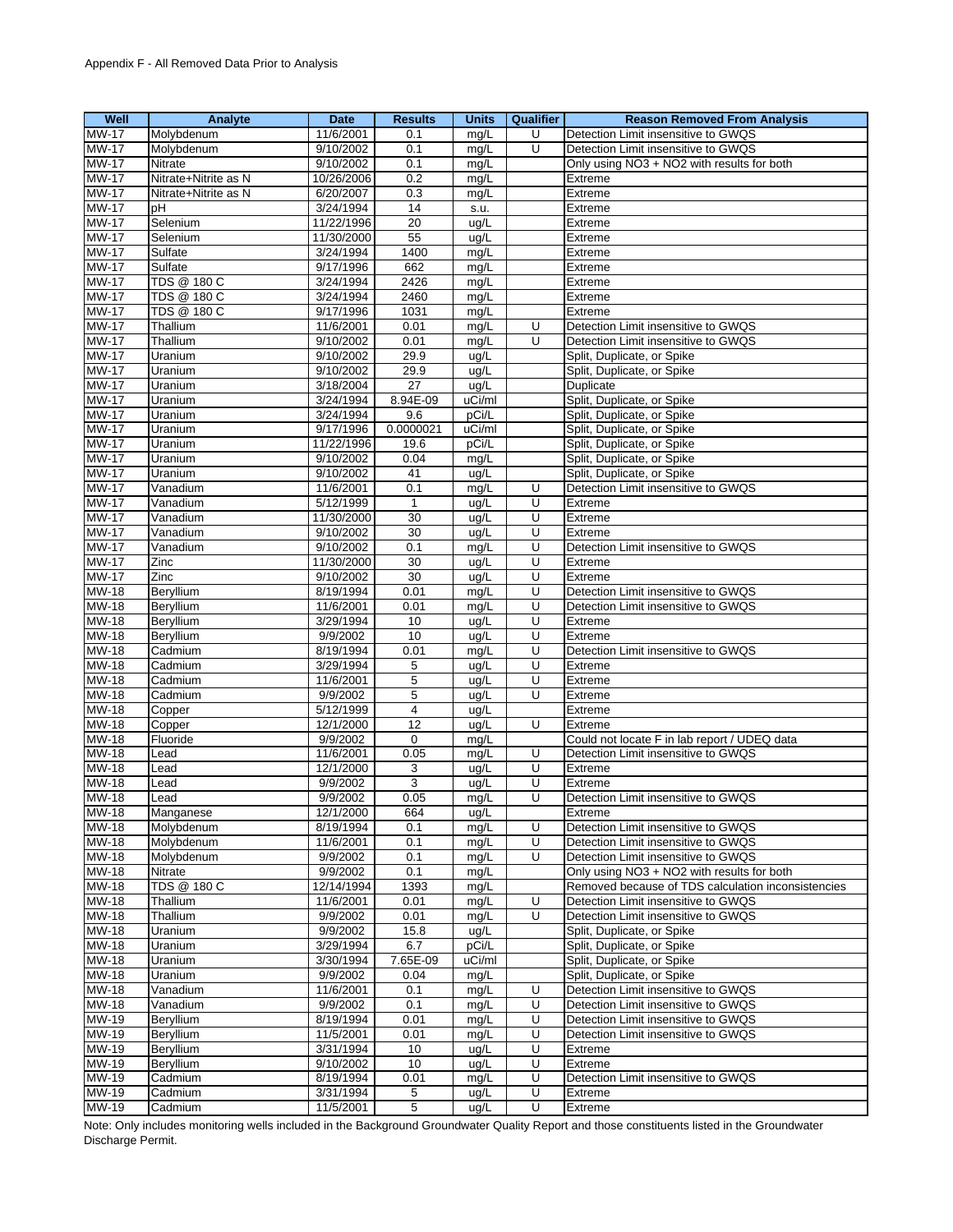Appendix F - All Removed Data Prior to Analysis

| Well | Analyte | Date | Results | Units | Qualifier | Reason Removed From Analysis |
|---|---|---|---|---|---|---|
| MW-17 | Molybdenum | 11/6/2001 | 0.1 | mg/L | U | Detection Limit insensitive to GWQS |
| MW-17 | Molybdenum | 9/10/2002 | 0.1 | mg/L | U | Detection Limit insensitive to GWQS |
| MW-17 | Nitrate | 9/10/2002 | 0.1 | mg/L | | Only using NO3 + NO2 with results for both |
| MW-17 | Nitrate+Nitrite as N | 10/26/2006 | 0.2 | mg/L | | Extreme |
| MW-17 | Nitrate+Nitrite as N | 6/20/2007 | 0.3 | mg/L | | Extreme |
| MW-17 | pH | 3/24/1994 | 14 | s.u. | | Extreme |
| MW-17 | Selenium | 11/22/1996 | 20 | ug/L | | Extreme |
| MW-17 | Selenium | 11/30/2000 | 55 | ug/L | | Extreme |
| MW-17 | Sulfate | 3/24/1994 | 1400 | mg/L | | Extreme |
| MW-17 | Sulfate | 9/17/1996 | 662 | mg/L | | Extreme |
| MW-17 | TDS @ 180 C | 3/24/1994 | 2426 | mg/L | | Extreme |
| MW-17 | TDS @ 180 C | 3/24/1994 | 2460 | mg/L | | Extreme |
| MW-17 | TDS @ 180 C | 9/17/1996 | 1031 | mg/L | | Extreme |
| MW-17 | Thallium | 11/6/2001 | 0.01 | mg/L | U | Detection Limit insensitive to GWQS |
| MW-17 | Thallium | 9/10/2002 | 0.01 | mg/L | U | Detection Limit insensitive to GWQS |
| MW-17 | Uranium | 9/10/2002 | 29.9 | ug/L | | Split, Duplicate, or Spike |
| MW-17 | Uranium | 9/10/2002 | 29.9 | ug/L | | Split, Duplicate, or Spike |
| MW-17 | Uranium | 3/18/2004 | 27 | ug/L | | Duplicate |
| MW-17 | Uranium | 3/24/1994 | 8.94E-09 | uCi/ml | | Split, Duplicate, or Spike |
| MW-17 | Uranium | 3/24/1994 | 9.6 | pCi/L | | Split, Duplicate, or Spike |
| MW-17 | Uranium | 9/17/1996 | 0.0000021 | uCi/ml | | Split, Duplicate, or Spike |
| MW-17 | Uranium | 11/22/1996 | 19.6 | pCi/L | | Split, Duplicate, or Spike |
| MW-17 | Uranium | 9/10/2002 | 0.04 | mg/L | | Split, Duplicate, or Spike |
| MW-17 | Uranium | 9/10/2002 | 41 | ug/L | | Split, Duplicate, or Spike |
| MW-17 | Vanadium | 11/6/2001 | 0.1 | mg/L | U | Detection Limit insensitive to GWQS |
| MW-17 | Vanadium | 5/12/1999 | 1 | ug/L | U | Extreme |
| MW-17 | Vanadium | 11/30/2000 | 30 | ug/L | U | Extreme |
| MW-17 | Vanadium | 9/10/2002 | 30 | ug/L | U | Extreme |
| MW-17 | Vanadium | 9/10/2002 | 0.1 | mg/L | U | Detection Limit insensitive to GWQS |
| MW-17 | Zinc | 11/30/2000 | 30 | ug/L | U | Extreme |
| MW-17 | Zinc | 9/10/2002 | 30 | ug/L | U | Extreme |
| MW-18 | Beryllium | 8/19/1994 | 0.01 | mg/L | U | Detection Limit insensitive to GWQS |
| MW-18 | Beryllium | 11/6/2001 | 0.01 | mg/L | U | Detection Limit insensitive to GWQS |
| MW-18 | Beryllium | 3/29/1994 | 10 | ug/L | U | Extreme |
| MW-18 | Beryllium | 9/9/2002 | 10 | ug/L | U | Extreme |
| MW-18 | Cadmium | 8/19/1994 | 0.01 | mg/L | U | Detection Limit insensitive to GWQS |
| MW-18 | Cadmium | 3/29/1994 | 5 | ug/L | U | Extreme |
| MW-18 | Cadmium | 11/6/2001 | 5 | ug/L | U | Extreme |
| MW-18 | Cadmium | 9/9/2002 | 5 | ug/L | U | Extreme |
| MW-18 | Copper | 5/12/1999 | 4 | ug/L | | Extreme |
| MW-18 | Copper | 12/1/2000 | 12 | ug/L | U | Extreme |
| MW-18 | Fluoride | 9/9/2002 | 0 | mg/L | | Could not locate F in lab report / UDEQ data |
| MW-18 | Lead | 11/6/2001 | 0.05 | mg/L | U | Detection Limit insensitive to GWQS |
| MW-18 | Lead | 12/1/2000 | 3 | ug/L | U | Extreme |
| MW-18 | Lead | 9/9/2002 | 3 | ug/L | U | Extreme |
| MW-18 | Lead | 9/9/2002 | 0.05 | mg/L | U | Detection Limit insensitive to GWQS |
| MW-18 | Manganese | 12/1/2000 | 664 | ug/L | | Extreme |
| MW-18 | Molybdenum | 8/19/1994 | 0.1 | mg/L | U | Detection Limit insensitive to GWQS |
| MW-18 | Molybdenum | 11/6/2001 | 0.1 | mg/L | U | Detection Limit insensitive to GWQS |
| MW-18 | Molybdenum | 9/9/2002 | 0.1 | mg/L | U | Detection Limit insensitive to GWQS |
| MW-18 | Nitrate | 9/9/2002 | 0.1 | mg/L | | Only using NO3 + NO2 with results for both |
| MW-18 | TDS @ 180 C | 12/14/1994 | 1393 | mg/L | | Removed because of TDS calculation inconsistencies |
| MW-18 | Thallium | 11/6/2001 | 0.01 | mg/L | U | Detection Limit insensitive to GWQS |
| MW-18 | Thallium | 9/9/2002 | 0.01 | mg/L | U | Detection Limit insensitive to GWQS |
| MW-18 | Uranium | 9/9/2002 | 15.8 | ug/L | | Split, Duplicate, or Spike |
| MW-18 | Uranium | 3/29/1994 | 6.7 | pCi/L | | Split, Duplicate, or Spike |
| MW-18 | Uranium | 3/30/1994 | 7.65E-09 | uCi/ml | | Split, Duplicate, or Spike |
| MW-18 | Uranium | 9/9/2002 | 0.04 | mg/L | | Split, Duplicate, or Spike |
| MW-18 | Vanadium | 11/6/2001 | 0.1 | mg/L | U | Detection Limit insensitive to GWQS |
| MW-18 | Vanadium | 9/9/2002 | 0.1 | mg/L | U | Detection Limit insensitive to GWQS |
| MW-19 | Beryllium | 8/19/1994 | 0.01 | mg/L | U | Detection Limit insensitive to GWQS |
| MW-19 | Beryllium | 11/5/2001 | 0.01 | mg/L | U | Detection Limit insensitive to GWQS |
| MW-19 | Beryllium | 3/31/1994 | 10 | ug/L | U | Extreme |
| MW-19 | Beryllium | 9/10/2002 | 10 | ug/L | U | Extreme |
| MW-19 | Cadmium | 8/19/1994 | 0.01 | mg/L | U | Detection Limit insensitive to GWQS |
| MW-19 | Cadmium | 3/31/1994 | 5 | ug/L | U | Extreme |
| MW-19 | Cadmium | 11/5/2001 | 5 | ug/L | U | Extreme |

Note: Only includes monitoring wells included in the Background Groundwater Quality Report and those constituents listed in the Groundwater Discharge Permit.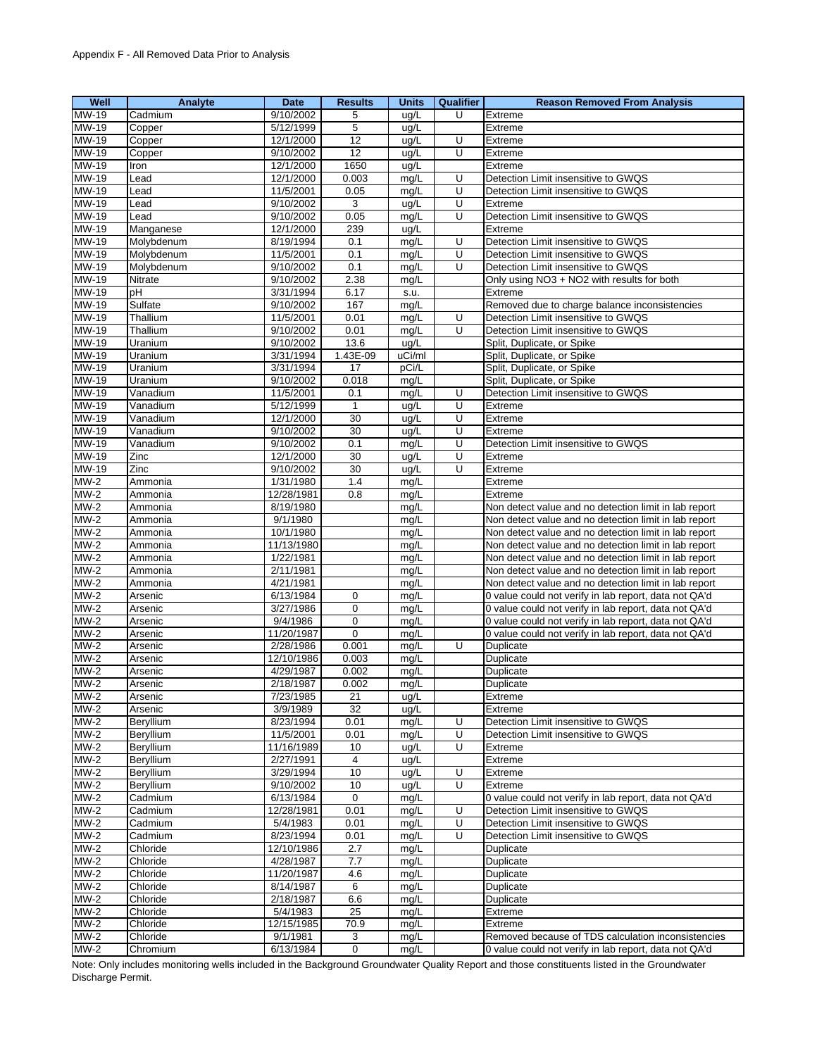Appendix F - All Removed Data Prior to Analysis

| Well | Analyte | Date | Results | Units | Qualifier | Reason Removed From Analysis |
|---|---|---|---|---|---|---|
| MW-19 | Cadmium | 9/10/2002 | 5 | ug/L | U | Extreme |
| MW-19 | Copper | 5/12/1999 | 5 | ug/L | | Extreme |
| MW-19 | Copper | 12/1/2000 | 12 | ug/L | U | Extreme |
| MW-19 | Copper | 9/10/2002 | 12 | ug/L | U | Extreme |
| MW-19 | Iron | 12/1/2000 | 1650 | ug/L | | Extreme |
| MW-19 | Lead | 12/1/2000 | 0.003 | mg/L | U | Detection Limit insensitive to GWQS |
| MW-19 | Lead | 11/5/2001 | 0.05 | mg/L | U | Detection Limit insensitive to GWQS |
| MW-19 | Lead | 9/10/2002 | 3 | ug/L | U | Extreme |
| MW-19 | Lead | 9/10/2002 | 0.05 | mg/L | U | Detection Limit insensitive to GWQS |
| MW-19 | Manganese | 12/1/2000 | 239 | ug/L | | Extreme |
| MW-19 | Molybdenum | 8/19/1994 | 0.1 | mg/L | U | Detection Limit insensitive to GWQS |
| MW-19 | Molybdenum | 11/5/2001 | 0.1 | mg/L | U | Detection Limit insensitive to GWQS |
| MW-19 | Molybdenum | 9/10/2002 | 0.1 | mg/L | U | Detection Limit insensitive to GWQS |
| MW-19 | Nitrate | 9/10/2002 | 2.38 | mg/L | | Only using NO3 + NO2 with results for both |
| MW-19 | pH | 3/31/1994 | 6.17 | s.u. | | Extreme |
| MW-19 | Sulfate | 9/10/2002 | 167 | mg/L | | Removed due to charge balance inconsistencies |
| MW-19 | Thallium | 11/5/2001 | 0.01 | mg/L | U | Detection Limit insensitive to GWQS |
| MW-19 | Thallium | 9/10/2002 | 0.01 | mg/L | U | Detection Limit insensitive to GWQS |
| MW-19 | Uranium | 9/10/2002 | 13.6 | ug/L | | Split, Duplicate, or Spike |
| MW-19 | Uranium | 3/31/1994 | 1.43E-09 | uCi/ml | | Split, Duplicate, or Spike |
| MW-19 | Uranium | 3/31/1994 | 17 | pCi/L | | Split, Duplicate, or Spike |
| MW-19 | Uranium | 9/10/2002 | 0.018 | mg/L | | Split, Duplicate, or Spike |
| MW-19 | Vanadium | 11/5/2001 | 0.1 | mg/L | U | Detection Limit insensitive to GWQS |
| MW-19 | Vanadium | 5/12/1999 | 1 | ug/L | U | Extreme |
| MW-19 | Vanadium | 12/1/2000 | 30 | ug/L | U | Extreme |
| MW-19 | Vanadium | 9/10/2002 | 30 | ug/L | U | Extreme |
| MW-19 | Vanadium | 9/10/2002 | 0.1 | mg/L | U | Detection Limit insensitive to GWQS |
| MW-19 | Zinc | 12/1/2000 | 30 | ug/L | U | Extreme |
| MW-19 | Zinc | 9/10/2002 | 30 | ug/L | U | Extreme |
| MW-2 | Ammonia | 1/31/1980 | 1.4 | mg/L | | Extreme |
| MW-2 | Ammonia | 12/28/1981 | 0.8 | mg/L | | Extreme |
| MW-2 | Ammonia | 8/19/1980 | | mg/L | | Non detect value and no detection limit in lab report |
| MW-2 | Ammonia | 9/1/1980 | | mg/L | | Non detect value and no detection limit in lab report |
| MW-2 | Ammonia | 10/1/1980 | | mg/L | | Non detect value and no detection limit in lab report |
| MW-2 | Ammonia | 11/13/1980 | | mg/L | | Non detect value and no detection limit in lab report |
| MW-2 | Ammonia | 1/22/1981 | | mg/L | | Non detect value and no detection limit in lab report |
| MW-2 | Ammonia | 2/11/1981 | | mg/L | | Non detect value and no detection limit in lab report |
| MW-2 | Ammonia | 4/21/1981 | | mg/L | | Non detect value and no detection limit in lab report |
| MW-2 | Arsenic | 6/13/1984 | 0 | mg/L | | 0 value could not verify in lab report, data not QA'd |
| MW-2 | Arsenic | 3/27/1986 | 0 | mg/L | | 0 value could not verify in lab report, data not QA'd |
| MW-2 | Arsenic | 9/4/1986 | 0 | mg/L | | 0 value could not verify in lab report, data not QA'd |
| MW-2 | Arsenic | 11/20/1987 | 0 | mg/L | | 0 value could not verify in lab report, data not QA'd |
| MW-2 | Arsenic | 2/28/1986 | 0.001 | mg/L | U | Duplicate |
| MW-2 | Arsenic | 12/10/1986 | 0.003 | mg/L | | Duplicate |
| MW-2 | Arsenic | 4/29/1987 | 0.002 | mg/L | | Duplicate |
| MW-2 | Arsenic | 2/18/1987 | 0.002 | mg/L | | Duplicate |
| MW-2 | Arsenic | 7/23/1985 | 21 | ug/L | | Extreme |
| MW-2 | Arsenic | 3/9/1989 | 32 | ug/L | | Extreme |
| MW-2 | Beryllium | 8/23/1994 | 0.01 | mg/L | U | Detection Limit insensitive to GWQS |
| MW-2 | Beryllium | 11/5/2001 | 0.01 | mg/L | U | Detection Limit insensitive to GWQS |
| MW-2 | Beryllium | 11/16/1989 | 10 | ug/L | U | Extreme |
| MW-2 | Beryllium | 2/27/1991 | 4 | ug/L | | Extreme |
| MW-2 | Beryllium | 3/29/1994 | 10 | ug/L | U | Extreme |
| MW-2 | Beryllium | 9/10/2002 | 10 | ug/L | U | Extreme |
| MW-2 | Cadmium | 6/13/1984 | 0 | mg/L | | 0 value could not verify in lab report, data not QA'd |
| MW-2 | Cadmium | 12/28/1981 | 0.01 | mg/L | U | Detection Limit insensitive to GWQS |
| MW-2 | Cadmium | 5/4/1983 | 0.01 | mg/L | U | Detection Limit insensitive to GWQS |
| MW-2 | Cadmium | 8/23/1994 | 0.01 | mg/L | U | Detection Limit insensitive to GWQS |
| MW-2 | Chloride | 12/10/1986 | 2.7 | mg/L | | Duplicate |
| MW-2 | Chloride | 4/28/1987 | 7.7 | mg/L | | Duplicate |
| MW-2 | Chloride | 11/20/1987 | 4.6 | mg/L | | Duplicate |
| MW-2 | Chloride | 8/14/1987 | 6 | mg/L | | Duplicate |
| MW-2 | Chloride | 2/18/1987 | 6.6 | mg/L | | Duplicate |
| MW-2 | Chloride | 5/4/1983 | 25 | mg/L | | Extreme |
| MW-2 | Chloride | 12/15/1985 | 70.9 | mg/L | | Extreme |
| MW-2 | Chloride | 9/1/1981 | 3 | mg/L | | Removed because of TDS calculation inconsistencies |
| MW-2 | Chromium | 6/13/1984 | 0 | mg/L | | 0 value could not verify in lab report, data not QA'd |

Note: Only includes monitoring wells included in the Background Groundwater Quality Report and those constituents listed in the Groundwater Discharge Permit.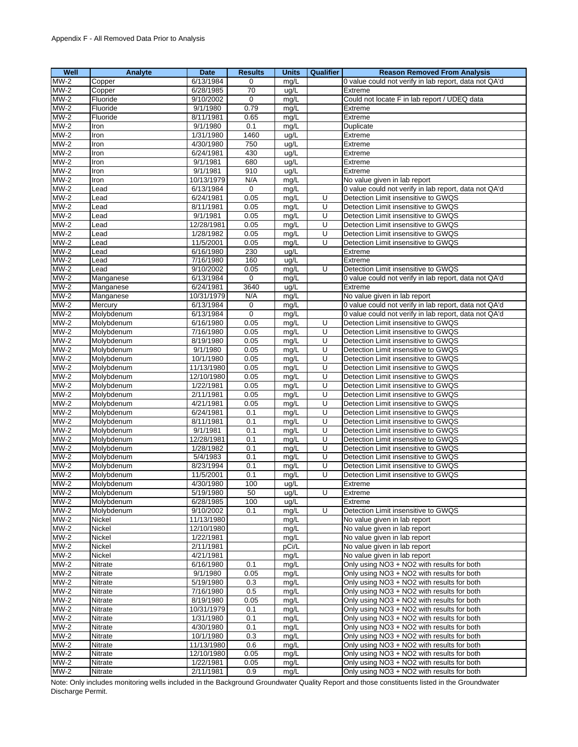Appendix F - All Removed Data Prior to Analysis

| Well | Analyte | Date | Results | Units | Qualifier | Reason Removed From Analysis |
|---|---|---|---|---|---|---|
| MW-2 | Copper | 6/13/1984 | 0 | mg/L | | 0 value could not verify in lab report, data not QA'd |
| MW-2 | Copper | 6/28/1985 | 70 | ug/L | | Extreme |
| MW-2 | Fluoride | 9/10/2002 | 0 | mg/L | | Could not locate F in lab report / UDEQ data |
| MW-2 | Fluoride | 9/1/1980 | 0.79 | mg/L | | Extreme |
| MW-2 | Fluoride | 8/11/1981 | 0.65 | mg/L | | Extreme |
| MW-2 | Iron | 9/1/1980 | 0.1 | mg/L | | Duplicate |
| MW-2 | Iron | 1/31/1980 | 1460 | ug/L | | Extreme |
| MW-2 | Iron | 4/30/1980 | 750 | ug/L | | Extreme |
| MW-2 | Iron | 6/24/1981 | 430 | ug/L | | Extreme |
| MW-2 | Iron | 9/1/1981 | 680 | ug/L | | Extreme |
| MW-2 | Iron | 9/1/1981 | 910 | ug/L | | Extreme |
| MW-2 | Iron | 10/13/1979 | N/A | mg/L | | No value given in lab report |
| MW-2 | Lead | 6/13/1984 | 0 | mg/L | | 0 value could not verify in lab report, data not QA'd |
| MW-2 | Lead | 6/24/1981 | 0.05 | mg/L | U | Detection Limit insensitive to GWQS |
| MW-2 | Lead | 8/11/1981 | 0.05 | mg/L | U | Detection Limit insensitive to GWQS |
| MW-2 | Lead | 9/1/1981 | 0.05 | mg/L | U | Detection Limit insensitive to GWQS |
| MW-2 | Lead | 12/28/1981 | 0.05 | mg/L | U | Detection Limit insensitive to GWQS |
| MW-2 | Lead | 1/28/1982 | 0.05 | mg/L | U | Detection Limit insensitive to GWQS |
| MW-2 | Lead | 11/5/2001 | 0.05 | mg/L | U | Detection Limit insensitive to GWQS |
| MW-2 | Lead | 6/16/1980 | 230 | ug/L | | Extreme |
| MW-2 | Lead | 7/16/1980 | 160 | ug/L | | Extreme |
| MW-2 | Lead | 9/10/2002 | 0.05 | mg/L | U | Detection Limit insensitive to GWQS |
| MW-2 | Manganese | 6/13/1984 | 0 | mg/L | | 0 value could not verify in lab report, data not QA'd |
| MW-2 | Manganese | 6/24/1981 | 3640 | ug/L | | Extreme |
| MW-2 | Manganese | 10/31/1979 | N/A | mg/L | | No value given in lab report |
| MW-2 | Mercury | 6/13/1984 | 0 | mg/L | | 0 value could not verify in lab report, data not QA'd |
| MW-2 | Molybdenum | 6/13/1984 | 0 | mg/L | | 0 value could not verify in lab report, data not QA'd |
| MW-2 | Molybdenum | 6/16/1980 | 0.05 | mg/L | U | Detection Limit insensitive to GWQS |
| MW-2 | Molybdenum | 7/16/1980 | 0.05 | mg/L | U | Detection Limit insensitive to GWQS |
| MW-2 | Molybdenum | 8/19/1980 | 0.05 | mg/L | U | Detection Limit insensitive to GWQS |
| MW-2 | Molybdenum | 9/1/1980 | 0.05 | mg/L | U | Detection Limit insensitive to GWQS |
| MW-2 | Molybdenum | 10/1/1980 | 0.05 | mg/L | U | Detection Limit insensitive to GWQS |
| MW-2 | Molybdenum | 11/13/1980 | 0.05 | mg/L | U | Detection Limit insensitive to GWQS |
| MW-2 | Molybdenum | 12/10/1980 | 0.05 | mg/L | U | Detection Limit insensitive to GWQS |
| MW-2 | Molybdenum | 1/22/1981 | 0.05 | mg/L | U | Detection Limit insensitive to GWQS |
| MW-2 | Molybdenum | 2/11/1981 | 0.05 | mg/L | U | Detection Limit insensitive to GWQS |
| MW-2 | Molybdenum | 4/21/1981 | 0.05 | mg/L | U | Detection Limit insensitive to GWQS |
| MW-2 | Molybdenum | 6/24/1981 | 0.1 | mg/L | U | Detection Limit insensitive to GWQS |
| MW-2 | Molybdenum | 8/11/1981 | 0.1 | mg/L | U | Detection Limit insensitive to GWQS |
| MW-2 | Molybdenum | 9/1/1981 | 0.1 | mg/L | U | Detection Limit insensitive to GWQS |
| MW-2 | Molybdenum | 12/28/1981 | 0.1 | mg/L | U | Detection Limit insensitive to GWQS |
| MW-2 | Molybdenum | 1/28/1982 | 0.1 | mg/L | U | Detection Limit insensitive to GWQS |
| MW-2 | Molybdenum | 5/4/1983 | 0.1 | mg/L | U | Detection Limit insensitive to GWQS |
| MW-2 | Molybdenum | 8/23/1994 | 0.1 | mg/L | U | Detection Limit insensitive to GWQS |
| MW-2 | Molybdenum | 11/5/2001 | 0.1 | mg/L | U | Detection Limit insensitive to GWQS |
| MW-2 | Molybdenum | 4/30/1980 | 100 | ug/L | | Extreme |
| MW-2 | Molybdenum | 5/19/1980 | 50 | ug/L | U | Extreme |
| MW-2 | Molybdenum | 6/28/1985 | 100 | ug/L | | Extreme |
| MW-2 | Molybdenum | 9/10/2002 | 0.1 | mg/L | U | Detection Limit insensitive to GWQS |
| MW-2 | Nickel | 11/13/1980 | | mg/L | | No value given in lab report |
| MW-2 | Nickel | 12/10/1980 | | mg/L | | No value given in lab report |
| MW-2 | Nickel | 1/22/1981 | | mg/L | | No value given in lab report |
| MW-2 | Nickel | 2/11/1981 | | pCi/L | | No value given in lab report |
| MW-2 | Nickel | 4/21/1981 | | mg/L | | No value given in lab report |
| MW-2 | Nitrate | 6/16/1980 | 0.1 | mg/L | | Only using NO3 + NO2 with results for both |
| MW-2 | Nitrate | 9/1/1980 | 0.05 | mg/L | | Only using NO3 + NO2 with results for both |
| MW-2 | Nitrate | 5/19/1980 | 0.3 | mg/L | | Only using NO3 + NO2 with results for both |
| MW-2 | Nitrate | 7/16/1980 | 0.5 | mg/L | | Only using NO3 + NO2 with results for both |
| MW-2 | Nitrate | 8/19/1980 | 0.05 | mg/L | | Only using NO3 + NO2 with results for both |
| MW-2 | Nitrate | 10/31/1979 | 0.1 | mg/L | | Only using NO3 + NO2 with results for both |
| MW-2 | Nitrate | 1/31/1980 | 0.1 | mg/L | | Only using NO3 + NO2 with results for both |
| MW-2 | Nitrate | 4/30/1980 | 0.1 | mg/L | | Only using NO3 + NO2 with results for both |
| MW-2 | Nitrate | 10/1/1980 | 0.3 | mg/L | | Only using NO3 + NO2 with results for both |
| MW-2 | Nitrate | 11/13/1980 | 0.6 | mg/L | | Only using NO3 + NO2 with results for both |
| MW-2 | Nitrate | 12/10/1980 | 0.05 | mg/L | | Only using NO3 + NO2 with results for both |
| MW-2 | Nitrate | 1/22/1981 | 0.05 | mg/L | | Only using NO3 + NO2 with results for both |
| MW-2 | Nitrate | 2/11/1981 | 0.9 | mg/L | | Only using NO3 + NO2 with results for both |

Note: Only includes monitoring wells included in the Background Groundwater Quality Report and those constituents listed in the Groundwater Discharge Permit.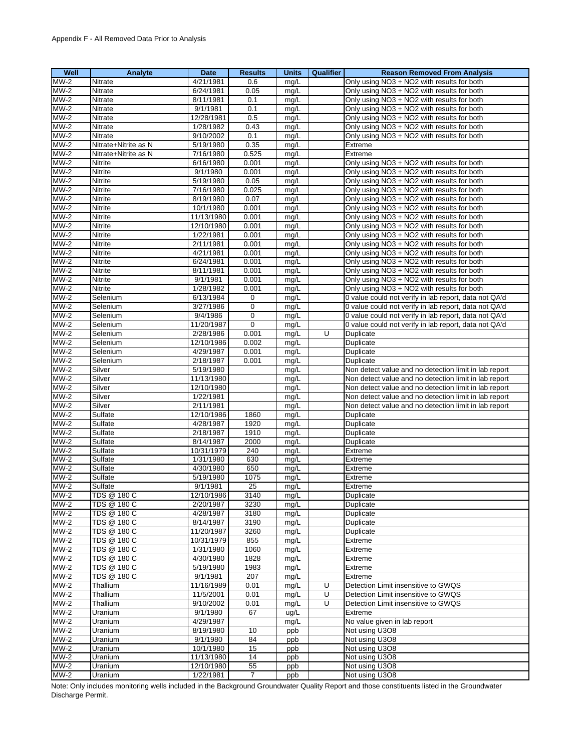Appendix F - All Removed Data Prior to Analysis

| Well | Analyte | Date | Results | Units | Qualifier | Reason Removed From Analysis |
|---|---|---|---|---|---|---|
| MW-2 | Nitrate | 4/21/1981 | 0.6 | mg/L | | Only using NO3 + NO2 with results for both |
| MW-2 | Nitrate | 6/24/1981 | 0.05 | mg/L | | Only using NO3 + NO2 with results for both |
| MW-2 | Nitrate | 8/11/1981 | 0.1 | mg/L | | Only using NO3 + NO2 with results for both |
| MW-2 | Nitrate | 9/1/1981 | 0.1 | mg/L | | Only using NO3 + NO2 with results for both |
| MW-2 | Nitrate | 12/28/1981 | 0.5 | mg/L | | Only using NO3 + NO2 with results for both |
| MW-2 | Nitrate | 1/28/1982 | 0.43 | mg/L | | Only using NO3 + NO2 with results for both |
| MW-2 | Nitrate | 9/10/2002 | 0.1 | mg/L | | Only using NO3 + NO2 with results for both |
| MW-2 | Nitrate+Nitrite as N | 5/19/1980 | 0.35 | mg/L | | Extreme |
| MW-2 | Nitrate+Nitrite as N | 7/16/1980 | 0.525 | mg/L | | Extreme |
| MW-2 | Nitrite | 6/16/1980 | 0.001 | mg/L | | Only using NO3 + NO2 with results for both |
| MW-2 | Nitrite | 9/1/1980 | 0.001 | mg/L | | Only using NO3 + NO2 with results for both |
| MW-2 | Nitrite | 5/19/1980 | 0.05 | mg/L | | Only using NO3 + NO2 with results for both |
| MW-2 | Nitrite | 7/16/1980 | 0.025 | mg/L | | Only using NO3 + NO2 with results for both |
| MW-2 | Nitrite | 8/19/1980 | 0.07 | mg/L | | Only using NO3 + NO2 with results for both |
| MW-2 | Nitrite | 10/1/1980 | 0.001 | mg/L | | Only using NO3 + NO2 with results for both |
| MW-2 | Nitrite | 11/13/1980 | 0.001 | mg/L | | Only using NO3 + NO2 with results for both |
| MW-2 | Nitrite | 12/10/1980 | 0.001 | mg/L | | Only using NO3 + NO2 with results for both |
| MW-2 | Nitrite | 1/22/1981 | 0.001 | mg/L | | Only using NO3 + NO2 with results for both |
| MW-2 | Nitrite | 2/11/1981 | 0.001 | mg/L | | Only using NO3 + NO2 with results for both |
| MW-2 | Nitrite | 4/21/1981 | 0.001 | mg/L | | Only using NO3 + NO2 with results for both |
| MW-2 | Nitrite | 6/24/1981 | 0.001 | mg/L | | Only using NO3 + NO2 with results for both |
| MW-2 | Nitrite | 8/11/1981 | 0.001 | mg/L | | Only using NO3 + NO2 with results for both |
| MW-2 | Nitrite | 9/1/1981 | 0.001 | mg/L | | Only using NO3 + NO2 with results for both |
| MW-2 | Nitrite | 1/28/1982 | 0.001 | mg/L | | Only using NO3 + NO2 with results for both |
| MW-2 | Selenium | 6/13/1984 | 0 | mg/L | | 0 value could not verify in lab report, data not QA'd |
| MW-2 | Selenium | 3/27/1986 | 0 | mg/L | | 0 value could not verify in lab report, data not QA'd |
| MW-2 | Selenium | 9/4/1986 | 0 | mg/L | | 0 value could not verify in lab report, data not QA'd |
| MW-2 | Selenium | 11/20/1987 | 0 | mg/L | | 0 value could not verify in lab report, data not QA'd |
| MW-2 | Selenium | 2/28/1986 | 0.001 | mg/L | U | Duplicate |
| MW-2 | Selenium | 12/10/1986 | 0.002 | mg/L | | Duplicate |
| MW-2 | Selenium | 4/29/1987 | 0.001 | mg/L | | Duplicate |
| MW-2 | Selenium | 2/18/1987 | 0.001 | mg/L | | Duplicate |
| MW-2 | Silver | 5/19/1980 | | mg/L | | Non detect value and no detection limit in lab report |
| MW-2 | Silver | 11/13/1980 | | mg/L | | Non detect value and no detection limit in lab report |
| MW-2 | Silver | 12/10/1980 | | mg/L | | Non detect value and no detection limit in lab report |
| MW-2 | Silver | 1/22/1981 | | mg/L | | Non detect value and no detection limit in lab report |
| MW-2 | Silver | 2/11/1981 | | mg/L | | Non detect value and no detection limit in lab report |
| MW-2 | Sulfate | 12/10/1986 | 1860 | mg/L | | Duplicate |
| MW-2 | Sulfate | 4/28/1987 | 1920 | mg/L | | Duplicate |
| MW-2 | Sulfate | 2/18/1987 | 1910 | mg/L | | Duplicate |
| MW-2 | Sulfate | 8/14/1987 | 2000 | mg/L | | Duplicate |
| MW-2 | Sulfate | 10/31/1979 | 240 | mg/L | | Extreme |
| MW-2 | Sulfate | 1/31/1980 | 630 | mg/L | | Extreme |
| MW-2 | Sulfate | 4/30/1980 | 650 | mg/L | | Extreme |
| MW-2 | Sulfate | 5/19/1980 | 1075 | mg/L | | Extreme |
| MW-2 | Sulfate | 9/1/1981 | 25 | mg/L | | Extreme |
| MW-2 | TDS @ 180 C | 12/10/1986 | 3140 | mg/L | | Duplicate |
| MW-2 | TDS @ 180 C | 2/20/1987 | 3230 | mg/L | | Duplicate |
| MW-2 | TDS @ 180 C | 4/28/1987 | 3180 | mg/L | | Duplicate |
| MW-2 | TDS @ 180 C | 8/14/1987 | 3190 | mg/L | | Duplicate |
| MW-2 | TDS @ 180 C | 11/20/1987 | 3260 | mg/L | | Duplicate |
| MW-2 | TDS @ 180 C | 10/31/1979 | 855 | mg/L | | Extreme |
| MW-2 | TDS @ 180 C | 1/31/1980 | 1060 | mg/L | | Extreme |
| MW-2 | TDS @ 180 C | 4/30/1980 | 1828 | mg/L | | Extreme |
| MW-2 | TDS @ 180 C | 5/19/1980 | 1983 | mg/L | | Extreme |
| MW-2 | TDS @ 180 C | 9/1/1981 | 207 | mg/L | | Extreme |
| MW-2 | Thallium | 11/16/1989 | 0.01 | mg/L | U | Detection Limit insensitive to GWQS |
| MW-2 | Thallium | 11/5/2001 | 0.01 | mg/L | U | Detection Limit insensitive to GWQS |
| MW-2 | Thallium | 9/10/2002 | 0.01 | mg/L | U | Detection Limit insensitive to GWQS |
| MW-2 | Uranium | 9/1/1980 | 67 | ug/L | | Extreme |
| MW-2 | Uranium | 4/29/1987 | | mg/L | | No value given in lab report |
| MW-2 | Uranium | 8/19/1980 | 10 | ppb | | Not using U3O8 |
| MW-2 | Uranium | 9/1/1980 | 84 | ppb | | Not using U3O8 |
| MW-2 | Uranium | 10/1/1980 | 15 | ppb | | Not using U3O8 |
| MW-2 | Uranium | 11/13/1980 | 14 | ppb | | Not using U3O8 |
| MW-2 | Uranium | 12/10/1980 | 55 | ppb | | Not using U3O8 |
| MW-2 | Uranium | 1/22/1981 | 7 | ppb | | Not using U3O8 |

Note: Only includes monitoring wells included in the Background Groundwater Quality Report and those constituents listed in the Groundwater Discharge Permit.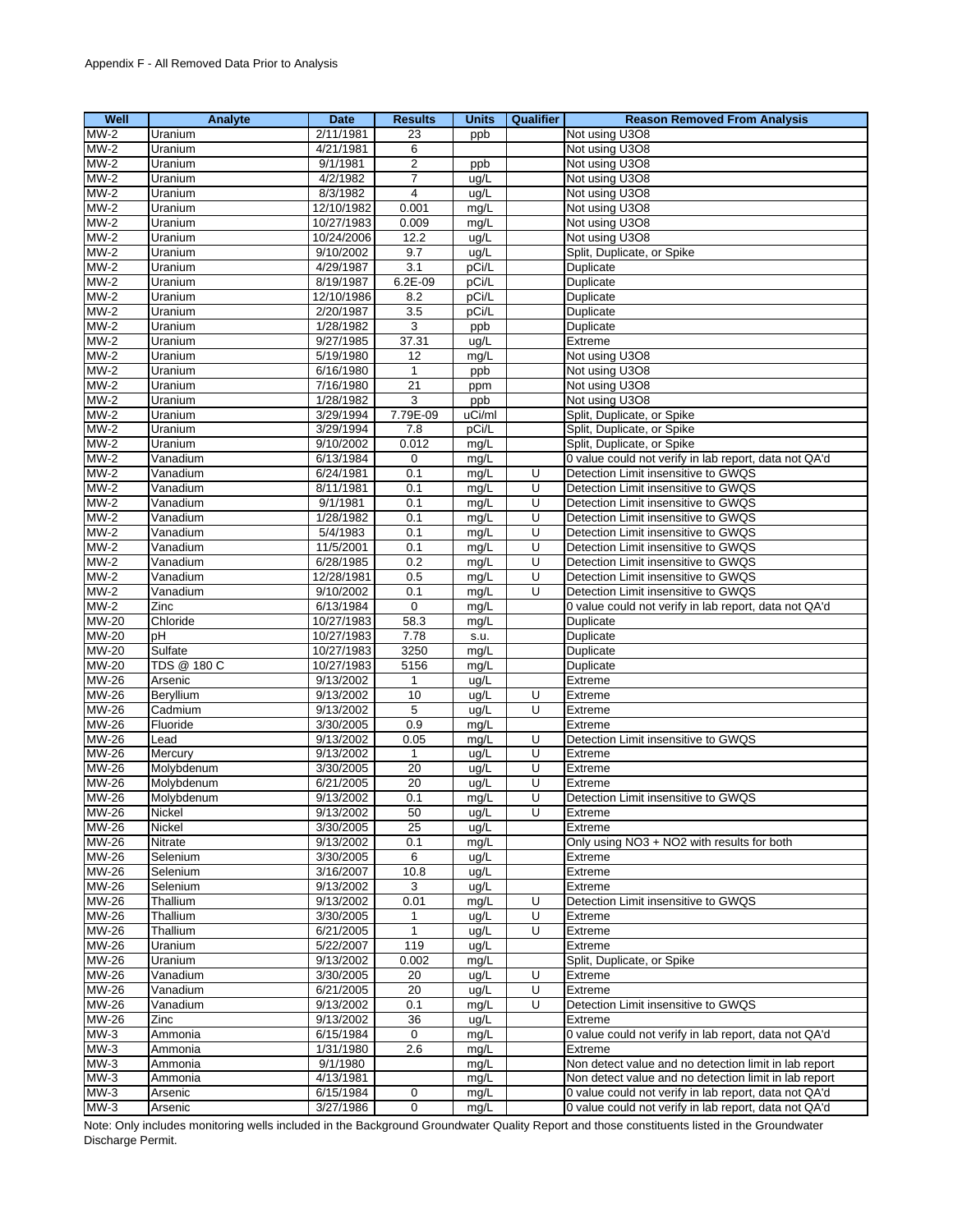Appendix F - All Removed Data Prior to Analysis

| Well | Analyte | Date | Results | Units | Qualifier | Reason Removed From Analysis |
|---|---|---|---|---|---|---|
| MW-2 | Uranium | 2/11/1981 | 23 | ppb | | Not using U3O8 |
| MW-2 | Uranium | 4/21/1981 | 6 | | | Not using U3O8 |
| MW-2 | Uranium | 9/1/1981 | 2 | ppb | | Not using U3O8 |
| MW-2 | Uranium | 4/2/1982 | 7 | ug/L | | Not using U3O8 |
| MW-2 | Uranium | 8/3/1982 | 4 | ug/L | | Not using U3O8 |
| MW-2 | Uranium | 12/10/1982 | 0.001 | mg/L | | Not using U3O8 |
| MW-2 | Uranium | 10/27/1983 | 0.009 | mg/L | | Not using U3O8 |
| MW-2 | Uranium | 10/24/2006 | 12.2 | ug/L | | Not using U3O8 |
| MW-2 | Uranium | 9/10/2002 | 9.7 | ug/L | | Split, Duplicate, or Spike |
| MW-2 | Uranium | 4/29/1987 | 3.1 | pCi/L | | Duplicate |
| MW-2 | Uranium | 8/19/1987 | 6.2E-09 | pCi/L | | Duplicate |
| MW-2 | Uranium | 12/10/1986 | 8.2 | pCi/L | | Duplicate |
| MW-2 | Uranium | 2/20/1987 | 3.5 | pCi/L | | Duplicate |
| MW-2 | Uranium | 1/28/1982 | 3 | ppb | | Duplicate |
| MW-2 | Uranium | 9/27/1985 | 37.31 | ug/L | | Extreme |
| MW-2 | Uranium | 5/19/1980 | 12 | mg/L | | Not using U3O8 |
| MW-2 | Uranium | 6/16/1980 | 1 | ppb | | Not using U3O8 |
| MW-2 | Uranium | 7/16/1980 | 21 | ppm | | Not using U3O8 |
| MW-2 | Uranium | 1/28/1982 | 3 | ppb | | Not using U3O8 |
| MW-2 | Uranium | 3/29/1994 | 7.79E-09 | uCi/ml | | Split, Duplicate, or Spike |
| MW-2 | Uranium | 3/29/1994 | 7.8 | pCi/L | | Split, Duplicate, or Spike |
| MW-2 | Uranium | 9/10/2002 | 0.012 | mg/L | | Split, Duplicate, or Spike |
| MW-2 | Vanadium | 6/13/1984 | 0 | mg/L | | 0 value could not verify in lab report, data not QA'd |
| MW-2 | Vanadium | 6/24/1981 | 0.1 | mg/L | U | Detection Limit insensitive to GWQS |
| MW-2 | Vanadium | 8/11/1981 | 0.1 | mg/L | U | Detection Limit insensitive to GWQS |
| MW-2 | Vanadium | 9/1/1981 | 0.1 | mg/L | U | Detection Limit insensitive to GWQS |
| MW-2 | Vanadium | 1/28/1982 | 0.1 | mg/L | U | Detection Limit insensitive to GWQS |
| MW-2 | Vanadium | 5/4/1983 | 0.1 | mg/L | U | Detection Limit insensitive to GWQS |
| MW-2 | Vanadium | 11/5/2001 | 0.1 | mg/L | U | Detection Limit insensitive to GWQS |
| MW-2 | Vanadium | 6/28/1985 | 0.2 | mg/L | U | Detection Limit insensitive to GWQS |
| MW-2 | Vanadium | 12/28/1981 | 0.5 | mg/L | U | Detection Limit insensitive to GWQS |
| MW-2 | Vanadium | 9/10/2002 | 0.1 | mg/L | U | Detection Limit insensitive to GWQS |
| MW-2 | Zinc | 6/13/1984 | 0 | mg/L | | 0 value could not verify in lab report, data not QA'd |
| MW-20 | Chloride | 10/27/1983 | 58.3 | mg/L | | Duplicate |
| MW-20 | pH | 10/27/1983 | 7.78 | s.u. | | Duplicate |
| MW-20 | Sulfate | 10/27/1983 | 3250 | mg/L | | Duplicate |
| MW-20 | TDS @ 180 C | 10/27/1983 | 5156 | mg/L | | Duplicate |
| MW-26 | Arsenic | 9/13/2002 | 1 | ug/L | | Extreme |
| MW-26 | Beryllium | 9/13/2002 | 10 | ug/L | U | Extreme |
| MW-26 | Cadmium | 9/13/2002 | 5 | ug/L | U | Extreme |
| MW-26 | Fluoride | 3/30/2005 | 0.9 | mg/L | | Extreme |
| MW-26 | Lead | 9/13/2002 | 0.05 | mg/L | U | Detection Limit insensitive to GWQS |
| MW-26 | Mercury | 9/13/2002 | 1 | ug/L | U | Extreme |
| MW-26 | Molybdenum | 3/30/2005 | 20 | ug/L | U | Extreme |
| MW-26 | Molybdenum | 6/21/2005 | 20 | ug/L | U | Extreme |
| MW-26 | Molybdenum | 9/13/2002 | 0.1 | mg/L | U | Detection Limit insensitive to GWQS |
| MW-26 | Nickel | 9/13/2002 | 50 | ug/L | U | Extreme |
| MW-26 | Nickel | 3/30/2005 | 25 | ug/L | | Extreme |
| MW-26 | Nitrate | 9/13/2002 | 0.1 | mg/L | | Only using NO3 + NO2 with results for both |
| MW-26 | Selenium | 3/30/2005 | 6 | ug/L | | Extreme |
| MW-26 | Selenium | 3/16/2007 | 10.8 | ug/L | | Extreme |
| MW-26 | Selenium | 9/13/2002 | 3 | ug/L | | Extreme |
| MW-26 | Thallium | 9/13/2002 | 0.01 | mg/L | U | Detection Limit insensitive to GWQS |
| MW-26 | Thallium | 3/30/2005 | 1 | ug/L | U | Extreme |
| MW-26 | Thallium | 6/21/2005 | 1 | ug/L | U | Extreme |
| MW-26 | Uranium | 5/22/2007 | 119 | ug/L | | Extreme |
| MW-26 | Uranium | 9/13/2002 | 0.002 | mg/L | | Split, Duplicate, or Spike |
| MW-26 | Vanadium | 3/30/2005 | 20 | ug/L | U | Extreme |
| MW-26 | Vanadium | 6/21/2005 | 20 | ug/L | U | Extreme |
| MW-26 | Vanadium | 9/13/2002 | 0.1 | mg/L | U | Detection Limit insensitive to GWQS |
| MW-26 | Zinc | 9/13/2002 | 36 | ug/L | | Extreme |
| MW-3 | Ammonia | 6/15/1984 | 0 | mg/L | | 0 value could not verify in lab report, data not QA'd |
| MW-3 | Ammonia | 1/31/1980 | 2.6 | mg/L | | Extreme |
| MW-3 | Ammonia | 9/1/1980 | | mg/L | | Non detect value and no detection limit in lab report |
| MW-3 | Ammonia | 4/13/1981 | | mg/L | | Non detect value and no detection limit in lab report |
| MW-3 | Arsenic | 6/15/1984 | 0 | mg/L | | 0 value could not verify in lab report, data not QA'd |
| MW-3 | Arsenic | 3/27/1986 | 0 | mg/L | | 0 value could not verify in lab report, data not QA'd |

Note: Only includes monitoring wells included in the Background Groundwater Quality Report and those constituents listed in the Groundwater Discharge Permit.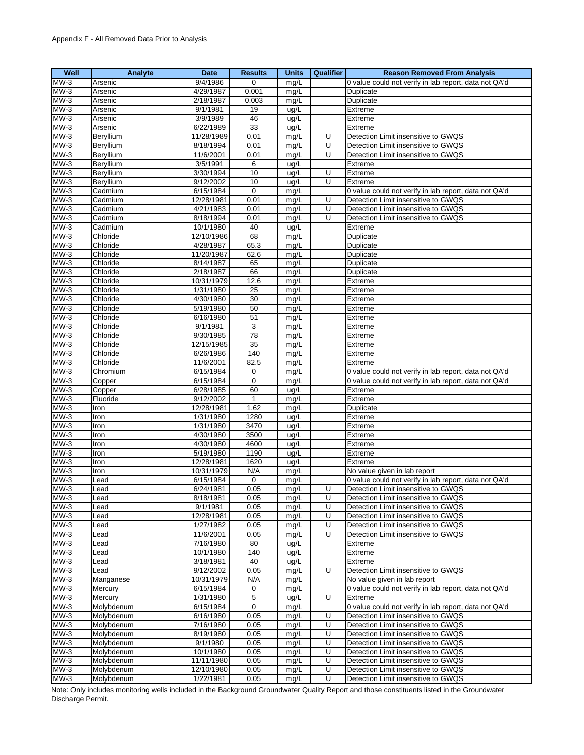Appendix F - All Removed Data Prior to Analysis

| Well | Analyte | Date | Results | Units | Qualifier | Reason Removed From Analysis |
|---|---|---|---|---|---|---|
| MW-3 | Arsenic | 9/4/1986 | 0 | mg/L | | 0 value could not verify in lab report, data not QA'd |
| MW-3 | Arsenic | 4/29/1987 | 0.001 | mg/L | | Duplicate |
| MW-3 | Arsenic | 2/18/1987 | 0.003 | mg/L | | Duplicate |
| MW-3 | Arsenic | 9/1/1981 | 19 | ug/L | | Extreme |
| MW-3 | Arsenic | 3/9/1989 | 46 | ug/L | | Extreme |
| MW-3 | Arsenic | 6/22/1989 | 33 | ug/L | | Extreme |
| MW-3 | Beryllium | 11/28/1989 | 0.01 | mg/L | U | Detection Limit insensitive to GWQS |
| MW-3 | Beryllium | 8/18/1994 | 0.01 | mg/L | U | Detection Limit insensitive to GWQS |
| MW-3 | Beryllium | 11/6/2001 | 0.01 | mg/L | U | Detection Limit insensitive to GWQS |
| MW-3 | Beryllium | 3/5/1991 | 6 | ug/L | | Extreme |
| MW-3 | Beryllium | 3/30/1994 | 10 | ug/L | U | Extreme |
| MW-3 | Beryllium | 9/12/2002 | 10 | ug/L | U | Extreme |
| MW-3 | Cadmium | 6/15/1984 | 0 | mg/L | | 0 value could not verify in lab report, data not QA'd |
| MW-3 | Cadmium | 12/28/1981 | 0.01 | mg/L | U | Detection Limit insensitive to GWQS |
| MW-3 | Cadmium | 4/21/1983 | 0.01 | mg/L | U | Detection Limit insensitive to GWQS |
| MW-3 | Cadmium | 8/18/1994 | 0.01 | mg/L | U | Detection Limit insensitive to GWQS |
| MW-3 | Cadmium | 10/1/1980 | 40 | ug/L | | Extreme |
| MW-3 | Chloride | 12/10/1986 | 68 | mg/L | | Duplicate |
| MW-3 | Chloride | 4/28/1987 | 65.3 | mg/L | | Duplicate |
| MW-3 | Chloride | 11/20/1987 | 62.6 | mg/L | | Duplicate |
| MW-3 | Chloride | 8/14/1987 | 65 | mg/L | | Duplicate |
| MW-3 | Chloride | 2/18/1987 | 66 | mg/L | | Duplicate |
| MW-3 | Chloride | 10/31/1979 | 12.6 | mg/L | | Extreme |
| MW-3 | Chloride | 1/31/1980 | 25 | mg/L | | Extreme |
| MW-3 | Chloride | 4/30/1980 | 30 | mg/L | | Extreme |
| MW-3 | Chloride | 5/19/1980 | 50 | mg/L | | Extreme |
| MW-3 | Chloride | 6/16/1980 | 51 | mg/L | | Extreme |
| MW-3 | Chloride | 9/1/1981 | 3 | mg/L | | Extreme |
| MW-3 | Chloride | 9/30/1985 | 78 | mg/L | | Extreme |
| MW-3 | Chloride | 12/15/1985 | 35 | mg/L | | Extreme |
| MW-3 | Chloride | 6/26/1986 | 140 | mg/L | | Extreme |
| MW-3 | Chloride | 11/6/2001 | 82.5 | mg/L | | Extreme |
| MW-3 | Chromium | 6/15/1984 | 0 | mg/L | | 0 value could not verify in lab report, data not QA'd |
| MW-3 | Copper | 6/15/1984 | 0 | mg/L | | 0 value could not verify in lab report, data not QA'd |
| MW-3 | Copper | 6/28/1985 | 60 | ug/L | | Extreme |
| MW-3 | Fluoride | 9/12/2002 | 1 | mg/L | | Extreme |
| MW-3 | Iron | 12/28/1981 | 1.62 | mg/L | | Duplicate |
| MW-3 | Iron | 1/31/1980 | 1280 | ug/L | | Extreme |
| MW-3 | Iron | 1/31/1980 | 3470 | ug/L | | Extreme |
| MW-3 | Iron | 4/30/1980 | 3500 | ug/L | | Extreme |
| MW-3 | Iron | 4/30/1980 | 4600 | ug/L | | Extreme |
| MW-3 | Iron | 5/19/1980 | 1190 | ug/L | | Extreme |
| MW-3 | Iron | 12/28/1981 | 1620 | ug/L | | Extreme |
| MW-3 | Iron | 10/31/1979 | N/A | mg/L | | No value given in lab report |
| MW-3 | Lead | 6/15/1984 | 0 | mg/L | | 0 value could not verify in lab report, data not QA'd |
| MW-3 | Lead | 6/24/1981 | 0.05 | mg/L | U | Detection Limit insensitive to GWQS |
| MW-3 | Lead | 8/18/1981 | 0.05 | mg/L | U | Detection Limit insensitive to GWQS |
| MW-3 | Lead | 9/1/1981 | 0.05 | mg/L | U | Detection Limit insensitive to GWQS |
| MW-3 | Lead | 12/28/1981 | 0.05 | mg/L | U | Detection Limit insensitive to GWQS |
| MW-3 | Lead | 1/27/1982 | 0.05 | mg/L | U | Detection Limit insensitive to GWQS |
| MW-3 | Lead | 11/6/2001 | 0.05 | mg/L | U | Detection Limit insensitive to GWQS |
| MW-3 | Lead | 7/16/1980 | 80 | ug/L | | Extreme |
| MW-3 | Lead | 10/1/1980 | 140 | ug/L | | Extreme |
| MW-3 | Lead | 3/18/1981 | 40 | ug/L | | Extreme |
| MW-3 | Lead | 9/12/2002 | 0.05 | mg/L | U | Detection Limit insensitive to GWQS |
| MW-3 | Manganese | 10/31/1979 | N/A | mg/L | | No value given in lab report |
| MW-3 | Mercury | 6/15/1984 | 0 | mg/L | | 0 value could not verify in lab report, data not QA'd |
| MW-3 | Mercury | 1/31/1980 | 5 | ug/L | U | Extreme |
| MW-3 | Molybdenum | 6/15/1984 | 0 | mg/L | | 0 value could not verify in lab report, data not QA'd |
| MW-3 | Molybdenum | 6/16/1980 | 0.05 | mg/L | U | Detection Limit insensitive to GWQS |
| MW-3 | Molybdenum | 7/16/1980 | 0.05 | mg/L | U | Detection Limit insensitive to GWQS |
| MW-3 | Molybdenum | 8/19/1980 | 0.05 | mg/L | U | Detection Limit insensitive to GWQS |
| MW-3 | Molybdenum | 9/1/1980 | 0.05 | mg/L | U | Detection Limit insensitive to GWQS |
| MW-3 | Molybdenum | 10/1/1980 | 0.05 | mg/L | U | Detection Limit insensitive to GWQS |
| MW-3 | Molybdenum | 11/11/1980 | 0.05 | mg/L | U | Detection Limit insensitive to GWQS |
| MW-3 | Molybdenum | 12/10/1980 | 0.05 | mg/L | U | Detection Limit insensitive to GWQS |
| MW-3 | Molybdenum | 1/22/1981 | 0.05 | mg/L | U | Detection Limit insensitive to GWQS |

Note: Only includes monitoring wells included in the Background Groundwater Quality Report and those constituents listed in the Groundwater Discharge Permit.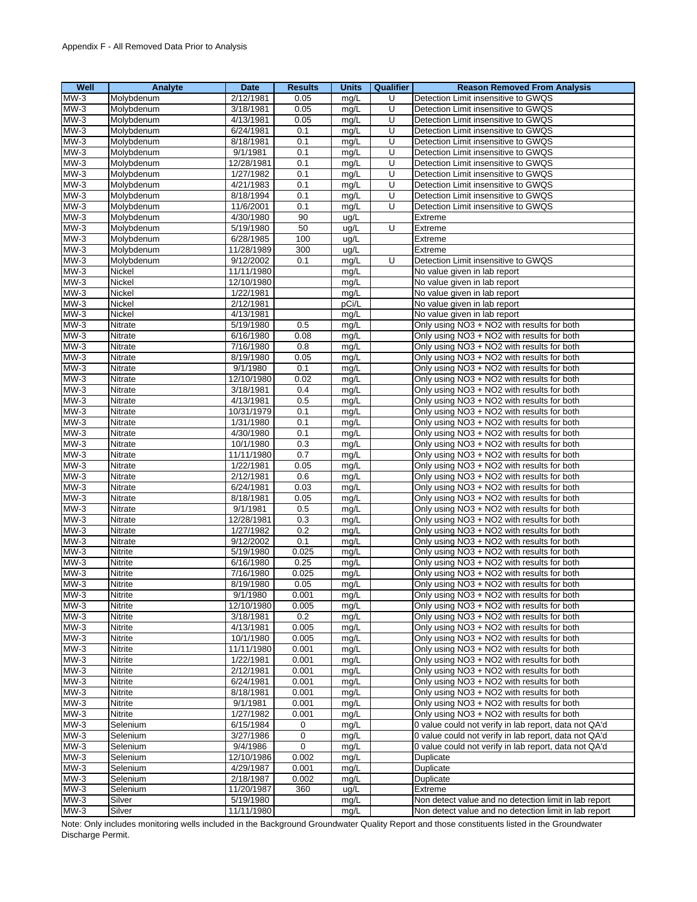Appendix F - All Removed Data Prior to Analysis

| Well | Analyte | Date | Results | Units | Qualifier | Reason Removed From Analysis |
|---|---|---|---|---|---|---|
| MW-3 | Molybdenum | 2/12/1981 | 0.05 | mg/L | U | Detection Limit insensitive to GWQS |
| MW-3 | Molybdenum | 3/18/1981 | 0.05 | mg/L | U | Detection Limit insensitive to GWQS |
| MW-3 | Molybdenum | 4/13/1981 | 0.05 | mg/L | U | Detection Limit insensitive to GWQS |
| MW-3 | Molybdenum | 6/24/1981 | 0.1 | mg/L | U | Detection Limit insensitive to GWQS |
| MW-3 | Molybdenum | 8/18/1981 | 0.1 | mg/L | U | Detection Limit insensitive to GWQS |
| MW-3 | Molybdenum | 9/1/1981 | 0.1 | mg/L | U | Detection Limit insensitive to GWQS |
| MW-3 | Molybdenum | 12/28/1981 | 0.1 | mg/L | U | Detection Limit insensitive to GWQS |
| MW-3 | Molybdenum | 1/27/1982 | 0.1 | mg/L | U | Detection Limit insensitive to GWQS |
| MW-3 | Molybdenum | 4/21/1983 | 0.1 | mg/L | U | Detection Limit insensitive to GWQS |
| MW-3 | Molybdenum | 8/18/1994 | 0.1 | mg/L | U | Detection Limit insensitive to GWQS |
| MW-3 | Molybdenum | 11/6/2001 | 0.1 | mg/L | U | Detection Limit insensitive to GWQS |
| MW-3 | Molybdenum | 4/30/1980 | 90 | ug/L | | Extreme |
| MW-3 | Molybdenum | 5/19/1980 | 50 | ug/L | U | Extreme |
| MW-3 | Molybdenum | 6/28/1985 | 100 | ug/L | | Extreme |
| MW-3 | Molybdenum | 11/28/1989 | 300 | ug/L | | Extreme |
| MW-3 | Molybdenum | 9/12/2002 | 0.1 | mg/L | U | Detection Limit insensitive to GWQS |
| MW-3 | Nickel | 11/11/1980 | | mg/L | | No value given in lab report |
| MW-3 | Nickel | 12/10/1980 | | mg/L | | No value given in lab report |
| MW-3 | Nickel | 1/22/1981 | | mg/L | | No value given in lab report |
| MW-3 | Nickel | 2/12/1981 | | pCi/L | | No value given in lab report |
| MW-3 | Nickel | 4/13/1981 | | mg/L | | No value given in lab report |
| MW-3 | Nitrate | 5/19/1980 | 0.5 | mg/L | | Only using NO3 + NO2 with results for both |
| MW-3 | Nitrate | 6/16/1980 | 0.08 | mg/L | | Only using NO3 + NO2 with results for both |
| MW-3 | Nitrate | 7/16/1980 | 0.8 | mg/L | | Only using NO3 + NO2 with results for both |
| MW-3 | Nitrate | 8/19/1980 | 0.05 | mg/L | | Only using NO3 + NO2 with results for both |
| MW-3 | Nitrate | 9/1/1980 | 0.1 | mg/L | | Only using NO3 + NO2 with results for both |
| MW-3 | Nitrate | 12/10/1980 | 0.02 | mg/L | | Only using NO3 + NO2 with results for both |
| MW-3 | Nitrate | 3/18/1981 | 0.4 | mg/L | | Only using NO3 + NO2 with results for both |
| MW-3 | Nitrate | 4/13/1981 | 0.5 | mg/L | | Only using NO3 + NO2 with results for both |
| MW-3 | Nitrate | 10/31/1979 | 0.1 | mg/L | | Only using NO3 + NO2 with results for both |
| MW-3 | Nitrate | 1/31/1980 | 0.1 | mg/L | | Only using NO3 + NO2 with results for both |
| MW-3 | Nitrate | 4/30/1980 | 0.1 | mg/L | | Only using NO3 + NO2 with results for both |
| MW-3 | Nitrate | 10/1/1980 | 0.3 | mg/L | | Only using NO3 + NO2 with results for both |
| MW-3 | Nitrate | 11/11/1980 | 0.7 | mg/L | | Only using NO3 + NO2 with results for both |
| MW-3 | Nitrate | 1/22/1981 | 0.05 | mg/L | | Only using NO3 + NO2 with results for both |
| MW-3 | Nitrate | 2/12/1981 | 0.6 | mg/L | | Only using NO3 + NO2 with results for both |
| MW-3 | Nitrate | 6/24/1981 | 0.03 | mg/L | | Only using NO3 + NO2 with results for both |
| MW-3 | Nitrate | 8/18/1981 | 0.05 | mg/L | | Only using NO3 + NO2 with results for both |
| MW-3 | Nitrate | 9/1/1981 | 0.5 | mg/L | | Only using NO3 + NO2 with results for both |
| MW-3 | Nitrate | 12/28/1981 | 0.3 | mg/L | | Only using NO3 + NO2 with results for both |
| MW-3 | Nitrate | 1/27/1982 | 0.2 | mg/L | | Only using NO3 + NO2 with results for both |
| MW-3 | Nitrate | 9/12/2002 | 0.1 | mg/L | | Only using NO3 + NO2 with results for both |
| MW-3 | Nitrite | 5/19/1980 | 0.025 | mg/L | | Only using NO3 + NO2 with results for both |
| MW-3 | Nitrite | 6/16/1980 | 0.25 | mg/L | | Only using NO3 + NO2 with results for both |
| MW-3 | Nitrite | 7/16/1980 | 0.025 | mg/L | | Only using NO3 + NO2 with results for both |
| MW-3 | Nitrite | 8/19/1980 | 0.05 | mg/L | | Only using NO3 + NO2 with results for both |
| MW-3 | Nitrite | 9/1/1980 | 0.001 | mg/L | | Only using NO3 + NO2 with results for both |
| MW-3 | Nitrite | 12/10/1980 | 0.005 | mg/L | | Only using NO3 + NO2 with results for both |
| MW-3 | Nitrite | 3/18/1981 | 0.2 | mg/L | | Only using NO3 + NO2 with results for both |
| MW-3 | Nitrite | 4/13/1981 | 0.005 | mg/L | | Only using NO3 + NO2 with results for both |
| MW-3 | Nitrite | 10/1/1980 | 0.005 | mg/L | | Only using NO3 + NO2 with results for both |
| MW-3 | Nitrite | 11/11/1980 | 0.001 | mg/L | | Only using NO3 + NO2 with results for both |
| MW-3 | Nitrite | 1/22/1981 | 0.001 | mg/L | | Only using NO3 + NO2 with results for both |
| MW-3 | Nitrite | 2/12/1981 | 0.001 | mg/L | | Only using NO3 + NO2 with results for both |
| MW-3 | Nitrite | 6/24/1981 | 0.001 | mg/L | | Only using NO3 + NO2 with results for both |
| MW-3 | Nitrite | 8/18/1981 | 0.001 | mg/L | | Only using NO3 + NO2 with results for both |
| MW-3 | Nitrite | 9/1/1981 | 0.001 | mg/L | | Only using NO3 + NO2 with results for both |
| MW-3 | Nitrite | 1/27/1982 | 0.001 | mg/L | | Only using NO3 + NO2 with results for both |
| MW-3 | Selenium | 6/15/1984 | 0 | mg/L | | 0 value could not verify in lab report, data not QA'd |
| MW-3 | Selenium | 3/27/1986 | 0 | mg/L | | 0 value could not verify in lab report, data not QA'd |
| MW-3 | Selenium | 9/4/1986 | 0 | mg/L | | 0 value could not verify in lab report, data not QA'd |
| MW-3 | Selenium | 12/10/1986 | 0.002 | mg/L | | Duplicate |
| MW-3 | Selenium | 4/29/1987 | 0.001 | mg/L | | Duplicate |
| MW-3 | Selenium | 2/18/1987 | 0.002 | mg/L | | Duplicate |
| MW-3 | Selenium | 11/20/1987 | 360 | ug/L | | Extreme |
| MW-3 | Silver | 5/19/1980 | | mg/L | | Non detect value and no detection limit in lab report |
| MW-3 | Silver | 11/11/1980 | | mg/L | | Non detect value and no detection limit in lab report |

Note: Only includes monitoring wells included in the Background Groundwater Quality Report and those constituents listed in the Groundwater Discharge Permit.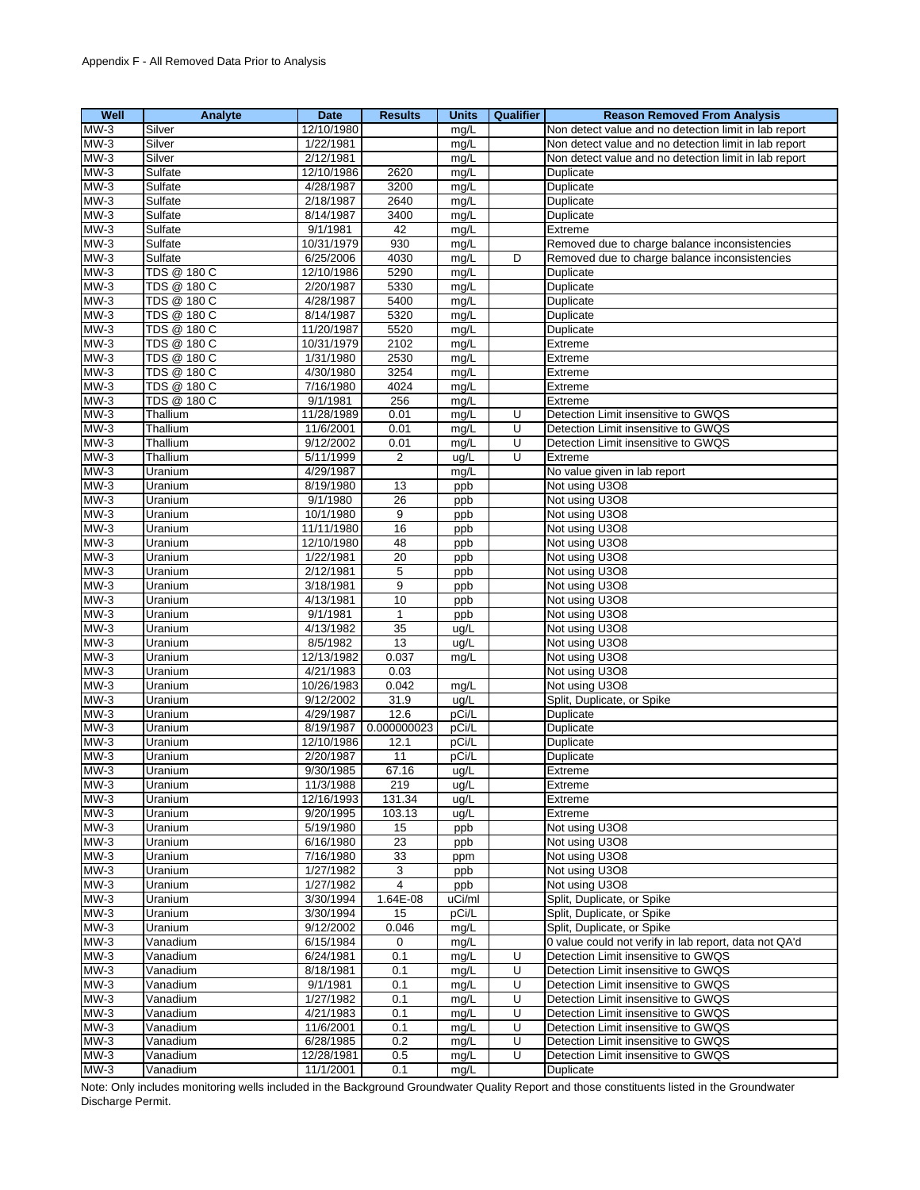Appendix F - All Removed Data Prior to Analysis

| Well | Analyte | Date | Results | Units | Qualifier | Reason Removed From Analysis |
|---|---|---|---|---|---|---|
| MW-3 | Silver | 12/10/1980 | | mg/L | | Non detect value and no detection limit in lab report |
| MW-3 | Silver | 1/22/1981 | | mg/L | | Non detect value and no detection limit in lab report |
| MW-3 | Silver | 2/12/1981 | | mg/L | | Non detect value and no detection limit in lab report |
| MW-3 | Sulfate | 12/10/1986 | 2620 | mg/L | | Duplicate |
| MW-3 | Sulfate | 4/28/1987 | 3200 | mg/L | | Duplicate |
| MW-3 | Sulfate | 2/18/1987 | 2640 | mg/L | | Duplicate |
| MW-3 | Sulfate | 8/14/1987 | 3400 | mg/L | | Duplicate |
| MW-3 | Sulfate | 9/1/1981 | 42 | mg/L | | Extreme |
| MW-3 | Sulfate | 10/31/1979 | 930 | mg/L | | Removed due to charge balance inconsistencies |
| MW-3 | Sulfate | 6/25/2006 | 4030 | mg/L | D | Removed due to charge balance inconsistencies |
| MW-3 | TDS @ 180 C | 12/10/1986 | 5290 | mg/L | | Duplicate |
| MW-3 | TDS @ 180 C | 2/20/1987 | 5330 | mg/L | | Duplicate |
| MW-3 | TDS @ 180 C | 4/28/1987 | 5400 | mg/L | | Duplicate |
| MW-3 | TDS @ 180 C | 8/14/1987 | 5320 | mg/L | | Duplicate |
| MW-3 | TDS @ 180 C | 11/20/1987 | 5520 | mg/L | | Duplicate |
| MW-3 | TDS @ 180 C | 10/31/1979 | 2102 | mg/L | | Extreme |
| MW-3 | TDS @ 180 C | 1/31/1980 | 2530 | mg/L | | Extreme |
| MW-3 | TDS @ 180 C | 4/30/1980 | 3254 | mg/L | | Extreme |
| MW-3 | TDS @ 180 C | 7/16/1980 | 4024 | mg/L | | Extreme |
| MW-3 | TDS @ 180 C | 9/1/1981 | 256 | mg/L | | Extreme |
| MW-3 | Thallium | 11/28/1989 | 0.01 | mg/L | U | Detection Limit insensitive to GWQS |
| MW-3 | Thallium | 11/6/2001 | 0.01 | mg/L | U | Detection Limit insensitive to GWQS |
| MW-3 | Thallium | 9/12/2002 | 0.01 | mg/L | U | Detection Limit insensitive to GWQS |
| MW-3 | Thallium | 5/11/1999 | 2 | ug/L | U | Extreme |
| MW-3 | Uranium | 4/29/1987 | | mg/L | | No value given in lab report |
| MW-3 | Uranium | 8/19/1980 | 13 | ppb | | Not using U3O8 |
| MW-3 | Uranium | 9/1/1980 | 26 | ppb | | Not using U3O8 |
| MW-3 | Uranium | 10/1/1980 | 9 | ppb | | Not using U3O8 |
| MW-3 | Uranium | 11/11/1980 | 16 | ppb | | Not using U3O8 |
| MW-3 | Uranium | 12/10/1980 | 48 | ppb | | Not using U3O8 |
| MW-3 | Uranium | 1/22/1981 | 20 | ppb | | Not using U3O8 |
| MW-3 | Uranium | 2/12/1981 | 5 | ppb | | Not using U3O8 |
| MW-3 | Uranium | 3/18/1981 | 9 | ppb | | Not using U3O8 |
| MW-3 | Uranium | 4/13/1981 | 10 | ppb | | Not using U3O8 |
| MW-3 | Uranium | 9/1/1981 | 1 | ppb | | Not using U3O8 |
| MW-3 | Uranium | 4/13/1982 | 35 | ug/L | | Not using U3O8 |
| MW-3 | Uranium | 8/5/1982 | 13 | ug/L | | Not using U3O8 |
| MW-3 | Uranium | 12/13/1982 | 0.037 | mg/L | | Not using U3O8 |
| MW-3 | Uranium | 4/21/1983 | 0.03 | | | Not using U3O8 |
| MW-3 | Uranium | 10/26/1983 | 0.042 | mg/L | | Not using U3O8 |
| MW-3 | Uranium | 9/12/2002 | 31.9 | ug/L | | Split, Duplicate, or Spike |
| MW-3 | Uranium | 4/29/1987 | 12.6 | pCi/L | | Duplicate |
| MW-3 | Uranium | 8/19/1987 | 0.000000023 | pCi/L | | Duplicate |
| MW-3 | Uranium | 12/10/1986 | 12.1 | pCi/L | | Duplicate |
| MW-3 | Uranium | 2/20/1987 | 11 | pCi/L | | Duplicate |
| MW-3 | Uranium | 9/30/1985 | 67.16 | ug/L | | Extreme |
| MW-3 | Uranium | 11/3/1988 | 219 | ug/L | | Extreme |
| MW-3 | Uranium | 12/16/1993 | 131.34 | ug/L | | Extreme |
| MW-3 | Uranium | 9/20/1995 | 103.13 | ug/L | | Extreme |
| MW-3 | Uranium | 5/19/1980 | 15 | ppb | | Not using U3O8 |
| MW-3 | Uranium | 6/16/1980 | 23 | ppb | | Not using U3O8 |
| MW-3 | Uranium | 7/16/1980 | 33 | ppm | | Not using U3O8 |
| MW-3 | Uranium | 1/27/1982 | 3 | ppb | | Not using U3O8 |
| MW-3 | Uranium | 1/27/1982 | 4 | ppb | | Not using U3O8 |
| MW-3 | Uranium | 3/30/1994 | 1.64E-08 | uCi/ml | | Split, Duplicate, or Spike |
| MW-3 | Uranium | 3/30/1994 | 15 | pCi/L | | Split, Duplicate, or Spike |
| MW-3 | Uranium | 9/12/2002 | 0.046 | mg/L | | Split, Duplicate, or Spike |
| MW-3 | Vanadium | 6/15/1984 | 0 | mg/L | | 0 value could not verify in lab report, data not QA'd |
| MW-3 | Vanadium | 6/24/1981 | 0.1 | mg/L | U | Detection Limit insensitive to GWQS |
| MW-3 | Vanadium | 8/18/1981 | 0.1 | mg/L | U | Detection Limit insensitive to GWQS |
| MW-3 | Vanadium | 9/1/1981 | 0.1 | mg/L | U | Detection Limit insensitive to GWQS |
| MW-3 | Vanadium | 1/27/1982 | 0.1 | mg/L | U | Detection Limit insensitive to GWQS |
| MW-3 | Vanadium | 4/21/1983 | 0.1 | mg/L | U | Detection Limit insensitive to GWQS |
| MW-3 | Vanadium | 11/6/2001 | 0.1 | mg/L | U | Detection Limit insensitive to GWQS |
| MW-3 | Vanadium | 6/28/1985 | 0.2 | mg/L | U | Detection Limit insensitive to GWQS |
| MW-3 | Vanadium | 12/28/1981 | 0.5 | mg/L | U | Detection Limit insensitive to GWQS |
| MW-3 | Vanadium | 11/1/2001 | 0.1 | mg/L | | Duplicate |

Note: Only includes monitoring wells included in the Background Groundwater Quality Report and those constituents listed in the Groundwater Discharge Permit.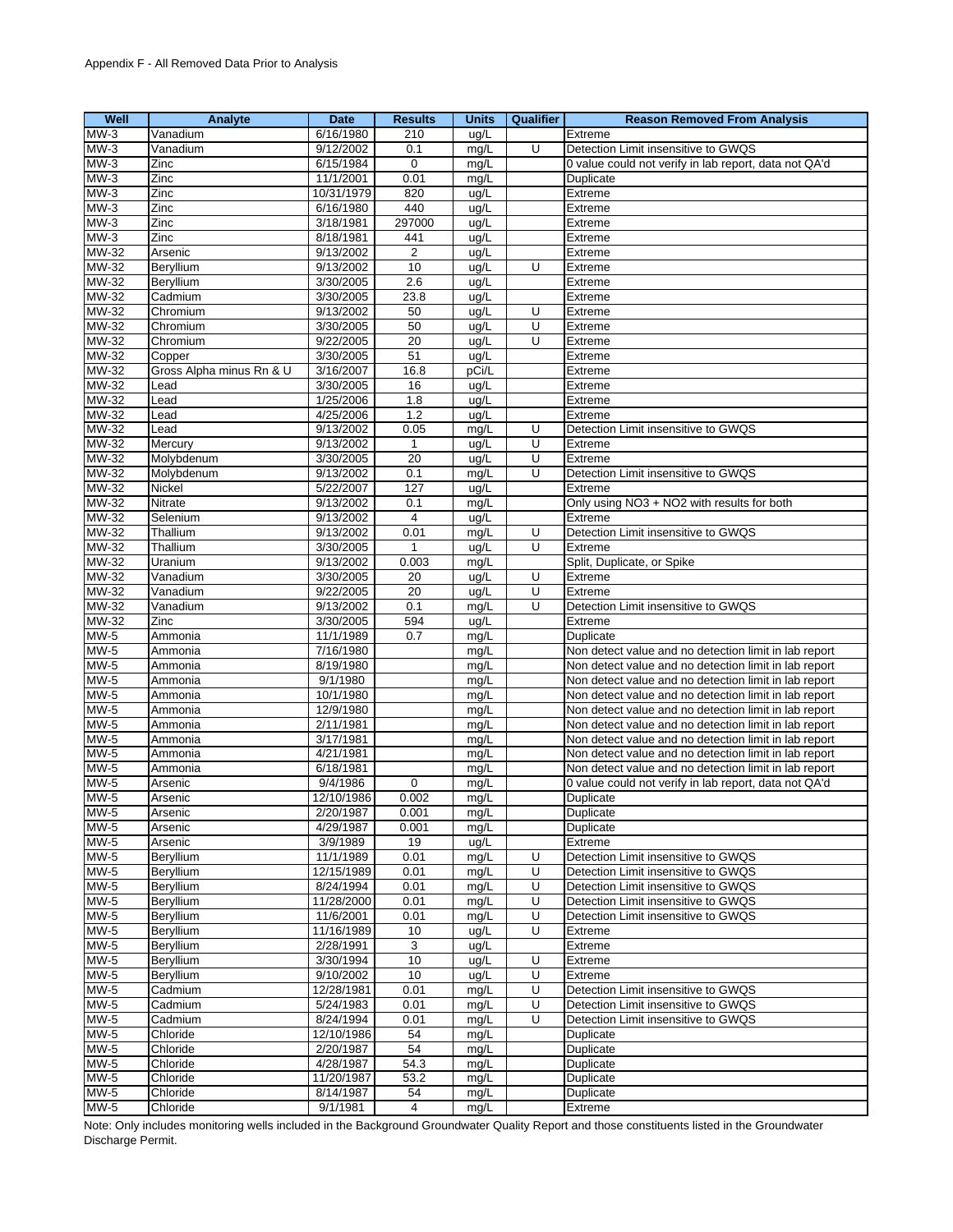Appendix F - All Removed Data Prior to Analysis

| Well | Analyte | Date | Results | Units | Qualifier | Reason Removed From Analysis |
|---|---|---|---|---|---|---|
| MW-3 | Vanadium | 6/16/1980 | 210 | ug/L | | Extreme |
| MW-3 | Vanadium | 9/12/2002 | 0.1 | mg/L | U | Detection Limit insensitive to GWQS |
| MW-3 | Zinc | 6/15/1984 | 0 | mg/L | | 0 value could not verify in lab report, data not QA'd |
| MW-3 | Zinc | 11/1/2001 | 0.01 | mg/L | | Duplicate |
| MW-3 | Zinc | 10/31/1979 | 820 | ug/L | | Extreme |
| MW-3 | Zinc | 6/16/1980 | 440 | ug/L | | Extreme |
| MW-3 | Zinc | 3/18/1981 | 297000 | ug/L | | Extreme |
| MW-3 | Zinc | 8/18/1981 | 441 | ug/L | | Extreme |
| MW-32 | Arsenic | 9/13/2002 | 2 | ug/L | | Extreme |
| MW-32 | Beryllium | 9/13/2002 | 10 | ug/L | U | Extreme |
| MW-32 | Beryllium | 3/30/2005 | 2.6 | ug/L | | Extreme |
| MW-32 | Cadmium | 3/30/2005 | 23.8 | ug/L | | Extreme |
| MW-32 | Chromium | 9/13/2002 | 50 | ug/L | U | Extreme |
| MW-32 | Chromium | 3/30/2005 | 50 | ug/L | U | Extreme |
| MW-32 | Chromium | 9/22/2005 | 20 | ug/L | U | Extreme |
| MW-32 | Copper | 3/30/2005 | 51 | ug/L | | Extreme |
| MW-32 | Gross Alpha minus Rn & U | 3/16/2007 | 16.8 | pCi/L | | Extreme |
| MW-32 | Lead | 3/30/2005 | 16 | ug/L | | Extreme |
| MW-32 | Lead | 1/25/2006 | 1.8 | ug/L | | Extreme |
| MW-32 | Lead | 4/25/2006 | 1.2 | ug/L | | Extreme |
| MW-32 | Lead | 9/13/2002 | 0.05 | mg/L | U | Detection Limit insensitive to GWQS |
| MW-32 | Mercury | 9/13/2002 | 1 | ug/L | U | Extreme |
| MW-32 | Molybdenum | 3/30/2005 | 20 | ug/L | U | Extreme |
| MW-32 | Molybdenum | 9/13/2002 | 0.1 | mg/L | U | Detection Limit insensitive to GWQS |
| MW-32 | Nickel | 5/22/2007 | 127 | ug/L | | Extreme |
| MW-32 | Nitrate | 9/13/2002 | 0.1 | mg/L | | Only using NO3 + NO2 with results for both |
| MW-32 | Selenium | 9/13/2002 | 4 | ug/L | | Extreme |
| MW-32 | Thallium | 9/13/2002 | 0.01 | mg/L | U | Detection Limit insensitive to GWQS |
| MW-32 | Thallium | 3/30/2005 | 1 | ug/L | U | Extreme |
| MW-32 | Uranium | 9/13/2002 | 0.003 | mg/L | | Split, Duplicate, or Spike |
| MW-32 | Vanadium | 3/30/2005 | 20 | ug/L | U | Extreme |
| MW-32 | Vanadium | 9/22/2005 | 20 | ug/L | U | Extreme |
| MW-32 | Vanadium | 9/13/2002 | 0.1 | mg/L | U | Detection Limit insensitive to GWQS |
| MW-32 | Zinc | 3/30/2005 | 594 | ug/L | | Extreme |
| MW-5 | Ammonia | 11/1/1989 | 0.7 | mg/L | | Duplicate |
| MW-5 | Ammonia | 7/16/1980 | | mg/L | | Non detect value and no detection limit in lab report |
| MW-5 | Ammonia | 8/19/1980 | | mg/L | | Non detect value and no detection limit in lab report |
| MW-5 | Ammonia | 9/1/1980 | | mg/L | | Non detect value and no detection limit in lab report |
| MW-5 | Ammonia | 10/1/1980 | | mg/L | | Non detect value and no detection limit in lab report |
| MW-5 | Ammonia | 12/9/1980 | | mg/L | | Non detect value and no detection limit in lab report |
| MW-5 | Ammonia | 2/11/1981 | | mg/L | | Non detect value and no detection limit in lab report |
| MW-5 | Ammonia | 3/17/1981 | | mg/L | | Non detect value and no detection limit in lab report |
| MW-5 | Ammonia | 4/21/1981 | | mg/L | | Non detect value and no detection limit in lab report |
| MW-5 | Ammonia | 6/18/1981 | | mg/L | | Non detect value and no detection limit in lab report |
| MW-5 | Arsenic | 9/4/1986 | 0 | mg/L | | 0 value could not verify in lab report, data not QA'd |
| MW-5 | Arsenic | 12/10/1986 | 0.002 | mg/L | | Duplicate |
| MW-5 | Arsenic | 2/20/1987 | 0.001 | mg/L | | Duplicate |
| MW-5 | Arsenic | 4/29/1987 | 0.001 | mg/L | | Duplicate |
| MW-5 | Arsenic | 3/9/1989 | 19 | ug/L | | Extreme |
| MW-5 | Beryllium | 11/1/1989 | 0.01 | mg/L | U | Detection Limit insensitive to GWQS |
| MW-5 | Beryllium | 12/15/1989 | 0.01 | mg/L | U | Detection Limit insensitive to GWQS |
| MW-5 | Beryllium | 8/24/1994 | 0.01 | mg/L | U | Detection Limit insensitive to GWQS |
| MW-5 | Beryllium | 11/28/2000 | 0.01 | mg/L | U | Detection Limit insensitive to GWQS |
| MW-5 | Beryllium | 11/6/2001 | 0.01 | mg/L | U | Detection Limit insensitive to GWQS |
| MW-5 | Beryllium | 11/16/1989 | 10 | ug/L | U | Extreme |
| MW-5 | Beryllium | 2/28/1991 | 3 | ug/L | | Extreme |
| MW-5 | Beryllium | 3/30/1994 | 10 | ug/L | U | Extreme |
| MW-5 | Beryllium | 9/10/2002 | 10 | ug/L | U | Extreme |
| MW-5 | Cadmium | 12/28/1981 | 0.01 | mg/L | U | Detection Limit insensitive to GWQS |
| MW-5 | Cadmium | 5/24/1983 | 0.01 | mg/L | U | Detection Limit insensitive to GWQS |
| MW-5 | Cadmium | 8/24/1994 | 0.01 | mg/L | U | Detection Limit insensitive to GWQS |
| MW-5 | Chloride | 12/10/1986 | 54 | mg/L | | Duplicate |
| MW-5 | Chloride | 2/20/1987 | 54 | mg/L | | Duplicate |
| MW-5 | Chloride | 4/28/1987 | 54.3 | mg/L | | Duplicate |
| MW-5 | Chloride | 11/20/1987 | 53.2 | mg/L | | Duplicate |
| MW-5 | Chloride | 8/14/1987 | 54 | mg/L | | Duplicate |
| MW-5 | Chloride | 9/1/1981 | 4 | mg/L | | Extreme |

Note: Only includes monitoring wells included in the Background Groundwater Quality Report and those constituents listed in the Groundwater Discharge Permit.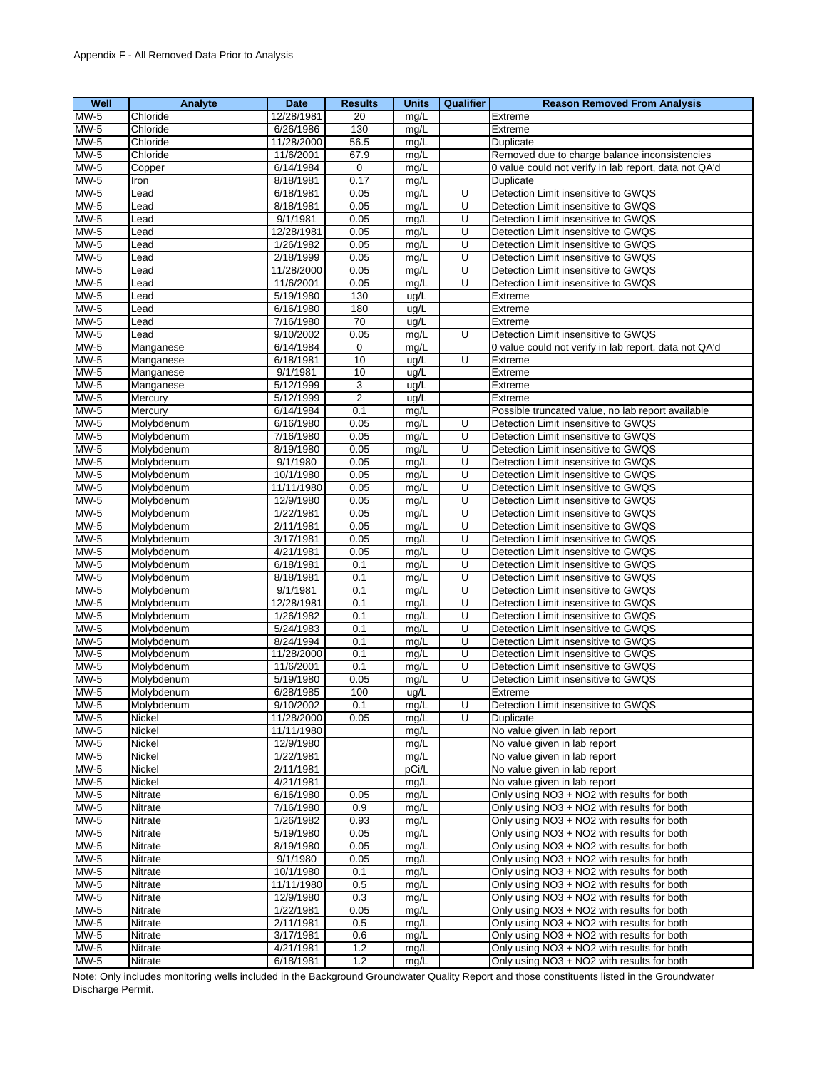Appendix F - All Removed Data Prior to Analysis

| Well | Analyte | Date | Results | Units | Qualifier | Reason Removed From Analysis |
|---|---|---|---|---|---|---|
| MW-5 | Chloride | 12/28/1981 | 20 | mg/L | | Extreme |
| MW-5 | Chloride | 6/26/1986 | 130 | mg/L | | Extreme |
| MW-5 | Chloride | 11/28/2000 | 56.5 | mg/L | | Duplicate |
| MW-5 | Chloride | 11/6/2001 | 67.9 | mg/L | | Removed due to charge balance inconsistencies |
| MW-5 | Copper | 6/14/1984 | 0 | mg/L | | 0 value could not verify in lab report, data not QA'd |
| MW-5 | Iron | 8/18/1981 | 0.17 | mg/L | | Duplicate |
| MW-5 | Lead | 6/18/1981 | 0.05 | mg/L | U | Detection Limit insensitive to GWQS |
| MW-5 | Lead | 8/18/1981 | 0.05 | mg/L | U | Detection Limit insensitive to GWQS |
| MW-5 | Lead | 9/1/1981 | 0.05 | mg/L | U | Detection Limit insensitive to GWQS |
| MW-5 | Lead | 12/28/1981 | 0.05 | mg/L | U | Detection Limit insensitive to GWQS |
| MW-5 | Lead | 1/26/1982 | 0.05 | mg/L | U | Detection Limit insensitive to GWQS |
| MW-5 | Lead | 2/18/1999 | 0.05 | mg/L | U | Detection Limit insensitive to GWQS |
| MW-5 | Lead | 11/28/2000 | 0.05 | mg/L | U | Detection Limit insensitive to GWQS |
| MW-5 | Lead | 11/6/2001 | 0.05 | mg/L | U | Detection Limit insensitive to GWQS |
| MW-5 | Lead | 5/19/1980 | 130 | ug/L | | Extreme |
| MW-5 | Lead | 6/16/1980 | 180 | ug/L | | Extreme |
| MW-5 | Lead | 7/16/1980 | 70 | ug/L | | Extreme |
| MW-5 | Lead | 9/10/2002 | 0.05 | mg/L | U | Detection Limit insensitive to GWQS |
| MW-5 | Manganese | 6/14/1984 | 0 | mg/L | | 0 value could not verify in lab report, data not QA'd |
| MW-5 | Manganese | 6/18/1981 | 10 | ug/L | U | Extreme |
| MW-5 | Manganese | 9/1/1981 | 10 | ug/L | | Extreme |
| MW-5 | Manganese | 5/12/1999 | 3 | ug/L | | Extreme |
| MW-5 | Mercury | 5/12/1999 | 2 | ug/L | | Extreme |
| MW-5 | Mercury | 6/14/1984 | 0.1 | mg/L | | Possible truncated value, no lab report available |
| MW-5 | Molybdenum | 6/16/1980 | 0.05 | mg/L | U | Detection Limit insensitive to GWQS |
| MW-5 | Molybdenum | 7/16/1980 | 0.05 | mg/L | U | Detection Limit insensitive to GWQS |
| MW-5 | Molybdenum | 8/19/1980 | 0.05 | mg/L | U | Detection Limit insensitive to GWQS |
| MW-5 | Molybdenum | 9/1/1980 | 0.05 | mg/L | U | Detection Limit insensitive to GWQS |
| MW-5 | Molybdenum | 10/1/1980 | 0.05 | mg/L | U | Detection Limit insensitive to GWQS |
| MW-5 | Molybdenum | 11/11/1980 | 0.05 | mg/L | U | Detection Limit insensitive to GWQS |
| MW-5 | Molybdenum | 12/9/1980 | 0.05 | mg/L | U | Detection Limit insensitive to GWQS |
| MW-5 | Molybdenum | 1/22/1981 | 0.05 | mg/L | U | Detection Limit insensitive to GWQS |
| MW-5 | Molybdenum | 2/11/1981 | 0.05 | mg/L | U | Detection Limit insensitive to GWQS |
| MW-5 | Molybdenum | 3/17/1981 | 0.05 | mg/L | U | Detection Limit insensitive to GWQS |
| MW-5 | Molybdenum | 4/21/1981 | 0.05 | mg/L | U | Detection Limit insensitive to GWQS |
| MW-5 | Molybdenum | 6/18/1981 | 0.1 | mg/L | U | Detection Limit insensitive to GWQS |
| MW-5 | Molybdenum | 8/18/1981 | 0.1 | mg/L | U | Detection Limit insensitive to GWQS |
| MW-5 | Molybdenum | 9/1/1981 | 0.1 | mg/L | U | Detection Limit insensitive to GWQS |
| MW-5 | Molybdenum | 12/28/1981 | 0.1 | mg/L | U | Detection Limit insensitive to GWQS |
| MW-5 | Molybdenum | 1/26/1982 | 0.1 | mg/L | U | Detection Limit insensitive to GWQS |
| MW-5 | Molybdenum | 5/24/1983 | 0.1 | mg/L | U | Detection Limit insensitive to GWQS |
| MW-5 | Molybdenum | 8/24/1994 | 0.1 | mg/L | U | Detection Limit insensitive to GWQS |
| MW-5 | Molybdenum | 11/28/2000 | 0.1 | mg/L | U | Detection Limit insensitive to GWQS |
| MW-5 | Molybdenum | 11/6/2001 | 0.1 | mg/L | U | Detection Limit insensitive to GWQS |
| MW-5 | Molybdenum | 5/19/1980 | 0.05 | mg/L | U | Detection Limit insensitive to GWQS |
| MW-5 | Molybdenum | 6/28/1985 | 100 | ug/L | | Extreme |
| MW-5 | Molybdenum | 9/10/2002 | 0.1 | mg/L | U | Detection Limit insensitive to GWQS |
| MW-5 | Nickel | 11/28/2000 | 0.05 | mg/L | U | Duplicate |
| MW-5 | Nickel | 11/11/1980 | | mg/L | | No value given in lab report |
| MW-5 | Nickel | 12/9/1980 | | mg/L | | No value given in lab report |
| MW-5 | Nickel | 1/22/1981 | | mg/L | | No value given in lab report |
| MW-5 | Nickel | 2/11/1981 | | pCi/L | | No value given in lab report |
| MW-5 | Nickel | 4/21/1981 | | mg/L | | No value given in lab report |
| MW-5 | Nitrate | 6/16/1980 | 0.05 | mg/L | | Only using NO3 + NO2 with results for both |
| MW-5 | Nitrate | 7/16/1980 | 0.9 | mg/L | | Only using NO3 + NO2 with results for both |
| MW-5 | Nitrate | 1/26/1982 | 0.93 | mg/L | | Only using NO3 + NO2 with results for both |
| MW-5 | Nitrate | 5/19/1980 | 0.05 | mg/L | | Only using NO3 + NO2 with results for both |
| MW-5 | Nitrate | 8/19/1980 | 0.05 | mg/L | | Only using NO3 + NO2 with results for both |
| MW-5 | Nitrate | 9/1/1980 | 0.05 | mg/L | | Only using NO3 + NO2 with results for both |
| MW-5 | Nitrate | 10/1/1980 | 0.1 | mg/L | | Only using NO3 + NO2 with results for both |
| MW-5 | Nitrate | 11/11/1980 | 0.5 | mg/L | | Only using NO3 + NO2 with results for both |
| MW-5 | Nitrate | 12/9/1980 | 0.3 | mg/L | | Only using NO3 + NO2 with results for both |
| MW-5 | Nitrate | 1/22/1981 | 0.05 | mg/L | | Only using NO3 + NO2 with results for both |
| MW-5 | Nitrate | 2/11/1981 | 0.5 | mg/L | | Only using NO3 + NO2 with results for both |
| MW-5 | Nitrate | 3/17/1981 | 0.6 | mg/L | | Only using NO3 + NO2 with results for both |
| MW-5 | Nitrate | 4/21/1981 | 1.2 | mg/L | | Only using NO3 + NO2 with results for both |
| MW-5 | Nitrate | 6/18/1981 | 1.2 | mg/L | | Only using NO3 + NO2 with results for both |

Note: Only includes monitoring wells included in the Background Groundwater Quality Report and those constituents listed in the Groundwater Discharge Permit.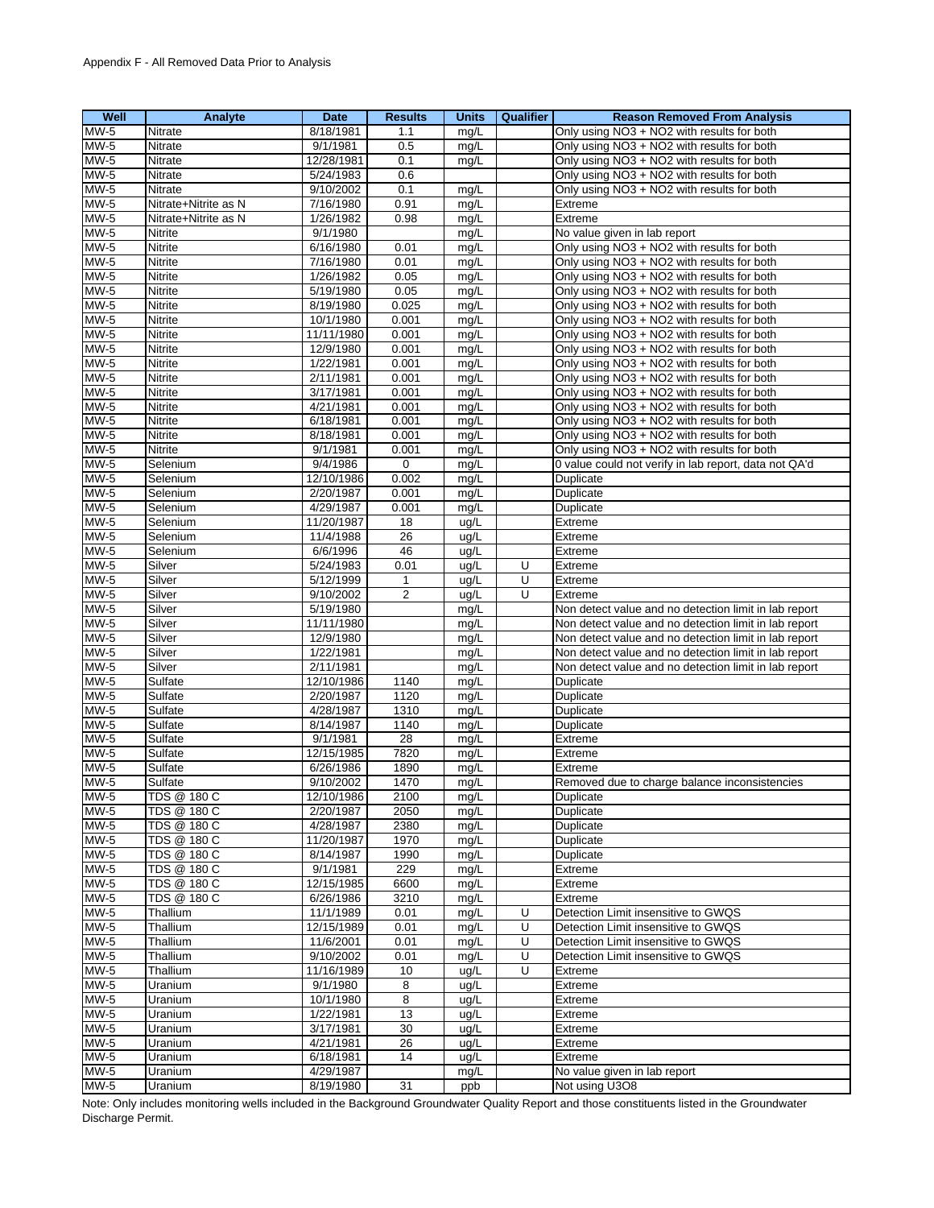Appendix F - All Removed Data Prior to Analysis

| Well | Analyte | Date | Results | Units | Qualifier | Reason Removed From Analysis |
|---|---|---|---|---|---|---|
| MW-5 | Nitrate | 8/18/1981 | 1.1 | mg/L | | Only using NO3 + NO2 with results for both |
| MW-5 | Nitrate | 9/1/1981 | 0.5 | mg/L | | Only using NO3 + NO2 with results for both |
| MW-5 | Nitrate | 12/28/1981 | 0.1 | mg/L | | Only using NO3 + NO2 with results for both |
| MW-5 | Nitrate | 5/24/1983 | 0.6 | | | Only using NO3 + NO2 with results for both |
| MW-5 | Nitrate | 9/10/2002 | 0.1 | mg/L | | Only using NO3 + NO2 with results for both |
| MW-5 | Nitrate+Nitrite as N | 7/16/1980 | 0.91 | mg/L | | Extreme |
| MW-5 | Nitrate+Nitrite as N | 1/26/1982 | 0.98 | mg/L | | Extreme |
| MW-5 | Nitrite | 9/1/1980 | | mg/L | | No value given in lab report |
| MW-5 | Nitrite | 6/16/1980 | 0.01 | mg/L | | Only using NO3 + NO2 with results for both |
| MW-5 | Nitrite | 7/16/1980 | 0.01 | mg/L | | Only using NO3 + NO2 with results for both |
| MW-5 | Nitrite | 1/26/1982 | 0.05 | mg/L | | Only using NO3 + NO2 with results for both |
| MW-5 | Nitrite | 5/19/1980 | 0.05 | mg/L | | Only using NO3 + NO2 with results for both |
| MW-5 | Nitrite | 8/19/1980 | 0.025 | mg/L | | Only using NO3 + NO2 with results for both |
| MW-5 | Nitrite | 10/1/1980 | 0.001 | mg/L | | Only using NO3 + NO2 with results for both |
| MW-5 | Nitrite | 11/11/1980 | 0.001 | mg/L | | Only using NO3 + NO2 with results for both |
| MW-5 | Nitrite | 12/9/1980 | 0.001 | mg/L | | Only using NO3 + NO2 with results for both |
| MW-5 | Nitrite | 1/22/1981 | 0.001 | mg/L | | Only using NO3 + NO2 with results for both |
| MW-5 | Nitrite | 2/11/1981 | 0.001 | mg/L | | Only using NO3 + NO2 with results for both |
| MW-5 | Nitrite | 3/17/1981 | 0.001 | mg/L | | Only using NO3 + NO2 with results for both |
| MW-5 | Nitrite | 4/21/1981 | 0.001 | mg/L | | Only using NO3 + NO2 with results for both |
| MW-5 | Nitrite | 6/18/1981 | 0.001 | mg/L | | Only using NO3 + NO2 with results for both |
| MW-5 | Nitrite | 8/18/1981 | 0.001 | mg/L | | Only using NO3 + NO2 with results for both |
| MW-5 | Nitrite | 9/1/1981 | 0.001 | mg/L | | Only using NO3 + NO2 with results for both |
| MW-5 | Selenium | 9/4/1986 | 0 | mg/L | | 0 value could not verify in lab report, data not QA'd |
| MW-5 | Selenium | 12/10/1986 | 0.002 | mg/L | | Duplicate |
| MW-5 | Selenium | 2/20/1987 | 0.001 | mg/L | | Duplicate |
| MW-5 | Selenium | 4/29/1987 | 0.001 | mg/L | | Duplicate |
| MW-5 | Selenium | 11/20/1987 | 18 | ug/L | | Extreme |
| MW-5 | Selenium | 11/4/1988 | 26 | ug/L | | Extreme |
| MW-5 | Selenium | 6/6/1996 | 46 | ug/L | | Extreme |
| MW-5 | Silver | 5/24/1983 | 0.01 | ug/L | U | Extreme |
| MW-5 | Silver | 5/12/1999 | 1 | ug/L | U | Extreme |
| MW-5 | Silver | 9/10/2002 | 2 | ug/L | U | Extreme |
| MW-5 | Silver | 5/19/1980 | | mg/L | | Non detect value and no detection limit in lab report |
| MW-5 | Silver | 11/11/1980 | | mg/L | | Non detect value and no detection limit in lab report |
| MW-5 | Silver | 12/9/1980 | | mg/L | | Non detect value and no detection limit in lab report |
| MW-5 | Silver | 1/22/1981 | | mg/L | | Non detect value and no detection limit in lab report |
| MW-5 | Silver | 2/11/1981 | | mg/L | | Non detect value and no detection limit in lab report |
| MW-5 | Sulfate | 12/10/1986 | 1140 | mg/L | | Duplicate |
| MW-5 | Sulfate | 2/20/1987 | 1120 | mg/L | | Duplicate |
| MW-5 | Sulfate | 4/28/1987 | 1310 | mg/L | | Duplicate |
| MW-5 | Sulfate | 8/14/1987 | 1140 | mg/L | | Duplicate |
| MW-5 | Sulfate | 9/1/1981 | 28 | mg/L | | Extreme |
| MW-5 | Sulfate | 12/15/1985 | 7820 | mg/L | | Extreme |
| MW-5 | Sulfate | 6/26/1986 | 1890 | mg/L | | Extreme |
| MW-5 | Sulfate | 9/10/2002 | 1470 | mg/L | | Removed due to charge balance inconsistencies |
| MW-5 | TDS @ 180 C | 12/10/1986 | 2100 | mg/L | | Duplicate |
| MW-5 | TDS @ 180 C | 2/20/1987 | 2050 | mg/L | | Duplicate |
| MW-5 | TDS @ 180 C | 4/28/1987 | 2380 | mg/L | | Duplicate |
| MW-5 | TDS @ 180 C | 11/20/1987 | 1970 | mg/L | | Duplicate |
| MW-5 | TDS @ 180 C | 8/14/1987 | 1990 | mg/L | | Duplicate |
| MW-5 | TDS @ 180 C | 9/1/1981 | 229 | mg/L | | Extreme |
| MW-5 | TDS @ 180 C | 12/15/1985 | 6600 | mg/L | | Extreme |
| MW-5 | TDS @ 180 C | 6/26/1986 | 3210 | mg/L | | Extreme |
| MW-5 | Thallium | 11/1/1989 | 0.01 | mg/L | U | Detection Limit insensitive to GWQS |
| MW-5 | Thallium | 12/15/1989 | 0.01 | mg/L | U | Detection Limit insensitive to GWQS |
| MW-5 | Thallium | 11/6/2001 | 0.01 | mg/L | U | Detection Limit insensitive to GWQS |
| MW-5 | Thallium | 9/10/2002 | 0.01 | mg/L | U | Detection Limit insensitive to GWQS |
| MW-5 | Thallium | 11/16/1989 | 10 | ug/L | U | Extreme |
| MW-5 | Uranium | 9/1/1980 | 8 | ug/L | | Extreme |
| MW-5 | Uranium | 10/1/1980 | 8 | ug/L | | Extreme |
| MW-5 | Uranium | 1/22/1981 | 13 | ug/L | | Extreme |
| MW-5 | Uranium | 3/17/1981 | 30 | ug/L | | Extreme |
| MW-5 | Uranium | 4/21/1981 | 26 | ug/L | | Extreme |
| MW-5 | Uranium | 6/18/1981 | 14 | ug/L | | Extreme |
| MW-5 | Uranium | 4/29/1987 | | mg/L | | No value given in lab report |
| MW-5 | Uranium | 8/19/1980 | 31 | ppb | | Not using U3O8 |

Note: Only includes monitoring wells included in the Background Groundwater Quality Report and those constituents listed in the Groundwater Discharge Permit.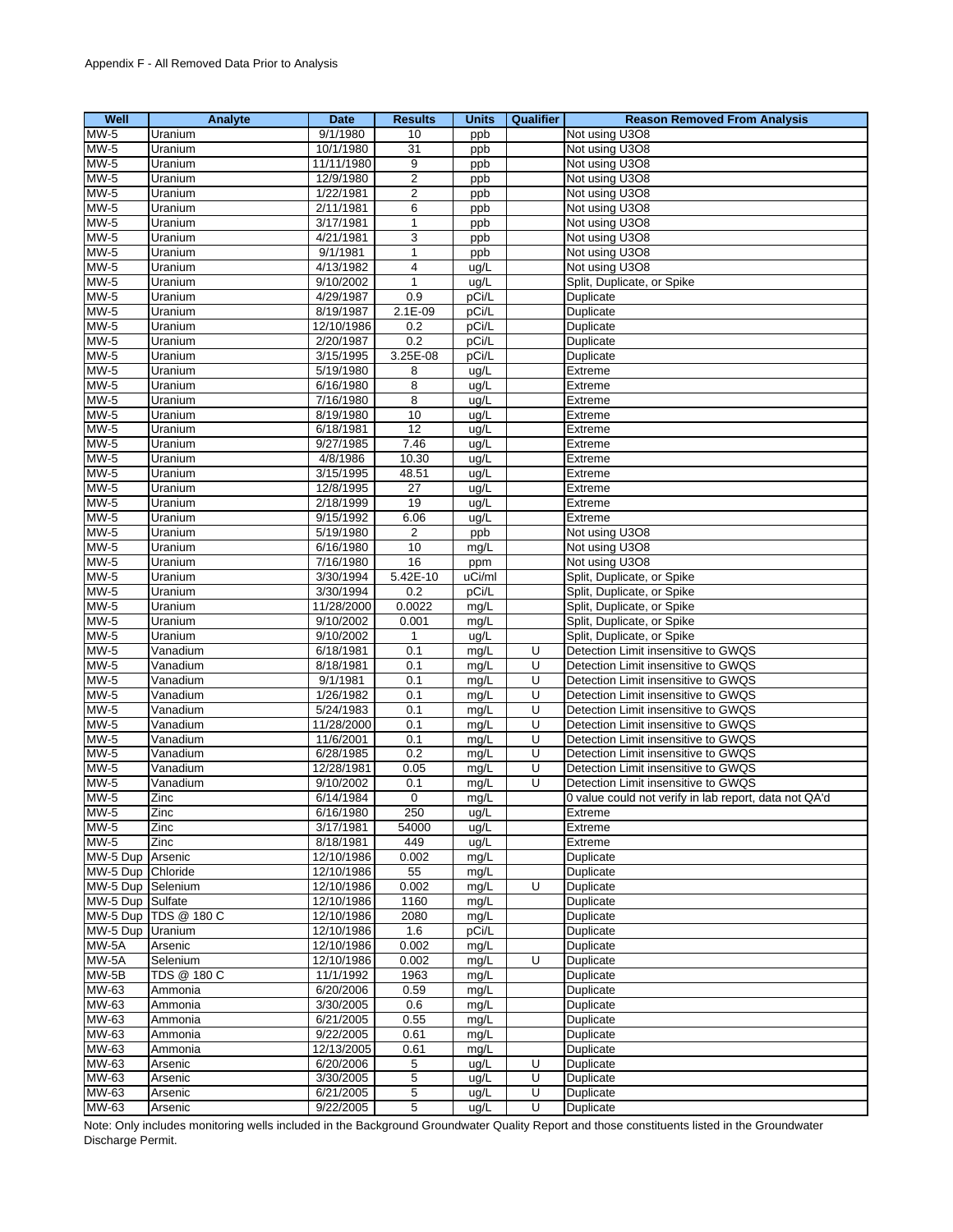Appendix F - All Removed Data Prior to Analysis

| Well | Analyte | Date | Results | Units | Qualifier | Reason Removed From Analysis |
|---|---|---|---|---|---|---|
| MW-5 | Uranium | 9/1/1980 | 10 | ppb | | Not using U3O8 |
| MW-5 | Uranium | 10/1/1980 | 31 | ppb | | Not using U3O8 |
| MW-5 | Uranium | 11/11/1980 | 9 | ppb | | Not using U3O8 |
| MW-5 | Uranium | 12/9/1980 | 2 | ppb | | Not using U3O8 |
| MW-5 | Uranium | 1/22/1981 | 2 | ppb | | Not using U3O8 |
| MW-5 | Uranium | 2/11/1981 | 6 | ppb | | Not using U3O8 |
| MW-5 | Uranium | 3/17/1981 | 1 | ppb | | Not using U3O8 |
| MW-5 | Uranium | 4/21/1981 | 3 | ppb | | Not using U3O8 |
| MW-5 | Uranium | 9/1/1981 | 1 | ppb | | Not using U3O8 |
| MW-5 | Uranium | 4/13/1982 | 4 | ug/L | | Not using U3O8 |
| MW-5 | Uranium | 9/10/2002 | 1 | ug/L | | Split, Duplicate, or Spike |
| MW-5 | Uranium | 4/29/1987 | 0.9 | pCi/L | | Duplicate |
| MW-5 | Uranium | 8/19/1987 | 2.1E-09 | pCi/L | | Duplicate |
| MW-5 | Uranium | 12/10/1986 | 0.2 | pCi/L | | Duplicate |
| MW-5 | Uranium | 2/20/1987 | 0.2 | pCi/L | | Duplicate |
| MW-5 | Uranium | 3/15/1995 | 3.25E-08 | pCi/L | | Duplicate |
| MW-5 | Uranium | 5/19/1980 | 8 | ug/L | | Extreme |
| MW-5 | Uranium | 6/16/1980 | 8 | ug/L | | Extreme |
| MW-5 | Uranium | 7/16/1980 | 8 | ug/L | | Extreme |
| MW-5 | Uranium | 8/19/1980 | 10 | ug/L | | Extreme |
| MW-5 | Uranium | 6/18/1981 | 12 | ug/L | | Extreme |
| MW-5 | Uranium | 9/27/1985 | 7.46 | ug/L | | Extreme |
| MW-5 | Uranium | 4/8/1986 | 10.30 | ug/L | | Extreme |
| MW-5 | Uranium | 3/15/1995 | 48.51 | ug/L | | Extreme |
| MW-5 | Uranium | 12/8/1995 | 27 | ug/L | | Extreme |
| MW-5 | Uranium | 2/18/1999 | 19 | ug/L | | Extreme |
| MW-5 | Uranium | 9/15/1992 | 6.06 | ug/L | | Extreme |
| MW-5 | Uranium | 5/19/1980 | 2 | ppb | | Not using U3O8 |
| MW-5 | Uranium | 6/16/1980 | 10 | mg/L | | Not using U3O8 |
| MW-5 | Uranium | 7/16/1980 | 16 | ppm | | Not using U3O8 |
| MW-5 | Uranium | 3/30/1994 | 5.42E-10 | uCi/ml | | Split, Duplicate, or Spike |
| MW-5 | Uranium | 3/30/1994 | 0.2 | pCi/L | | Split, Duplicate, or Spike |
| MW-5 | Uranium | 11/28/2000 | 0.0022 | mg/L | | Split, Duplicate, or Spike |
| MW-5 | Uranium | 9/10/2002 | 0.001 | mg/L | | Split, Duplicate, or Spike |
| MW-5 | Uranium | 9/10/2002 | 1 | ug/L | | Split, Duplicate, or Spike |
| MW-5 | Vanadium | 6/18/1981 | 0.1 | mg/L | U | Detection Limit insensitive to GWQS |
| MW-5 | Vanadium | 8/18/1981 | 0.1 | mg/L | U | Detection Limit insensitive to GWQS |
| MW-5 | Vanadium | 9/1/1981 | 0.1 | mg/L | U | Detection Limit insensitive to GWQS |
| MW-5 | Vanadium | 1/26/1982 | 0.1 | mg/L | U | Detection Limit insensitive to GWQS |
| MW-5 | Vanadium | 5/24/1983 | 0.1 | mg/L | U | Detection Limit insensitive to GWQS |
| MW-5 | Vanadium | 11/28/2000 | 0.1 | mg/L | U | Detection Limit insensitive to GWQS |
| MW-5 | Vanadium | 11/6/2001 | 0.1 | mg/L | U | Detection Limit insensitive to GWQS |
| MW-5 | Vanadium | 6/28/1985 | 0.2 | mg/L | U | Detection Limit insensitive to GWQS |
| MW-5 | Vanadium | 12/28/1981 | 0.05 | mg/L | U | Detection Limit insensitive to GWQS |
| MW-5 | Vanadium | 9/10/2002 | 0.1 | mg/L | U | Detection Limit insensitive to GWQS |
| MW-5 | Zinc | 6/14/1984 | 0 | mg/L | | 0 value could not verify in lab report, data not QA'd |
| MW-5 | Zinc | 6/16/1980 | 250 | ug/L | | Extreme |
| MW-5 | Zinc | 3/17/1981 | 54000 | ug/L | | Extreme |
| MW-5 | Zinc | 8/18/1981 | 449 | ug/L | | Extreme |
| MW-5 Dup | Arsenic | 12/10/1986 | 0.002 | mg/L | | Duplicate |
| MW-5 Dup | Chloride | 12/10/1986 | 55 | mg/L | | Duplicate |
| MW-5 Dup | Selenium | 12/10/1986 | 0.002 | mg/L | U | Duplicate |
| MW-5 Dup | Sulfate | 12/10/1986 | 1160 | mg/L | | Duplicate |
| MW-5 Dup | TDS @ 180 C | 12/10/1986 | 2080 | mg/L | | Duplicate |
| MW-5 Dup | Uranium | 12/10/1986 | 1.6 | pCi/L | | Duplicate |
| MW-5A | Arsenic | 12/10/1986 | 0.002 | mg/L | | Duplicate |
| MW-5A | Selenium | 12/10/1986 | 0.002 | mg/L | U | Duplicate |
| MW-5B | TDS @ 180 C | 11/1/1992 | 1963 | mg/L | | Duplicate |
| MW-63 | Ammonia | 6/20/2006 | 0.59 | mg/L | | Duplicate |
| MW-63 | Ammonia | 3/30/2005 | 0.6 | mg/L | | Duplicate |
| MW-63 | Ammonia | 6/21/2005 | 0.55 | mg/L | | Duplicate |
| MW-63 | Ammonia | 9/22/2005 | 0.61 | mg/L | | Duplicate |
| MW-63 | Ammonia | 12/13/2005 | 0.61 | mg/L | | Duplicate |
| MW-63 | Arsenic | 6/20/2006 | 5 | ug/L | U | Duplicate |
| MW-63 | Arsenic | 3/30/2005 | 5 | ug/L | U | Duplicate |
| MW-63 | Arsenic | 6/21/2005 | 5 | ug/L | U | Duplicate |
| MW-63 | Arsenic | 9/22/2005 | 5 | ug/L | U | Duplicate |

Note: Only includes monitoring wells included in the Background Groundwater Quality Report and those constituents listed in the Groundwater Discharge Permit.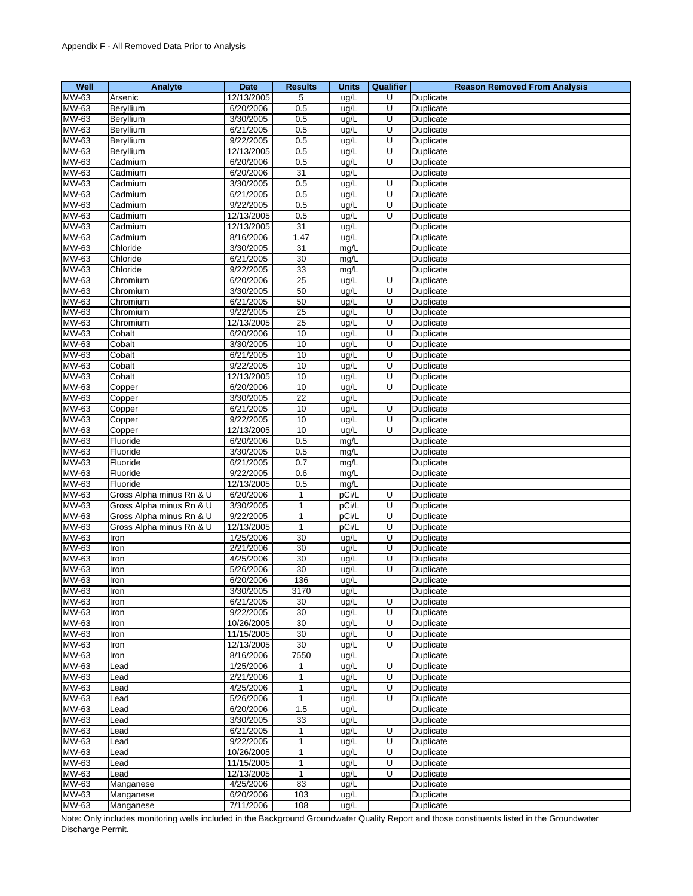Appendix F - All Removed Data Prior to Analysis

| Well | Analyte | Date | Results | Units | Qualifier | Reason Removed From Analysis |
|---|---|---|---|---|---|---|
| MW-63 | Arsenic | 12/13/2005 | 5 | ug/L | U | Duplicate |
| MW-63 | Beryllium | 6/20/2006 | 0.5 | ug/L | U | Duplicate |
| MW-63 | Beryllium | 3/30/2005 | 0.5 | ug/L | U | Duplicate |
| MW-63 | Beryllium | 6/21/2005 | 0.5 | ug/L | U | Duplicate |
| MW-63 | Beryllium | 9/22/2005 | 0.5 | ug/L | U | Duplicate |
| MW-63 | Beryllium | 12/13/2005 | 0.5 | ug/L | U | Duplicate |
| MW-63 | Cadmium | 6/20/2006 | 0.5 | ug/L | U | Duplicate |
| MW-63 | Cadmium | 6/20/2006 | 31 | ug/L | | Duplicate |
| MW-63 | Cadmium | 3/30/2005 | 0.5 | ug/L | U | Duplicate |
| MW-63 | Cadmium | 6/21/2005 | 0.5 | ug/L | U | Duplicate |
| MW-63 | Cadmium | 9/22/2005 | 0.5 | ug/L | U | Duplicate |
| MW-63 | Cadmium | 12/13/2005 | 0.5 | ug/L | U | Duplicate |
| MW-63 | Cadmium | 12/13/2005 | 31 | ug/L | | Duplicate |
| MW-63 | Cadmium | 8/16/2006 | 1.47 | ug/L | | Duplicate |
| MW-63 | Chloride | 3/30/2005 | 31 | mg/L | | Duplicate |
| MW-63 | Chloride | 6/21/2005 | 30 | mg/L | | Duplicate |
| MW-63 | Chloride | 9/22/2005 | 33 | mg/L | | Duplicate |
| MW-63 | Chromium | 6/20/2006 | 25 | ug/L | U | Duplicate |
| MW-63 | Chromium | 3/30/2005 | 50 | ug/L | U | Duplicate |
| MW-63 | Chromium | 6/21/2005 | 50 | ug/L | U | Duplicate |
| MW-63 | Chromium | 9/22/2005 | 25 | ug/L | U | Duplicate |
| MW-63 | Chromium | 12/13/2005 | 25 | ug/L | U | Duplicate |
| MW-63 | Cobalt | 6/20/2006 | 10 | ug/L | U | Duplicate |
| MW-63 | Cobalt | 3/30/2005 | 10 | ug/L | U | Duplicate |
| MW-63 | Cobalt | 6/21/2005 | 10 | ug/L | U | Duplicate |
| MW-63 | Cobalt | 9/22/2005 | 10 | ug/L | U | Duplicate |
| MW-63 | Cobalt | 12/13/2005 | 10 | ug/L | U | Duplicate |
| MW-63 | Copper | 6/20/2006 | 10 | ug/L | U | Duplicate |
| MW-63 | Copper | 3/30/2005 | 22 | ug/L | | Duplicate |
| MW-63 | Copper | 6/21/2005 | 10 | ug/L | U | Duplicate |
| MW-63 | Copper | 9/22/2005 | 10 | ug/L | U | Duplicate |
| MW-63 | Copper | 12/13/2005 | 10 | ug/L | U | Duplicate |
| MW-63 | Fluoride | 6/20/2006 | 0.5 | mg/L | | Duplicate |
| MW-63 | Fluoride | 3/30/2005 | 0.5 | mg/L | | Duplicate |
| MW-63 | Fluoride | 6/21/2005 | 0.7 | mg/L | | Duplicate |
| MW-63 | Fluoride | 9/22/2005 | 0.6 | mg/L | | Duplicate |
| MW-63 | Fluoride | 12/13/2005 | 0.5 | mg/L | | Duplicate |
| MW-63 | Gross Alpha minus Rn & U | 6/20/2006 | 1 | pCi/L | U | Duplicate |
| MW-63 | Gross Alpha minus Rn & U | 3/30/2005 | 1 | pCi/L | U | Duplicate |
| MW-63 | Gross Alpha minus Rn & U | 9/22/2005 | 1 | pCi/L | U | Duplicate |
| MW-63 | Gross Alpha minus Rn & U | 12/13/2005 | 1 | pCi/L | U | Duplicate |
| MW-63 | Iron | 1/25/2006 | 30 | ug/L | U | Duplicate |
| MW-63 | Iron | 2/21/2006 | 30 | ug/L | U | Duplicate |
| MW-63 | Iron | 4/25/2006 | 30 | ug/L | U | Duplicate |
| MW-63 | Iron | 5/26/2006 | 30 | ug/L | U | Duplicate |
| MW-63 | Iron | 6/20/2006 | 136 | ug/L | | Duplicate |
| MW-63 | Iron | 3/30/2005 | 3170 | ug/L | | Duplicate |
| MW-63 | Iron | 6/21/2005 | 30 | ug/L | U | Duplicate |
| MW-63 | Iron | 9/22/2005 | 30 | ug/L | U | Duplicate |
| MW-63 | Iron | 10/26/2005 | 30 | ug/L | U | Duplicate |
| MW-63 | Iron | 11/15/2005 | 30 | ug/L | U | Duplicate |
| MW-63 | Iron | 12/13/2005 | 30 | ug/L | U | Duplicate |
| MW-63 | Iron | 8/16/2006 | 7550 | ug/L | | Duplicate |
| MW-63 | Lead | 1/25/2006 | 1 | ug/L | U | Duplicate |
| MW-63 | Lead | 2/21/2006 | 1 | ug/L | U | Duplicate |
| MW-63 | Lead | 4/25/2006 | 1 | ug/L | U | Duplicate |
| MW-63 | Lead | 5/26/2006 | 1 | ug/L | U | Duplicate |
| MW-63 | Lead | 6/20/2006 | 1.5 | ug/L | | Duplicate |
| MW-63 | Lead | 3/30/2005 | 33 | ug/L | | Duplicate |
| MW-63 | Lead | 6/21/2005 | 1 | ug/L | U | Duplicate |
| MW-63 | Lead | 9/22/2005 | 1 | ug/L | U | Duplicate |
| MW-63 | Lead | 10/26/2005 | 1 | ug/L | U | Duplicate |
| MW-63 | Lead | 11/15/2005 | 1 | ug/L | U | Duplicate |
| MW-63 | Lead | 12/13/2005 | 1 | ug/L | U | Duplicate |
| MW-63 | Manganese | 4/25/2006 | 83 | ug/L | | Duplicate |
| MW-63 | Manganese | 6/20/2006 | 103 | ug/L | | Duplicate |
| MW-63 | Manganese | 7/11/2006 | 108 | ug/L | | Duplicate |

Note: Only includes monitoring wells included in the Background Groundwater Quality Report and those constituents listed in the Groundwater Discharge Permit.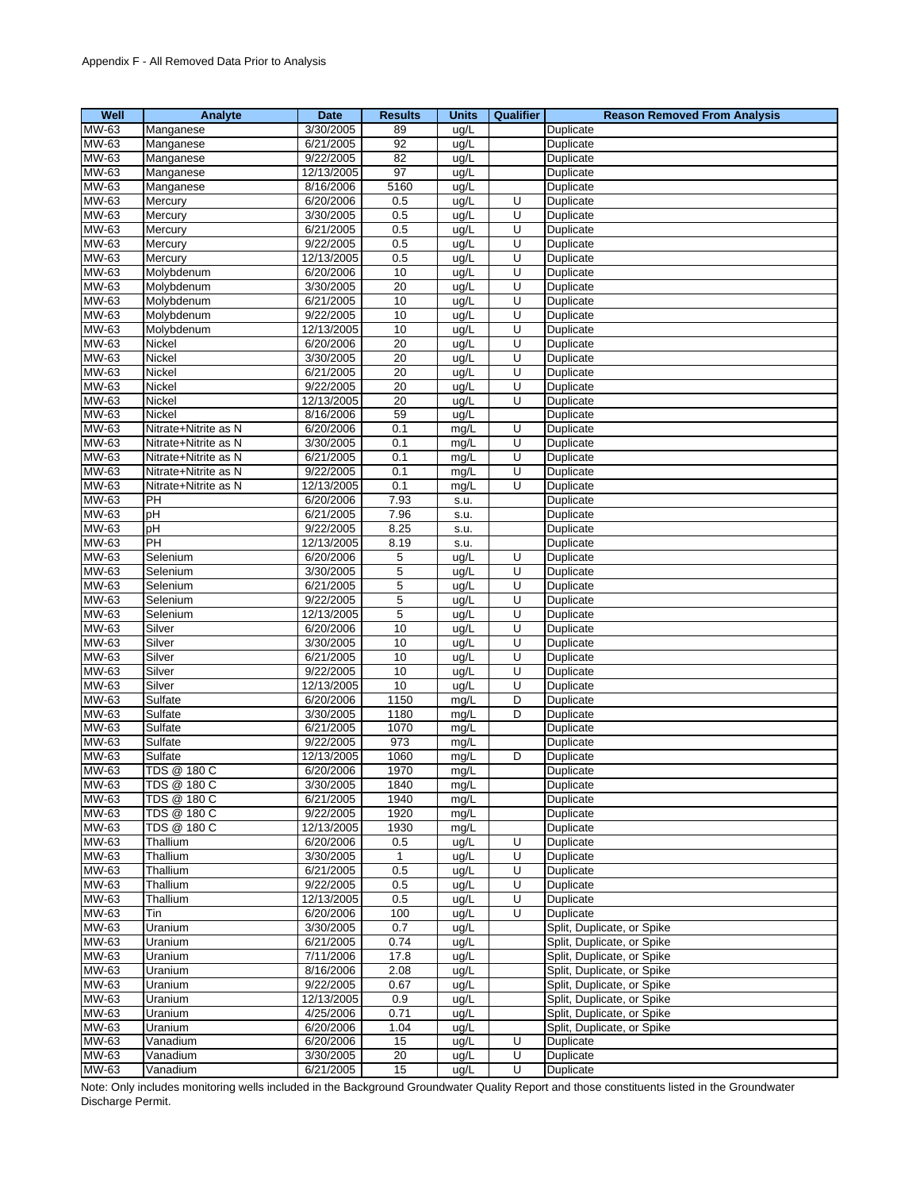Appendix F - All Removed Data Prior to Analysis

| Well | Analyte | Date | Results | Units | Qualifier | Reason Removed From Analysis |
|---|---|---|---|---|---|---|
| MW-63 | Manganese | 3/30/2005 | 89 | ug/L | | Duplicate |
| MW-63 | Manganese | 6/21/2005 | 92 | ug/L | | Duplicate |
| MW-63 | Manganese | 9/22/2005 | 82 | ug/L | | Duplicate |
| MW-63 | Manganese | 12/13/2005 | 97 | ug/L | | Duplicate |
| MW-63 | Manganese | 8/16/2006 | 5160 | ug/L | | Duplicate |
| MW-63 | Mercury | 6/20/2006 | 0.5 | ug/L | U | Duplicate |
| MW-63 | Mercury | 3/30/2005 | 0.5 | ug/L | U | Duplicate |
| MW-63 | Mercury | 6/21/2005 | 0.5 | ug/L | U | Duplicate |
| MW-63 | Mercury | 9/22/2005 | 0.5 | ug/L | U | Duplicate |
| MW-63 | Mercury | 12/13/2005 | 0.5 | ug/L | U | Duplicate |
| MW-63 | Molybdenum | 6/20/2006 | 10 | ug/L | U | Duplicate |
| MW-63 | Molybdenum | 3/30/2005 | 20 | ug/L | U | Duplicate |
| MW-63 | Molybdenum | 6/21/2005 | 10 | ug/L | U | Duplicate |
| MW-63 | Molybdenum | 9/22/2005 | 10 | ug/L | U | Duplicate |
| MW-63 | Molybdenum | 12/13/2005 | 10 | ug/L | U | Duplicate |
| MW-63 | Nickel | 6/20/2006 | 20 | ug/L | U | Duplicate |
| MW-63 | Nickel | 3/30/2005 | 20 | ug/L | U | Duplicate |
| MW-63 | Nickel | 6/21/2005 | 20 | ug/L | U | Duplicate |
| MW-63 | Nickel | 9/22/2005 | 20 | ug/L | U | Duplicate |
| MW-63 | Nickel | 12/13/2005 | 20 | ug/L | U | Duplicate |
| MW-63 | Nickel | 8/16/2006 | 59 | ug/L | | Duplicate |
| MW-63 | Nitrate+Nitrite as N | 6/20/2006 | 0.1 | mg/L | U | Duplicate |
| MW-63 | Nitrate+Nitrite as N | 3/30/2005 | 0.1 | mg/L | U | Duplicate |
| MW-63 | Nitrate+Nitrite as N | 6/21/2005 | 0.1 | mg/L | U | Duplicate |
| MW-63 | Nitrate+Nitrite as N | 9/22/2005 | 0.1 | mg/L | U | Duplicate |
| MW-63 | Nitrate+Nitrite as N | 12/13/2005 | 0.1 | mg/L | U | Duplicate |
| MW-63 | PH | 6/20/2006 | 7.93 | s.u. | | Duplicate |
| MW-63 | pH | 6/21/2005 | 7.96 | s.u. | | Duplicate |
| MW-63 | pH | 9/22/2005 | 8.25 | s.u. | | Duplicate |
| MW-63 | PH | 12/13/2005 | 8.19 | s.u. | | Duplicate |
| MW-63 | Selenium | 6/20/2006 | 5 | ug/L | U | Duplicate |
| MW-63 | Selenium | 3/30/2005 | 5 | ug/L | U | Duplicate |
| MW-63 | Selenium | 6/21/2005 | 5 | ug/L | U | Duplicate |
| MW-63 | Selenium | 9/22/2005 | 5 | ug/L | U | Duplicate |
| MW-63 | Selenium | 12/13/2005 | 5 | ug/L | U | Duplicate |
| MW-63 | Silver | 6/20/2006 | 10 | ug/L | U | Duplicate |
| MW-63 | Silver | 3/30/2005 | 10 | ug/L | U | Duplicate |
| MW-63 | Silver | 6/21/2005 | 10 | ug/L | U | Duplicate |
| MW-63 | Silver | 9/22/2005 | 10 | ug/L | U | Duplicate |
| MW-63 | Silver | 12/13/2005 | 10 | ug/L | U | Duplicate |
| MW-63 | Sulfate | 6/20/2006 | 1150 | mg/L | D | Duplicate |
| MW-63 | Sulfate | 3/30/2005 | 1180 | mg/L | D | Duplicate |
| MW-63 | Sulfate | 6/21/2005 | 1070 | mg/L | | Duplicate |
| MW-63 | Sulfate | 9/22/2005 | 973 | mg/L | | Duplicate |
| MW-63 | Sulfate | 12/13/2005 | 1060 | mg/L | D | Duplicate |
| MW-63 | TDS @ 180 C | 6/20/2006 | 1970 | mg/L | | Duplicate |
| MW-63 | TDS @ 180 C | 3/30/2005 | 1840 | mg/L | | Duplicate |
| MW-63 | TDS @ 180 C | 6/21/2005 | 1940 | mg/L | | Duplicate |
| MW-63 | TDS @ 180 C | 9/22/2005 | 1920 | mg/L | | Duplicate |
| MW-63 | TDS @ 180 C | 12/13/2005 | 1930 | mg/L | | Duplicate |
| MW-63 | Thallium | 6/20/2006 | 0.5 | ug/L | U | Duplicate |
| MW-63 | Thallium | 3/30/2005 | 1 | ug/L | U | Duplicate |
| MW-63 | Thallium | 6/21/2005 | 0.5 | ug/L | U | Duplicate |
| MW-63 | Thallium | 9/22/2005 | 0.5 | ug/L | U | Duplicate |
| MW-63 | Thallium | 12/13/2005 | 0.5 | ug/L | U | Duplicate |
| MW-63 | Tin | 6/20/2006 | 100 | ug/L | U | Duplicate |
| MW-63 | Uranium | 3/30/2005 | 0.7 | ug/L | | Split, Duplicate, or Spike |
| MW-63 | Uranium | 6/21/2005 | 0.74 | ug/L | | Split, Duplicate, or Spike |
| MW-63 | Uranium | 7/11/2006 | 17.8 | ug/L | | Split, Duplicate, or Spike |
| MW-63 | Uranium | 8/16/2006 | 2.08 | ug/L | | Split, Duplicate, or Spike |
| MW-63 | Uranium | 9/22/2005 | 0.67 | ug/L | | Split, Duplicate, or Spike |
| MW-63 | Uranium | 12/13/2005 | 0.9 | ug/L | | Split, Duplicate, or Spike |
| MW-63 | Uranium | 4/25/2006 | 0.71 | ug/L | | Split, Duplicate, or Spike |
| MW-63 | Uranium | 6/20/2006 | 1.04 | ug/L | | Split, Duplicate, or Spike |
| MW-63 | Vanadium | 6/20/2006 | 15 | ug/L | U | Duplicate |
| MW-63 | Vanadium | 3/30/2005 | 20 | ug/L | U | Duplicate |
| MW-63 | Vanadium | 6/21/2005 | 15 | ug/L | U | Duplicate |

Note: Only includes monitoring wells included in the Background Groundwater Quality Report and those constituents listed in the Groundwater Discharge Permit.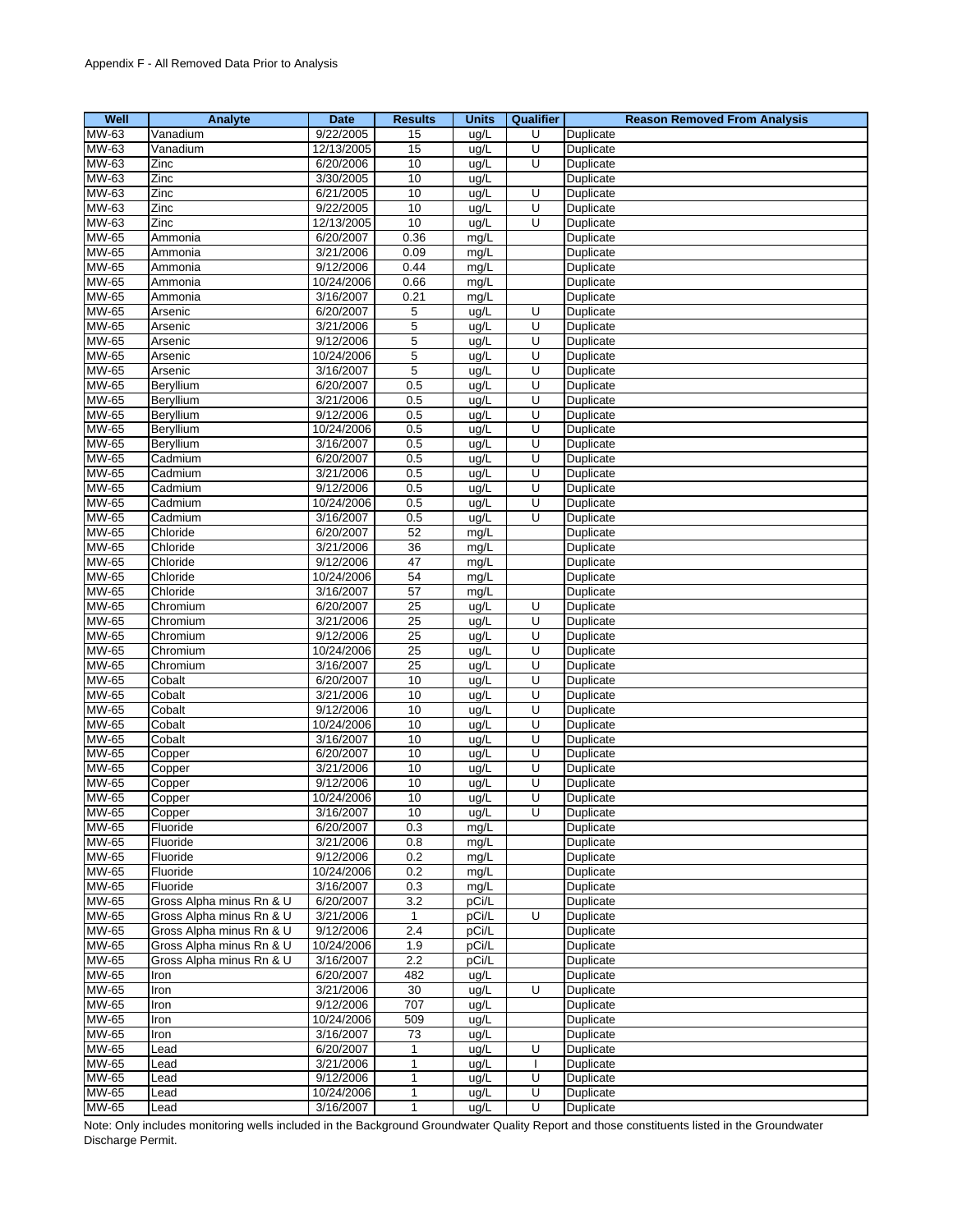Appendix F - All Removed Data Prior to Analysis

| Well | Analyte | Date | Results | Units | Qualifier | Reason Removed From Analysis |
|---|---|---|---|---|---|---|
| MW-63 | Vanadium | 9/22/2005 | 15 | ug/L | U | Duplicate |
| MW-63 | Vanadium | 12/13/2005 | 15 | ug/L | U | Duplicate |
| MW-63 | Zinc | 6/20/2006 | 10 | ug/L | U | Duplicate |
| MW-63 | Zinc | 3/30/2005 | 10 | ug/L | | Duplicate |
| MW-63 | Zinc | 6/21/2005 | 10 | ug/L | U | Duplicate |
| MW-63 | Zinc | 9/22/2005 | 10 | ug/L | U | Duplicate |
| MW-63 | Zinc | 12/13/2005 | 10 | ug/L | U | Duplicate |
| MW-65 | Ammonia | 6/20/2007 | 0.36 | mg/L | | Duplicate |
| MW-65 | Ammonia | 3/21/2006 | 0.09 | mg/L | | Duplicate |
| MW-65 | Ammonia | 9/12/2006 | 0.44 | mg/L | | Duplicate |
| MW-65 | Ammonia | 10/24/2006 | 0.66 | mg/L | | Duplicate |
| MW-65 | Ammonia | 3/16/2007 | 0.21 | mg/L | | Duplicate |
| MW-65 | Arsenic | 6/20/2007 | 5 | ug/L | U | Duplicate |
| MW-65 | Arsenic | 3/21/2006 | 5 | ug/L | U | Duplicate |
| MW-65 | Arsenic | 9/12/2006 | 5 | ug/L | U | Duplicate |
| MW-65 | Arsenic | 10/24/2006 | 5 | ug/L | U | Duplicate |
| MW-65 | Arsenic | 3/16/2007 | 5 | ug/L | U | Duplicate |
| MW-65 | Beryllium | 6/20/2007 | 0.5 | ug/L | U | Duplicate |
| MW-65 | Beryllium | 3/21/2006 | 0.5 | ug/L | U | Duplicate |
| MW-65 | Beryllium | 9/12/2006 | 0.5 | ug/L | U | Duplicate |
| MW-65 | Beryllium | 10/24/2006 | 0.5 | ug/L | U | Duplicate |
| MW-65 | Beryllium | 3/16/2007 | 0.5 | ug/L | U | Duplicate |
| MW-65 | Cadmium | 6/20/2007 | 0.5 | ug/L | U | Duplicate |
| MW-65 | Cadmium | 3/21/2006 | 0.5 | ug/L | U | Duplicate |
| MW-65 | Cadmium | 9/12/2006 | 0.5 | ug/L | U | Duplicate |
| MW-65 | Cadmium | 10/24/2006 | 0.5 | ug/L | U | Duplicate |
| MW-65 | Cadmium | 3/16/2007 | 0.5 | ug/L | U | Duplicate |
| MW-65 | Chloride | 6/20/2007 | 52 | mg/L | | Duplicate |
| MW-65 | Chloride | 3/21/2006 | 36 | mg/L | | Duplicate |
| MW-65 | Chloride | 9/12/2006 | 47 | mg/L | | Duplicate |
| MW-65 | Chloride | 10/24/2006 | 54 | mg/L | | Duplicate |
| MW-65 | Chloride | 3/16/2007 | 57 | mg/L | | Duplicate |
| MW-65 | Chromium | 6/20/2007 | 25 | ug/L | U | Duplicate |
| MW-65 | Chromium | 3/21/2006 | 25 | ug/L | U | Duplicate |
| MW-65 | Chromium | 9/12/2006 | 25 | ug/L | U | Duplicate |
| MW-65 | Chromium | 10/24/2006 | 25 | ug/L | U | Duplicate |
| MW-65 | Chromium | 3/16/2007 | 25 | ug/L | U | Duplicate |
| MW-65 | Cobalt | 6/20/2007 | 10 | ug/L | U | Duplicate |
| MW-65 | Cobalt | 3/21/2006 | 10 | ug/L | U | Duplicate |
| MW-65 | Cobalt | 9/12/2006 | 10 | ug/L | U | Duplicate |
| MW-65 | Cobalt | 10/24/2006 | 10 | ug/L | U | Duplicate |
| MW-65 | Cobalt | 3/16/2007 | 10 | ug/L | U | Duplicate |
| MW-65 | Copper | 6/20/2007 | 10 | ug/L | U | Duplicate |
| MW-65 | Copper | 3/21/2006 | 10 | ug/L | U | Duplicate |
| MW-65 | Copper | 9/12/2006 | 10 | ug/L | U | Duplicate |
| MW-65 | Copper | 10/24/2006 | 10 | ug/L | U | Duplicate |
| MW-65 | Copper | 3/16/2007 | 10 | ug/L | U | Duplicate |
| MW-65 | Fluoride | 6/20/2007 | 0.3 | mg/L | | Duplicate |
| MW-65 | Fluoride | 3/21/2006 | 0.8 | mg/L | | Duplicate |
| MW-65 | Fluoride | 9/12/2006 | 0.2 | mg/L | | Duplicate |
| MW-65 | Fluoride | 10/24/2006 | 0.2 | mg/L | | Duplicate |
| MW-65 | Fluoride | 3/16/2007 | 0.3 | mg/L | | Duplicate |
| MW-65 | Gross Alpha minus Rn & U | 6/20/2007 | 3.2 | pCi/L | | Duplicate |
| MW-65 | Gross Alpha minus Rn & U | 3/21/2006 | 1 | pCi/L | U | Duplicate |
| MW-65 | Gross Alpha minus Rn & U | 9/12/2006 | 2.4 | pCi/L | | Duplicate |
| MW-65 | Gross Alpha minus Rn & U | 10/24/2006 | 1.9 | pCi/L | | Duplicate |
| MW-65 | Gross Alpha minus Rn & U | 3/16/2007 | 2.2 | pCi/L | | Duplicate |
| MW-65 | Iron | 6/20/2007 | 482 | ug/L | | Duplicate |
| MW-65 | Iron | 3/21/2006 | 30 | ug/L | U | Duplicate |
| MW-65 | Iron | 9/12/2006 | 707 | ug/L | | Duplicate |
| MW-65 | Iron | 10/24/2006 | 509 | ug/L | | Duplicate |
| MW-65 | Iron | 3/16/2007 | 73 | ug/L | | Duplicate |
| MW-65 | Lead | 6/20/2007 | 1 | ug/L | U | Duplicate |
| MW-65 | Lead | 3/21/2006 | 1 | ug/L | I | Duplicate |
| MW-65 | Lead | 9/12/2006 | 1 | ug/L | U | Duplicate |
| MW-65 | Lead | 10/24/2006 | 1 | ug/L | U | Duplicate |
| MW-65 | Lead | 3/16/2007 | 1 | ug/L | U | Duplicate |

Note: Only includes monitoring wells included in the Background Groundwater Quality Report and those constituents listed in the Groundwater Discharge Permit.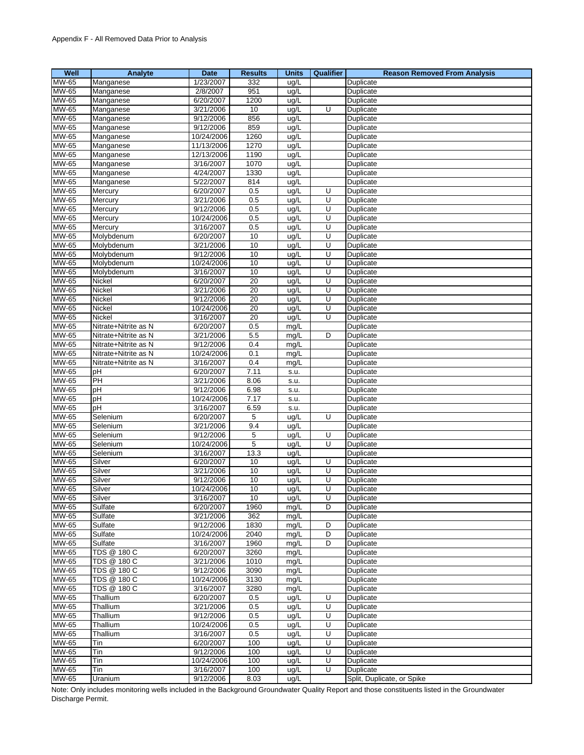Appendix F - All Removed Data Prior to Analysis

| Well | Analyte | Date | Results | Units | Qualifier | Reason Removed From Analysis |
|---|---|---|---|---|---|---|
| MW-65 | Manganese | 1/23/2007 | 332 | ug/L | | Duplicate |
| MW-65 | Manganese | 2/8/2007 | 951 | ug/L | | Duplicate |
| MW-65 | Manganese | 6/20/2007 | 1200 | ug/L | | Duplicate |
| MW-65 | Manganese | 3/21/2006 | 10 | ug/L | U | Duplicate |
| MW-65 | Manganese | 9/12/2006 | 856 | ug/L | | Duplicate |
| MW-65 | Manganese | 9/12/2006 | 859 | ug/L | | Duplicate |
| MW-65 | Manganese | 10/24/2006 | 1260 | ug/L | | Duplicate |
| MW-65 | Manganese | 11/13/2006 | 1270 | ug/L | | Duplicate |
| MW-65 | Manganese | 12/13/2006 | 1190 | ug/L | | Duplicate |
| MW-65 | Manganese | 3/16/2007 | 1070 | ug/L | | Duplicate |
| MW-65 | Manganese | 4/24/2007 | 1330 | ug/L | | Duplicate |
| MW-65 | Manganese | 5/22/2007 | 814 | ug/L | | Duplicate |
| MW-65 | Mercury | 6/20/2007 | 0.5 | ug/L | U | Duplicate |
| MW-65 | Mercury | 3/21/2006 | 0.5 | ug/L | U | Duplicate |
| MW-65 | Mercury | 9/12/2006 | 0.5 | ug/L | U | Duplicate |
| MW-65 | Mercury | 10/24/2006 | 0.5 | ug/L | U | Duplicate |
| MW-65 | Mercury | 3/16/2007 | 0.5 | ug/L | U | Duplicate |
| MW-65 | Molybdenum | 6/20/2007 | 10 | ug/L | U | Duplicate |
| MW-65 | Molybdenum | 3/21/2006 | 10 | ug/L | U | Duplicate |
| MW-65 | Molybdenum | 9/12/2006 | 10 | ug/L | U | Duplicate |
| MW-65 | Molybdenum | 10/24/2006 | 10 | ug/L | U | Duplicate |
| MW-65 | Molybdenum | 3/16/2007 | 10 | ug/L | U | Duplicate |
| MW-65 | Nickel | 6/20/2007 | 20 | ug/L | U | Duplicate |
| MW-65 | Nickel | 3/21/2006 | 20 | ug/L | U | Duplicate |
| MW-65 | Nickel | 9/12/2006 | 20 | ug/L | U | Duplicate |
| MW-65 | Nickel | 10/24/2006 | 20 | ug/L | U | Duplicate |
| MW-65 | Nickel | 3/16/2007 | 20 | ug/L | U | Duplicate |
| MW-65 | Nitrate+Nitrite as N | 6/20/2007 | 0.5 | mg/L | | Duplicate |
| MW-65 | Nitrate+Nitrite as N | 3/21/2006 | 5.5 | mg/L | D | Duplicate |
| MW-65 | Nitrate+Nitrite as N | 9/12/2006 | 0.4 | mg/L | | Duplicate |
| MW-65 | Nitrate+Nitrite as N | 10/24/2006 | 0.1 | mg/L | | Duplicate |
| MW-65 | Nitrate+Nitrite as N | 3/16/2007 | 0.4 | mg/L | | Duplicate |
| MW-65 | pH | 6/20/2007 | 7.11 | s.u. | | Duplicate |
| MW-65 | PH | 3/21/2006 | 8.06 | s.u. | | Duplicate |
| MW-65 | pH | 9/12/2006 | 6.98 | s.u. | | Duplicate |
| MW-65 | pH | 10/24/2006 | 7.17 | s.u. | | Duplicate |
| MW-65 | pH | 3/16/2007 | 6.59 | s.u. | | Duplicate |
| MW-65 | Selenium | 6/20/2007 | 5 | ug/L | U | Duplicate |
| MW-65 | Selenium | 3/21/2006 | 9.4 | ug/L | | Duplicate |
| MW-65 | Selenium | 9/12/2006 | 5 | ug/L | U | Duplicate |
| MW-65 | Selenium | 10/24/2006 | 5 | ug/L | U | Duplicate |
| MW-65 | Selenium | 3/16/2007 | 13.3 | ug/L | | Duplicate |
| MW-65 | Silver | 6/20/2007 | 10 | ug/L | U | Duplicate |
| MW-65 | Silver | 3/21/2006 | 10 | ug/L | U | Duplicate |
| MW-65 | Silver | 9/12/2006 | 10 | ug/L | U | Duplicate |
| MW-65 | Silver | 10/24/2006 | 10 | ug/L | U | Duplicate |
| MW-65 | Silver | 3/16/2007 | 10 | ug/L | U | Duplicate |
| MW-65 | Sulfate | 6/20/2007 | 1960 | mg/L | D | Duplicate |
| MW-65 | Sulfate | 3/21/2006 | 362 | mg/L | | Duplicate |
| MW-65 | Sulfate | 9/12/2006 | 1830 | mg/L | D | Duplicate |
| MW-65 | Sulfate | 10/24/2006 | 2040 | mg/L | D | Duplicate |
| MW-65 | Sulfate | 3/16/2007 | 1960 | mg/L | D | Duplicate |
| MW-65 | TDS @ 180 C | 6/20/2007 | 3260 | mg/L | | Duplicate |
| MW-65 | TDS @ 180 C | 3/21/2006 | 1010 | mg/L | | Duplicate |
| MW-65 | TDS @ 180 C | 9/12/2006 | 3090 | mg/L | | Duplicate |
| MW-65 | TDS @ 180 C | 10/24/2006 | 3130 | mg/L | | Duplicate |
| MW-65 | TDS @ 180 C | 3/16/2007 | 3280 | mg/L | | Duplicate |
| MW-65 | Thallium | 6/20/2007 | 0.5 | ug/L | U | Duplicate |
| MW-65 | Thallium | 3/21/2006 | 0.5 | ug/L | U | Duplicate |
| MW-65 | Thallium | 9/12/2006 | 0.5 | ug/L | U | Duplicate |
| MW-65 | Thallium | 10/24/2006 | 0.5 | ug/L | U | Duplicate |
| MW-65 | Thallium | 3/16/2007 | 0.5 | ug/L | U | Duplicate |
| MW-65 | Tin | 6/20/2007 | 100 | ug/L | U | Duplicate |
| MW-65 | Tin | 9/12/2006 | 100 | ug/L | U | Duplicate |
| MW-65 | Tin | 10/24/2006 | 100 | ug/L | U | Duplicate |
| MW-65 | Tin | 3/16/2007 | 100 | ug/L | U | Duplicate |
| MW-65 | Uranium | 9/12/2006 | 8.03 | ug/L | | Split, Duplicate, or Spike |

Note: Only includes monitoring wells included in the Background Groundwater Quality Report and those constituents listed in the Groundwater Discharge Permit.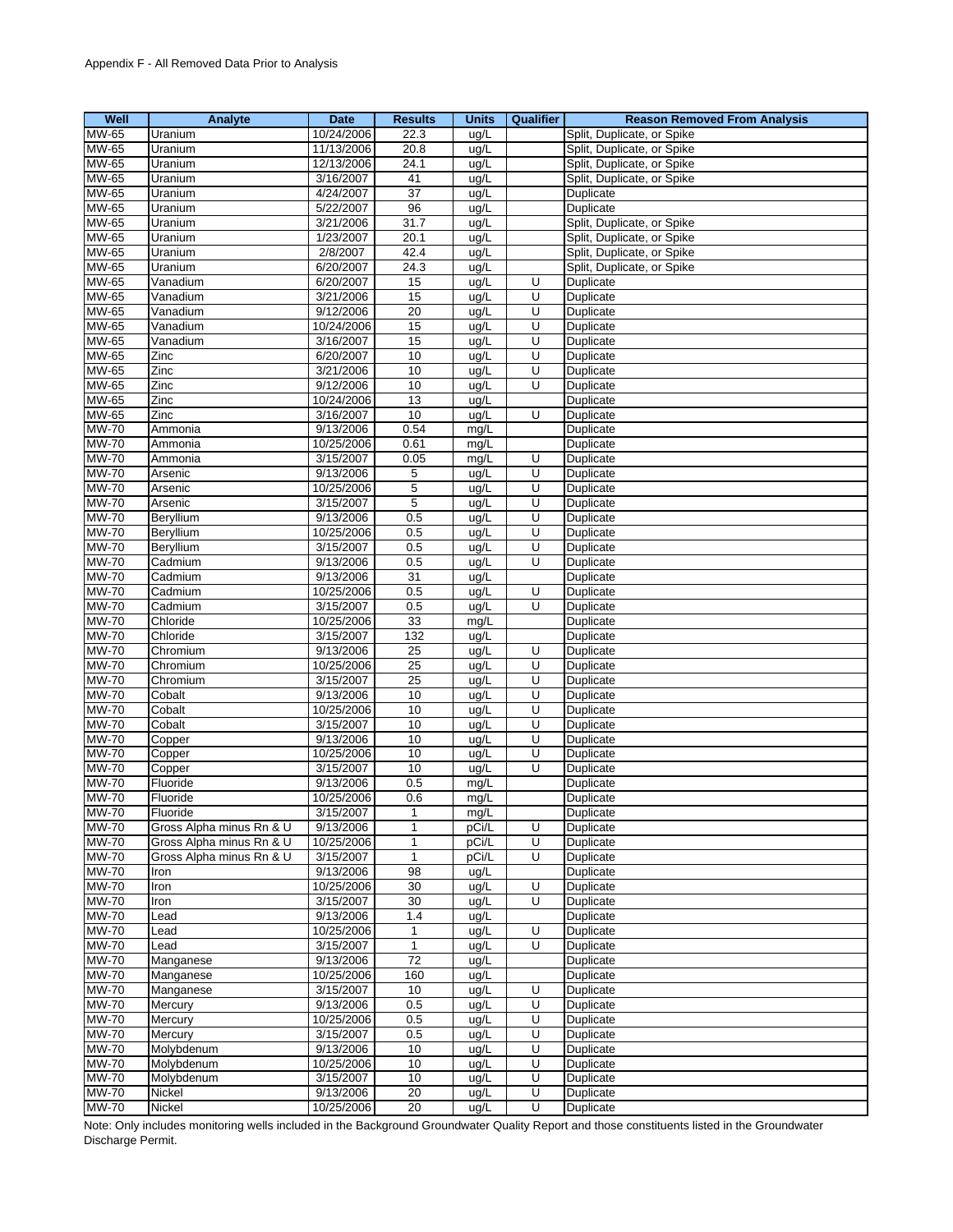Appendix F - All Removed Data Prior to Analysis

| Well | Analyte | Date | Results | Units | Qualifier | Reason Removed From Analysis |
|---|---|---|---|---|---|---|
| MW-65 | Uranium | 10/24/2006 | 22.3 | ug/L | | Split, Duplicate, or Spike |
| MW-65 | Uranium | 11/13/2006 | 20.8 | ug/L | | Split, Duplicate, or Spike |
| MW-65 | Uranium | 12/13/2006 | 24.1 | ug/L | | Split, Duplicate, or Spike |
| MW-65 | Uranium | 3/16/2007 | 41 | ug/L | | Split, Duplicate, or Spike |
| MW-65 | Uranium | 4/24/2007 | 37 | ug/L | | Duplicate |
| MW-65 | Uranium | 5/22/2007 | 96 | ug/L | | Duplicate |
| MW-65 | Uranium | 3/21/2006 | 31.7 | ug/L | | Split, Duplicate, or Spike |
| MW-65 | Uranium | 1/23/2007 | 20.1 | ug/L | | Split, Duplicate, or Spike |
| MW-65 | Uranium | 2/8/2007 | 42.4 | ug/L | | Split, Duplicate, or Spike |
| MW-65 | Uranium | 6/20/2007 | 24.3 | ug/L | | Split, Duplicate, or Spike |
| MW-65 | Vanadium | 6/20/2007 | 15 | ug/L | U | Duplicate |
| MW-65 | Vanadium | 3/21/2006 | 15 | ug/L | U | Duplicate |
| MW-65 | Vanadium | 9/12/2006 | 20 | ug/L | U | Duplicate |
| MW-65 | Vanadium | 10/24/2006 | 15 | ug/L | U | Duplicate |
| MW-65 | Vanadium | 3/16/2007 | 15 | ug/L | U | Duplicate |
| MW-65 | Zinc | 6/20/2007 | 10 | ug/L | U | Duplicate |
| MW-65 | Zinc | 3/21/2006 | 10 | ug/L | U | Duplicate |
| MW-65 | Zinc | 9/12/2006 | 10 | ug/L | U | Duplicate |
| MW-65 | Zinc | 10/24/2006 | 13 | ug/L | | Duplicate |
| MW-65 | Zinc | 3/16/2007 | 10 | ug/L | U | Duplicate |
| MW-70 | Ammonia | 9/13/2006 | 0.54 | mg/L | | Duplicate |
| MW-70 | Ammonia | 10/25/2006 | 0.61 | mg/L | | Duplicate |
| MW-70 | Ammonia | 3/15/2007 | 0.05 | mg/L | U | Duplicate |
| MW-70 | Arsenic | 9/13/2006 | 5 | ug/L | U | Duplicate |
| MW-70 | Arsenic | 10/25/2006 | 5 | ug/L | U | Duplicate |
| MW-70 | Arsenic | 3/15/2007 | 5 | ug/L | U | Duplicate |
| MW-70 | Beryllium | 9/13/2006 | 0.5 | ug/L | U | Duplicate |
| MW-70 | Beryllium | 10/25/2006 | 0.5 | ug/L | U | Duplicate |
| MW-70 | Beryllium | 3/15/2007 | 0.5 | ug/L | U | Duplicate |
| MW-70 | Cadmium | 9/13/2006 | 0.5 | ug/L | U | Duplicate |
| MW-70 | Cadmium | 9/13/2006 | 31 | ug/L | | Duplicate |
| MW-70 | Cadmium | 10/25/2006 | 0.5 | ug/L | U | Duplicate |
| MW-70 | Cadmium | 3/15/2007 | 0.5 | ug/L | U | Duplicate |
| MW-70 | Chloride | 10/25/2006 | 33 | mg/L | | Duplicate |
| MW-70 | Chloride | 3/15/2007 | 132 | ug/L | | Duplicate |
| MW-70 | Chromium | 9/13/2006 | 25 | ug/L | U | Duplicate |
| MW-70 | Chromium | 10/25/2006 | 25 | ug/L | U | Duplicate |
| MW-70 | Chromium | 3/15/2007 | 25 | ug/L | U | Duplicate |
| MW-70 | Cobalt | 9/13/2006 | 10 | ug/L | U | Duplicate |
| MW-70 | Cobalt | 10/25/2006 | 10 | ug/L | U | Duplicate |
| MW-70 | Cobalt | 3/15/2007 | 10 | ug/L | U | Duplicate |
| MW-70 | Copper | 9/13/2006 | 10 | ug/L | U | Duplicate |
| MW-70 | Copper | 10/25/2006 | 10 | ug/L | U | Duplicate |
| MW-70 | Copper | 3/15/2007 | 10 | ug/L | U | Duplicate |
| MW-70 | Fluoride | 9/13/2006 | 0.5 | mg/L | | Duplicate |
| MW-70 | Fluoride | 10/25/2006 | 0.6 | mg/L | | Duplicate |
| MW-70 | Fluoride | 3/15/2007 | 1 | mg/L | | Duplicate |
| MW-70 | Gross Alpha minus Rn & U | 9/13/2006 | 1 | pCi/L | U | Duplicate |
| MW-70 | Gross Alpha minus Rn & U | 10/25/2006 | 1 | pCi/L | U | Duplicate |
| MW-70 | Gross Alpha minus Rn & U | 3/15/2007 | 1 | pCi/L | U | Duplicate |
| MW-70 | Iron | 9/13/2006 | 98 | ug/L | | Duplicate |
| MW-70 | Iron | 10/25/2006 | 30 | ug/L | U | Duplicate |
| MW-70 | Iron | 3/15/2007 | 30 | ug/L | U | Duplicate |
| MW-70 | Lead | 9/13/2006 | 1.4 | ug/L | | Duplicate |
| MW-70 | Lead | 10/25/2006 | 1 | ug/L | U | Duplicate |
| MW-70 | Lead | 3/15/2007 | 1 | ug/L | U | Duplicate |
| MW-70 | Manganese | 9/13/2006 | 72 | ug/L | | Duplicate |
| MW-70 | Manganese | 10/25/2006 | 160 | ug/L | | Duplicate |
| MW-70 | Manganese | 3/15/2007 | 10 | ug/L | U | Duplicate |
| MW-70 | Mercury | 9/13/2006 | 0.5 | ug/L | U | Duplicate |
| MW-70 | Mercury | 10/25/2006 | 0.5 | ug/L | U | Duplicate |
| MW-70 | Mercury | 3/15/2007 | 0.5 | ug/L | U | Duplicate |
| MW-70 | Molybdenum | 9/13/2006 | 10 | ug/L | U | Duplicate |
| MW-70 | Molybdenum | 10/25/2006 | 10 | ug/L | U | Duplicate |
| MW-70 | Molybdenum | 3/15/2007 | 10 | ug/L | U | Duplicate |
| MW-70 | Nickel | 9/13/2006 | 20 | ug/L | U | Duplicate |
| MW-70 | Nickel | 10/25/2006 | 20 | ug/L | U | Duplicate |

Note: Only includes monitoring wells included in the Background Groundwater Quality Report and those constituents listed in the Groundwater Discharge Permit.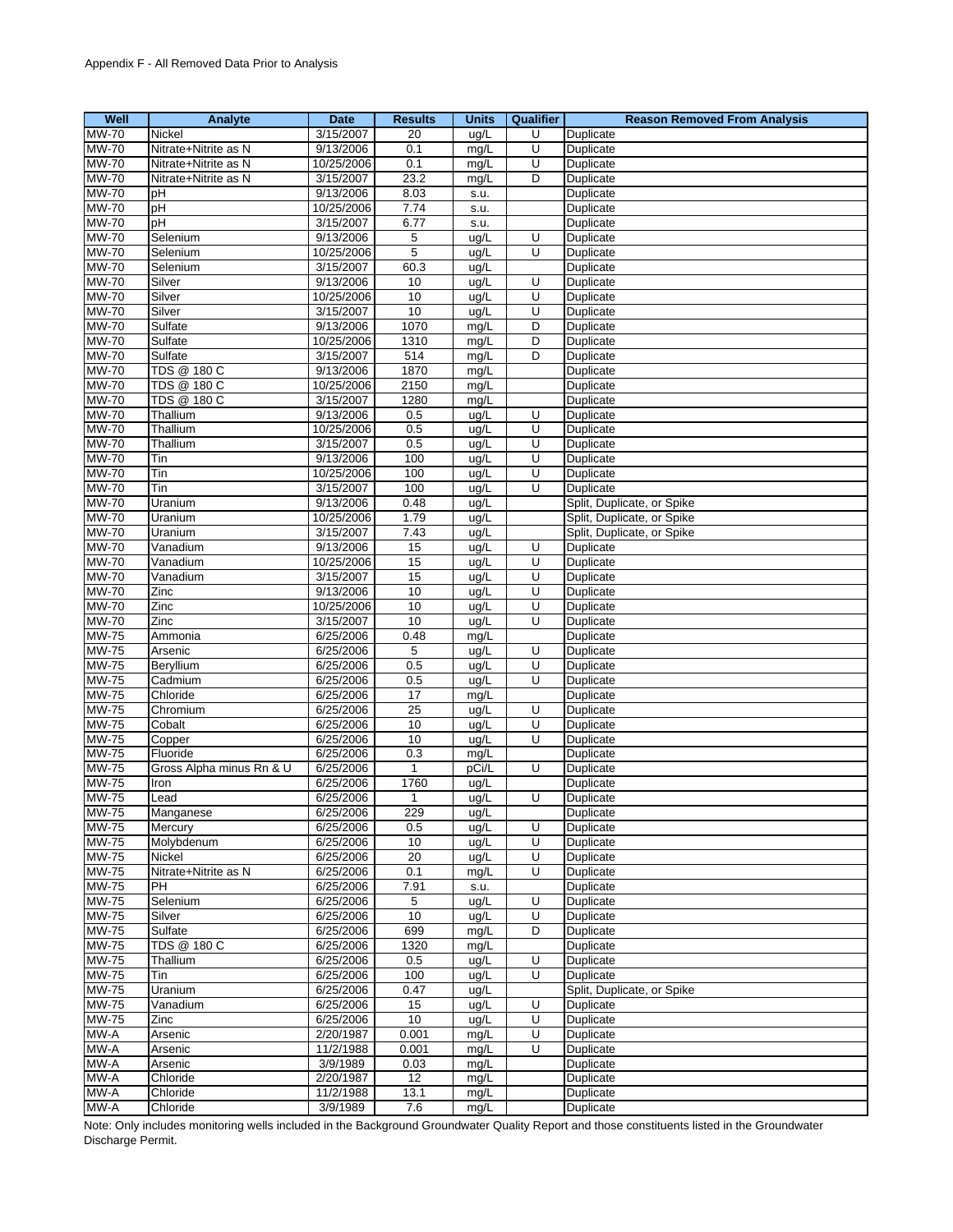Appendix F - All Removed Data Prior to Analysis

| Well | Analyte | Date | Results | Units | Qualifier | Reason Removed From Analysis |
|---|---|---|---|---|---|---|
| MW-70 | Nickel | 3/15/2007 | 20 | ug/L | U | Duplicate |
| MW-70 | Nitrate+Nitrite as N | 9/13/2006 | 0.1 | mg/L | U | Duplicate |
| MW-70 | Nitrate+Nitrite as N | 10/25/2006 | 0.1 | mg/L | U | Duplicate |
| MW-70 | Nitrate+Nitrite as N | 3/15/2007 | 23.2 | mg/L | D | Duplicate |
| MW-70 | pH | 9/13/2006 | 8.03 | s.u. | | Duplicate |
| MW-70 | pH | 10/25/2006 | 7.74 | s.u. | | Duplicate |
| MW-70 | pH | 3/15/2007 | 6.77 | s.u. | | Duplicate |
| MW-70 | Selenium | 9/13/2006 | 5 | ug/L | U | Duplicate |
| MW-70 | Selenium | 10/25/2006 | 5 | ug/L | U | Duplicate |
| MW-70 | Selenium | 3/15/2007 | 60.3 | ug/L | | Duplicate |
| MW-70 | Silver | 9/13/2006 | 10 | ug/L | U | Duplicate |
| MW-70 | Silver | 10/25/2006 | 10 | ug/L | U | Duplicate |
| MW-70 | Silver | 3/15/2007 | 10 | ug/L | U | Duplicate |
| MW-70 | Sulfate | 9/13/2006 | 1070 | mg/L | D | Duplicate |
| MW-70 | Sulfate | 10/25/2006 | 1310 | mg/L | D | Duplicate |
| MW-70 | Sulfate | 3/15/2007 | 514 | mg/L | D | Duplicate |
| MW-70 | TDS @ 180 C | 9/13/2006 | 1870 | mg/L | | Duplicate |
| MW-70 | TDS @ 180 C | 10/25/2006 | 2150 | mg/L | | Duplicate |
| MW-70 | TDS @ 180 C | 3/15/2007 | 1280 | mg/L | | Duplicate |
| MW-70 | Thallium | 9/13/2006 | 0.5 | ug/L | U | Duplicate |
| MW-70 | Thallium | 10/25/2006 | 0.5 | ug/L | U | Duplicate |
| MW-70 | Thallium | 3/15/2007 | 0.5 | ug/L | U | Duplicate |
| MW-70 | Tin | 9/13/2006 | 100 | ug/L | U | Duplicate |
| MW-70 | Tin | 10/25/2006 | 100 | ug/L | U | Duplicate |
| MW-70 | Tin | 3/15/2007 | 100 | ug/L | U | Duplicate |
| MW-70 | Uranium | 9/13/2006 | 0.48 | ug/L | | Split, Duplicate, or Spike |
| MW-70 | Uranium | 10/25/2006 | 1.79 | ug/L | | Split, Duplicate, or Spike |
| MW-70 | Uranium | 3/15/2007 | 7.43 | ug/L | | Split, Duplicate, or Spike |
| MW-70 | Vanadium | 9/13/2006 | 15 | ug/L | U | Duplicate |
| MW-70 | Vanadium | 10/25/2006 | 15 | ug/L | U | Duplicate |
| MW-70 | Vanadium | 3/15/2007 | 15 | ug/L | U | Duplicate |
| MW-70 | Zinc | 9/13/2006 | 10 | ug/L | U | Duplicate |
| MW-70 | Zinc | 10/25/2006 | 10 | ug/L | U | Duplicate |
| MW-70 | Zinc | 3/15/2007 | 10 | ug/L | U | Duplicate |
| MW-75 | Ammonia | 6/25/2006 | 0.48 | mg/L | | Duplicate |
| MW-75 | Arsenic | 6/25/2006 | 5 | ug/L | U | Duplicate |
| MW-75 | Beryllium | 6/25/2006 | 0.5 | ug/L | U | Duplicate |
| MW-75 | Cadmium | 6/25/2006 | 0.5 | ug/L | U | Duplicate |
| MW-75 | Chloride | 6/25/2006 | 17 | mg/L | | Duplicate |
| MW-75 | Chromium | 6/25/2006 | 25 | ug/L | U | Duplicate |
| MW-75 | Cobalt | 6/25/2006 | 10 | ug/L | U | Duplicate |
| MW-75 | Copper | 6/25/2006 | 10 | ug/L | U | Duplicate |
| MW-75 | Fluoride | 6/25/2006 | 0.3 | mg/L | | Duplicate |
| MW-75 | Gross Alpha minus Rn & U | 6/25/2006 | 1 | pCi/L | U | Duplicate |
| MW-75 | Iron | 6/25/2006 | 1760 | ug/L | | Duplicate |
| MW-75 | Lead | 6/25/2006 | 1 | ug/L | U | Duplicate |
| MW-75 | Manganese | 6/25/2006 | 229 | ug/L | | Duplicate |
| MW-75 | Mercury | 6/25/2006 | 0.5 | ug/L | U | Duplicate |
| MW-75 | Molybdenum | 6/25/2006 | 10 | ug/L | U | Duplicate |
| MW-75 | Nickel | 6/25/2006 | 20 | ug/L | U | Duplicate |
| MW-75 | Nitrate+Nitrite as N | 6/25/2006 | 0.1 | mg/L | U | Duplicate |
| MW-75 | PH | 6/25/2006 | 7.91 | s.u. | | Duplicate |
| MW-75 | Selenium | 6/25/2006 | 5 | ug/L | U | Duplicate |
| MW-75 | Silver | 6/25/2006 | 10 | ug/L | U | Duplicate |
| MW-75 | Sulfate | 6/25/2006 | 699 | mg/L | D | Duplicate |
| MW-75 | TDS @ 180 C | 6/25/2006 | 1320 | mg/L | | Duplicate |
| MW-75 | Thallium | 6/25/2006 | 0.5 | ug/L | U | Duplicate |
| MW-75 | Tin | 6/25/2006 | 100 | ug/L | U | Duplicate |
| MW-75 | Uranium | 6/25/2006 | 0.47 | ug/L | | Split, Duplicate, or Spike |
| MW-75 | Vanadium | 6/25/2006 | 15 | ug/L | U | Duplicate |
| MW-75 | Zinc | 6/25/2006 | 10 | ug/L | U | Duplicate |
| MW-A | Arsenic | 2/20/1987 | 0.001 | mg/L | U | Duplicate |
| MW-A | Arsenic | 11/2/1988 | 0.001 | mg/L | U | Duplicate |
| MW-A | Arsenic | 3/9/1989 | 0.03 | mg/L | | Duplicate |
| MW-A | Chloride | 2/20/1987 | 12 | mg/L | | Duplicate |
| MW-A | Chloride | 11/2/1988 | 13.1 | mg/L | | Duplicate |
| MW-A | Chloride | 3/9/1989 | 7.6 | mg/L | | Duplicate |

Note: Only includes monitoring wells included in the Background Groundwater Quality Report and those constituents listed in the Groundwater Discharge Permit.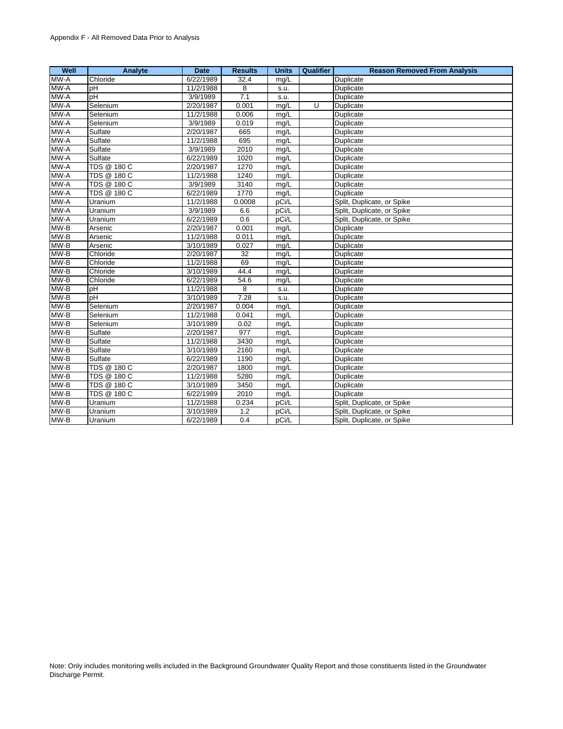Appendix F - All Removed Data Prior to Analysis

| Well | Analyte | Date | Results | Units | Qualifier | Reason Removed From Analysis |
|---|---|---|---|---|---|---|
| MW-A | Chloride | 6/22/1989 | 32.4 | mg/L | | Duplicate |
| MW-A | pH | 11/2/1988 | 8 | s.u. | | Duplicate |
| MW-A | pH | 3/9/1989 | 7.1 | s.u. | | Duplicate |
| MW-A | Selenium | 2/20/1987 | 0.001 | mg/L | U | Duplicate |
| MW-A | Selenium | 11/2/1988 | 0.006 | mg/L | | Duplicate |
| MW-A | Selenium | 3/9/1989 | 0.019 | mg/L | | Duplicate |
| MW-A | Sulfate | 2/20/1987 | 665 | mg/L | | Duplicate |
| MW-A | Sulfate | 11/2/1988 | 695 | mg/L | | Duplicate |
| MW-A | Sulfate | 3/9/1989 | 2010 | mg/L | | Duplicate |
| MW-A | Sulfate | 6/22/1989 | 1020 | mg/L | | Duplicate |
| MW-A | TDS @ 180 C | 2/20/1987 | 1270 | mg/L | | Duplicate |
| MW-A | TDS @ 180 C | 11/2/1988 | 1240 | mg/L | | Duplicate |
| MW-A | TDS @ 180 C | 3/9/1989 | 3140 | mg/L | | Duplicate |
| MW-A | TDS @ 180 C | 6/22/1989 | 1770 | mg/L | | Duplicate |
| MW-A | Uranium | 11/2/1988 | 0.0008 | pCi/L | | Split, Duplicate, or Spike |
| MW-A | Uranium | 3/9/1989 | 6.6 | pCi/L | | Split, Duplicate, or Spike |
| MW-A | Uranium | 6/22/1989 | 0.6 | pCi/L | | Split, Duplicate, or Spike |
| MW-B | Arsenic | 2/20/1987 | 0.001 | mg/L | | Duplicate |
| MW-B | Arsenic | 11/2/1988 | 0.011 | mg/L | | Duplicate |
| MW-B | Arsenic | 3/10/1989 | 0.027 | mg/L | | Duplicate |
| MW-B | Chloride | 2/20/1987 | 32 | mg/L | | Duplicate |
| MW-B | Chloride | 11/2/1988 | 69 | mg/L | | Duplicate |
| MW-B | Chloride | 3/10/1989 | 44.4 | mg/L | | Duplicate |
| MW-B | Chloride | 6/22/1989 | 54.6 | mg/L | | Duplicate |
| MW-B | pH | 11/2/1988 | 8 | s.u. | | Duplicate |
| MW-B | pH | 3/10/1989 | 7.28 | s.u. | | Duplicate |
| MW-B | Selenium | 2/20/1987 | 0.004 | mg/L | | Duplicate |
| MW-B | Selenium | 11/2/1988 | 0.041 | mg/L | | Duplicate |
| MW-B | Selenium | 3/10/1989 | 0.02 | mg/L | | Duplicate |
| MW-B | Sulfate | 2/20/1987 | 977 | mg/L | | Duplicate |
| MW-B | Sulfate | 11/2/1988 | 3430 | mg/L | | Duplicate |
| MW-B | Sulfate | 3/10/1989 | 2160 | mg/L | | Duplicate |
| MW-B | Sulfate | 6/22/1989 | 1190 | mg/L | | Duplicate |
| MW-B | TDS @ 180 C | 2/20/1987 | 1800 | mg/L | | Duplicate |
| MW-B | TDS @ 180 C | 11/2/1988 | 5280 | mg/L | | Duplicate |
| MW-B | TDS @ 180 C | 3/10/1989 | 3450 | mg/L | | Duplicate |
| MW-B | TDS @ 180 C | 6/22/1989 | 2010 | mg/L | | Duplicate |
| MW-B | Uranium | 11/2/1988 | 0.234 | pCi/L | | Split, Duplicate, or Spike |
| MW-B | Uranium | 3/10/1989 | 1.2 | pCi/L | | Split, Duplicate, or Spike |
| MW-B | Uranium | 6/22/1989 | 0.4 | pCi/L | | Split, Duplicate, or Spike |

Note: Only includes monitoring wells included in the Background Groundwater Quality Report and those constituents listed in the Groundwater Discharge Permit.